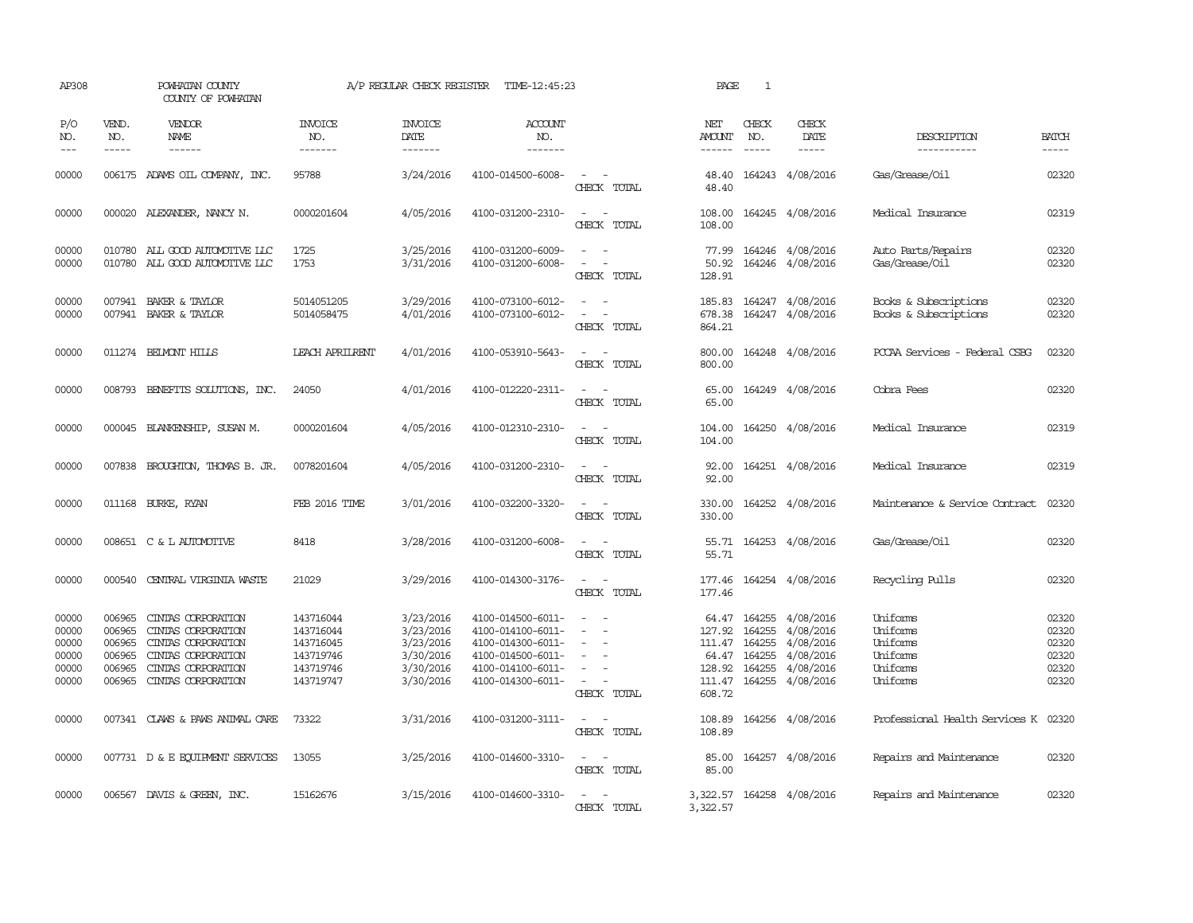AP308 POWHATAN COUNTY A/P REGULAR CHECK REGISTER TIME-12:45:23 PAGE 1

COUNTY OF POWHATAN

| P/O NO. | VEND. NO. | VENDOR NAME | INVOICE NO. | INVOICE DATE | ACCOUNT NO. | | NET AMOUNT | CHECK NO. | CHECK DATE | DESCRIPTION | BATCH |
|---|---|---|---|---|---|---|---|---|---|---|---|
| 00000 | 006175 | ADAMS OIL COMPANY, INC. | 95788 | 3/24/2016 | 4100-014500-6008- | - - | 48.40 | 164243 | 4/08/2016 | Gas/Grease/Oil | 02320 |
| | | | | | | CHECK TOTAL | 48.40 | | | | |
| 00000 | 000020 | ALEXANDER, NANCY N. | 0000201604 | 4/05/2016 | 4100-031200-2310- | - - | 108.00 | 164245 | 4/08/2016 | Medical Insurance | 02319 |
| | | | | | | CHECK TOTAL | 108.00 | | | | |
| 00000 | 010780 | ALL GOOD AUTOMOTIVE LLC | 1725 | 3/25/2016 | 4100-031200-6009- | - - | 77.99 | 164246 | 4/08/2016 | Auto Parts/Repairs | 02320 |
| 00000 | 010780 | ALL GOOD AUTOMOTIVE LLC | 1753 | 3/31/2016 | 4100-031200-6008- | - - | 50.92 | 164246 | 4/08/2016 | Gas/Grease/Oil | 02320 |
| | | | | | | CHECK TOTAL | 128.91 | | | | |
| 00000 | 007941 | BAKER & TAYLOR | 5014051205 | 3/29/2016 | 4100-073100-6012- | - - | 185.83 | 164247 | 4/08/2016 | Books & Subscriptions | 02320 |
| 00000 | 007941 | BAKER & TAYLOR | 5014058475 | 4/01/2016 | 4100-073100-6012- | - - | 678.38 | 164247 | 4/08/2016 | Books & Subscriptions | 02320 |
| | | | | | | CHECK TOTAL | 864.21 | | | | |
| 00000 | 011274 | BELMONT HILLS | LEACH APRILRENT | 4/01/2016 | 4100-053910-5643- | - - | 800.00 | 164248 | 4/08/2016 | PCCAA Services - Federal CSBG | 02320 |
| | | | | | | CHECK TOTAL | 800.00 | | | | |
| 00000 | 008793 | BENEFITS SOLUTIONS, INC. | 24050 | 4/01/2016 | 4100-012220-2311- | - - | 65.00 | 164249 | 4/08/2016 | Cobra Fees | 02320 |
| | | | | | | CHECK TOTAL | 65.00 | | | | |
| 00000 | 000045 | BLANKENSHIP, SUSAN M. | 0000201604 | 4/05/2016 | 4100-012310-2310- | - - | 104.00 | 164250 | 4/08/2016 | Medical Insurance | 02319 |
| | | | | | | CHECK TOTAL | 104.00 | | | | |
| 00000 | 007838 | BROUGHTON, THOMAS B. JR. | 0078201604 | 4/05/2016 | 4100-031200-2310- | - - | 92.00 | 164251 | 4/08/2016 | Medical Insurance | 02319 |
| | | | | | | CHECK TOTAL | 92.00 | | | | |
| 00000 | 011168 | BURKE, RYAN | FEB 2016 TIME | 3/01/2016 | 4100-032200-3320- | - - | 330.00 | 164252 | 4/08/2016 | Maintenance & Service Contract | 02320 |
| | | | | | | CHECK TOTAL | 330.00 | | | | |
| 00000 | 008651 | C & L AUTOMOTIVE | 8418 | 3/28/2016 | 4100-031200-6008- | - - | 55.71 | 164253 | 4/08/2016 | Gas/Grease/Oil | 02320 |
| | | | | | | CHECK TOTAL | 55.71 | | | | |
| 00000 | 000540 | CENTRAL VIRGINIA WASTE | 21029 | 3/29/2016 | 4100-014300-3176- | - - | 177.46 | 164254 | 4/08/2016 | Recycling Pulls | 02320 |
| | | | | | | CHECK TOTAL | 177.46 | | | | |
| 00000 | 006965 | CINTAS CORPORATION | 143716044 | 3/23/2016 | 4100-014500-6011- | - - | 64.47 | 164255 | 4/08/2016 | Uniforms | 02320 |
| 00000 | 006965 | CINTAS CORPORATION | 143716044 | 3/23/2016 | 4100-014100-6011- | - - | 127.92 | 164255 | 4/08/2016 | Uniforms | 02320 |
| 00000 | 006965 | CINTAS CORPORATION | 143716045 | 3/23/2016 | 4100-014300-6011- | - - | 111.47 | 164255 | 4/08/2016 | Uniforms | 02320 |
| 00000 | 006965 | CINTAS CORPORATION | 143719746 | 3/30/2016 | 4100-014500-6011- | - - | 64.47 | 164255 | 4/08/2016 | Uniforms | 02320 |
| 00000 | 006965 | CINTAS CORPORATION | 143719746 | 3/30/2016 | 4100-014100-6011- | - - | 128.92 | 164255 | 4/08/2016 | Uniforms | 02320 |
| 00000 | 006965 | CINTAS CORPORATION | 143719747 | 3/30/2016 | 4100-014300-6011- | - - | 111.47 | 164255 | 4/08/2016 | Uniforms | 02320 |
| | | | | | | CHECK TOTAL | 608.72 | | | | |
| 00000 | 007341 | CLAWS & PAWS ANIMAL CARE | 73322 | 3/31/2016 | 4100-031200-3111- | - - | 108.89 | 164256 | 4/08/2016 | Professional Health Services K | 02320 |
| | | | | | | CHECK TOTAL | 108.89 | | | | |
| 00000 | 007731 | D & E EQUIPMENT SERVICES | 13055 | 3/25/2016 | 4100-014600-3310- | - - | 85.00 | 164257 | 4/08/2016 | Repairs and Maintenance | 02320 |
| | | | | | | CHECK TOTAL | 85.00 | | | | |
| 00000 | 006567 | DAVIS & GREEN, INC. | 15162676 | 3/15/2016 | 4100-014600-3310- | - - | 3,322.57 | 164258 | 4/08/2016 | Repairs and Maintenance | 02320 |
| | | | | | | CHECK TOTAL | 3,322.57 | | | | |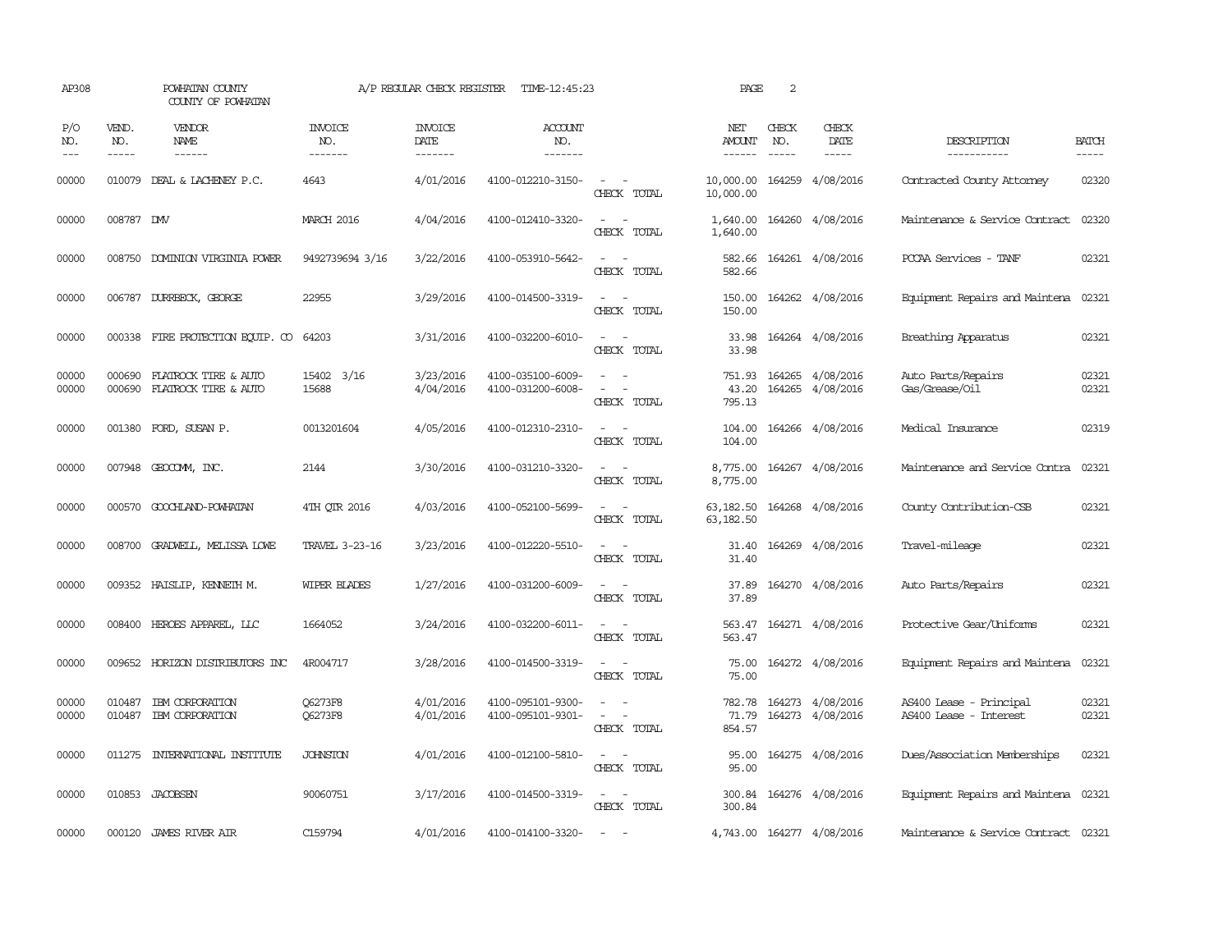AP308 POWHATAN COUNTY A/P REGULAR CHECK REGISTER TIME-12:45:23

COUNTY OF POWHATAN

| P/O NO. | VEND. NO. | VENDOR NAME | INVOICE NO. | INVOICE DATE | ACCOUNT NO. | | NET AMOUNT | CHECK NO. | CHECK DATE | DESCRIPTION | BATCH |
|---|---|---|---|---|---|---|---|---|---|---|---|
| 00000 | 010079 | DEAL & LACHENEY P.C. | 4643 | 4/01/2016 | 4100-012210-3150- | - - | 10,000.00 | 164259 | 4/08/2016 | Contracted County Attorney | 02320 |
| | | | | | | CHECK TOTAL | 10,000.00 | | | | |
| 00000 | 008787 | DMV | MARCH 2016 | 4/04/2016 | 4100-012410-3320- | - - | 1,640.00 | 164260 | 4/08/2016 | Maintenance & Service Contract | 02320 |
| | | | | | | CHECK TOTAL | 1,640.00 | | | | |
| 00000 | 008750 | DOMINION VIRGINIA POWER | 9492739694 3/16 | 3/22/2016 | 4100-053910-5642- | - - | 582.66 | 164261 | 4/08/2016 | PCCAA Services - TANF | 02321 |
| | | | | | | CHECK TOTAL | 582.66 | | | | |
| 00000 | 006787 | DURRBECK, GEORGE | 22955 | 3/29/2016 | 4100-014500-3319- | - - | 150.00 | 164262 | 4/08/2016 | Equipment Repairs and Maintena | 02321 |
| | | | | | | CHECK TOTAL | 150.00 | | | | |
| 00000 | 000338 | FIRE PROTECTION EQUIP. CO | 64203 | 3/31/2016 | 4100-032200-6010- | - - | 33.98 | 164264 | 4/08/2016 | Breathing Apparatus | 02321 |
| | | | | | | CHECK TOTAL | 33.98 | | | | |
| 00000 | 000690 | FLATROCK TIRE & AUTO | 15402 3/16 | 3/23/2016 | 4100-035100-6009- | - - | 751.93 | 164265 | 4/08/2016 | Auto Parts/Repairs | 02321 |
| 00000 | 000690 | FLATROCK TIRE & AUTO | 15688 | 4/04/2016 | 4100-031200-6008- | - - | 43.20 | 164265 | 4/08/2016 | Gas/Grease/Oil | 02321 |
| | | | | | | CHECK TOTAL | 795.13 | | | | |
| 00000 | 001380 | FORD, SUSAN P. | 0013201604 | 4/05/2016 | 4100-012310-2310- | - - | 104.00 | 164266 | 4/08/2016 | Medical Insurance | 02319 |
| | | | | | | CHECK TOTAL | 104.00 | | | | |
| 00000 | 007948 | GEOCOMM, INC. | 2144 | 3/30/2016 | 4100-031210-3320- | - - | 8,775.00 | 164267 | 4/08/2016 | Maintenance and Service Contra | 02321 |
| | | | | | | CHECK TOTAL | 8,775.00 | | | | |
| 00000 | 000570 | GOOCHLAND-POWHATAN | 4TH QTR 2016 | 4/03/2016 | 4100-052100-5699- | - - | 63,182.50 | 164268 | 4/08/2016 | County Contribution-CSB | 02321 |
| | | | | | | CHECK TOTAL | 63,182.50 | | | | |
| 00000 | 008700 | GRADWELL, MELISSA LOWE | TRAVEL 3-23-16 | 3/23/2016 | 4100-012220-5510- | - - | 31.40 | 164269 | 4/08/2016 | Travel-mileage | 02321 |
| | | | | | | CHECK TOTAL | 31.40 | | | | |
| 00000 | 009352 | HAISLIP, KENNETH M. | WIPER BLADES | 1/27/2016 | 4100-031200-6009- | - - | 37.89 | 164270 | 4/08/2016 | Auto Parts/Repairs | 02321 |
| | | | | | | CHECK TOTAL | 37.89 | | | | |
| 00000 | 008400 | HEROES APPAREL, LLC | 1664052 | 3/24/2016 | 4100-032200-6011- | - - | 563.47 | 164271 | 4/08/2016 | Protective Gear/Uniforms | 02321 |
| | | | | | | CHECK TOTAL | 563.47 | | | | |
| 00000 | 009652 | HORIZON DISTRIBUTORS INC | 4R004717 | 3/28/2016 | 4100-014500-3319- | - - | 75.00 | 164272 | 4/08/2016 | Equipment Repairs and Maintena | 02321 |
| | | | | | | CHECK TOTAL | 75.00 | | | | |
| 00000 | 010487 | IBM CORPORATION | Q6273F8 | 4/01/2016 | 4100-095101-9300- | - - | 782.78 | 164273 | 4/08/2016 | AS400 Lease - Principal | 02321 |
| 00000 | 010487 | IBM CORPORATION | Q6273F8 | 4/01/2016 | 4100-095101-9301- | - - | 71.79 | 164273 | 4/08/2016 | AS400 Lease - Interest | 02321 |
| | | | | | | CHECK TOTAL | 854.57 | | | | |
| 00000 | 011275 | INTERNATIONAL INSTITUTE | JOHNSTON | 4/01/2016 | 4100-012100-5810- | - - | 95.00 | 164275 | 4/08/2016 | Dues/Association Memberships | 02321 |
| | | | | | | CHECK TOTAL | 95.00 | | | | |
| 00000 | 010853 | JACOBSEN | 90060751 | 3/17/2016 | 4100-014500-3319- | - - | 300.84 | 164276 | 4/08/2016 | Equipment Repairs and Maintena | 02321 |
| | | | | | | CHECK TOTAL | 300.84 | | | | |
| 00000 | 000120 | JAMES RIVER AIR | C159794 | 4/01/2016 | 4100-014100-3320- | - - | 4,743.00 | 164277 | 4/08/2016 | Maintenance & Service Contract | 02321 |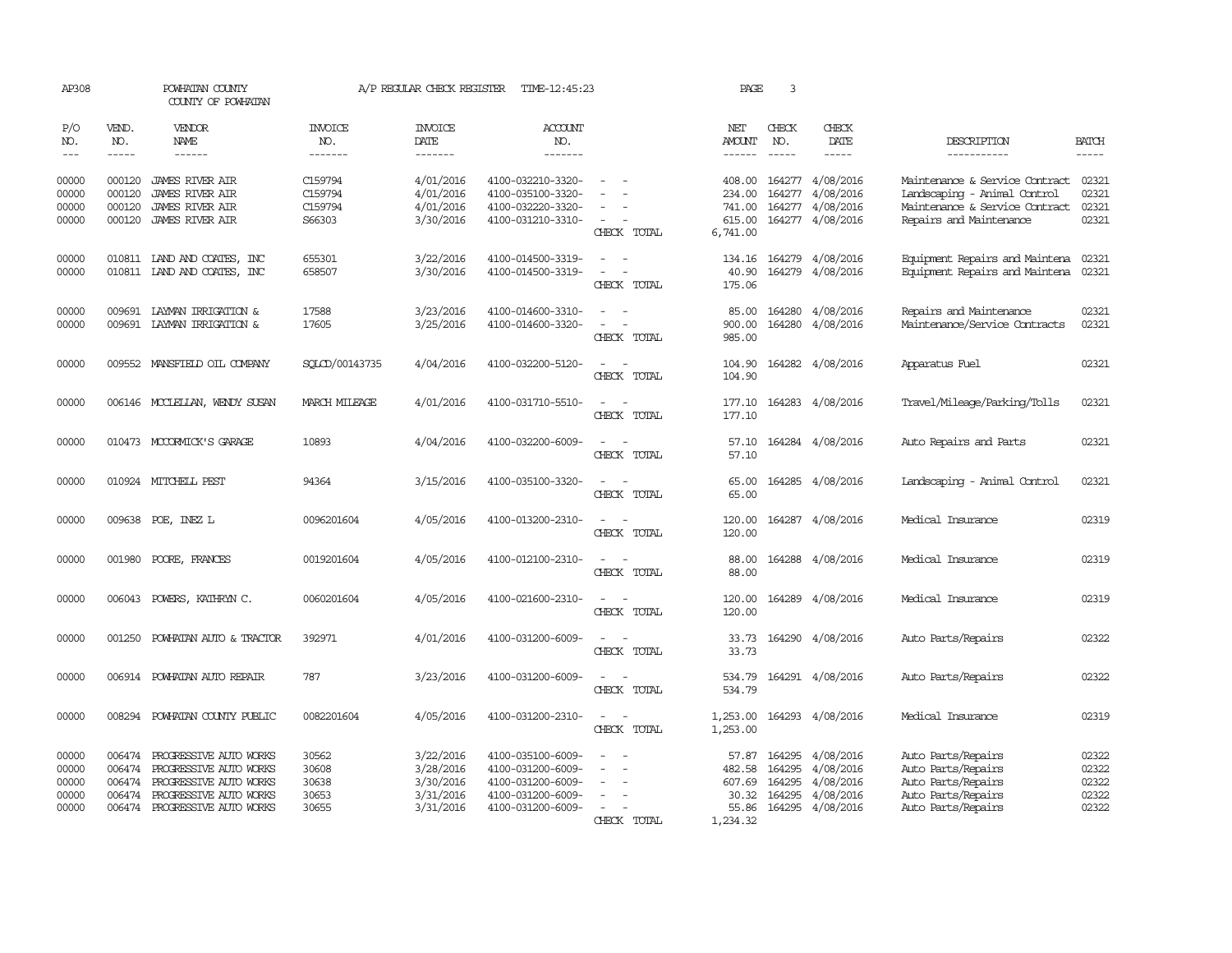AP308 POWHATAN COUNTY A/P REGULAR CHECK REGISTER TIME-12:45:23 PAGE 3
COUNTY OF POWHATAN

| P/O NO. | VEND. NO. | VENDOR NAME | INVOICE NO. | INVOICE DATE | ACCOUNT NO. | | NET AMOUNT | CHECK NO. | CHECK DATE | DESCRIPTION | BATCH |
|---|---|---|---|---|---|---|---|---|---|---|---|
| 00000 | 000120 | JAMES RIVER AIR | C159794 | 4/01/2016 | 4100-032210-3320- | - - | 408.00 | 164277 | 4/08/2016 | Maintenance & Service Contract | 02321 |
| 00000 | 000120 | JAMES RIVER AIR | C159794 | 4/01/2016 | 4100-035100-3320- | - - | 234.00 | 164277 | 4/08/2016 | Landscaping - Animal Control | 02321 |
| 00000 | 000120 | JAMES RIVER AIR | C159794 | 4/01/2016 | 4100-032220-3320- | - - | 741.00 | 164277 | 4/08/2016 | Maintenance & Service Contract | 02321 |
| 00000 | 000120 | JAMES RIVER AIR | S66303 | 3/30/2016 | 4100-031210-3310- | - - | 615.00 | 164277 | 4/08/2016 | Repairs and Maintenance | 02321 |
| | | | | | | CHECK TOTAL | 6,741.00 | | | | |
| 00000 | 010811 | LAND AND COATES, INC | 655301 | 3/22/2016 | 4100-014500-3319- | - - | 134.16 | 164279 | 4/08/2016 | Equipment Repairs and Maintena | 02321 |
| 00000 | 010811 | LAND AND COATES, INC | 658507 | 3/30/2016 | 4100-014500-3319- | - - | 40.90 | 164279 | 4/08/2016 | Equipment Repairs and Maintena | 02321 |
| | | | | | | CHECK TOTAL | 175.06 | | | | |
| 00000 | 009691 | LAYMAN IRRIGATION & | 17588 | 3/23/2016 | 4100-014600-3310- | - - | 85.00 | 164280 | 4/08/2016 | Repairs and Maintenance | 02321 |
| 00000 | 009691 | LAYMAN IRRIGATION & | 17605 | 3/25/2016 | 4100-014600-3320- | - - | 900.00 | 164280 | 4/08/2016 | Maintenance/Service Contracts | 02321 |
| | | | | | | CHECK TOTAL | 985.00 | | | | |
| 00000 | 009552 | MANSFIELD OIL COMPANY | SQLCD/00143735 | 4/04/2016 | 4100-032200-5120- | - - | 104.90 | 164282 | 4/08/2016 | Apparatus Fuel | 02321 |
| | | | | | | CHECK TOTAL | 104.90 | | | | |
| 00000 | 006146 | MCCLELLAN, WENDY SUSAN | MARCH MILEAGE | 4/01/2016 | 4100-031710-5510- | - - | 177.10 | 164283 | 4/08/2016 | Travel/Mileage/Parking/Tolls | 02321 |
| | | | | | | CHECK TOTAL | 177.10 | | | | |
| 00000 | 010473 | MCCORMICK'S GARAGE | 10893 | 4/04/2016 | 4100-032200-6009- | - - | 57.10 | 164284 | 4/08/2016 | Auto Repairs and Parts | 02321 |
| | | | | | | CHECK TOTAL | 57.10 | | | | |
| 00000 | 010924 | MITCHELL PEST | 94364 | 3/15/2016 | 4100-035100-3320- | - - | 65.00 | 164285 | 4/08/2016 | Landscaping - Animal Control | 02321 |
| | | | | | | CHECK TOTAL | 65.00 | | | | |
| 00000 | 009638 | POE, INEZ L | 0096201604 | 4/05/2016 | 4100-013200-2310- | - - | 120.00 | 164287 | 4/08/2016 | Medical Insurance | 02319 |
| | | | | | | CHECK TOTAL | 120.00 | | | | |
| 00000 | 001980 | POORE, FRANCES | 0019201604 | 4/05/2016 | 4100-012100-2310- | - - | 88.00 | 164288 | 4/08/2016 | Medical Insurance | 02319 |
| | | | | | | CHECK TOTAL | 88.00 | | | | |
| 00000 | 006043 | POWERS, KATHRYN C. | 0060201604 | 4/05/2016 | 4100-021600-2310- | - - | 120.00 | 164289 | 4/08/2016 | Medical Insurance | 02319 |
| | | | | | | CHECK TOTAL | 120.00 | | | | |
| 00000 | 001250 | POWHATAN AUTO & TRACTOR | 392971 | 4/01/2016 | 4100-031200-6009- | - - | 33.73 | 164290 | 4/08/2016 | Auto Parts/Repairs | 02322 |
| | | | | | | CHECK TOTAL | 33.73 | | | | |
| 00000 | 006914 | POWHATAN AUTO REPAIR | 787 | 3/23/2016 | 4100-031200-6009- | - - | 534.79 | 164291 | 4/08/2016 | Auto Parts/Repairs | 02322 |
| | | | | | | CHECK TOTAL | 534.79 | | | | |
| 00000 | 008294 | POWHATAN COUNTY PUBLIC | 0082201604 | 4/05/2016 | 4100-031200-2310- | - - | 1,253.00 | 164293 | 4/08/2016 | Medical Insurance | 02319 |
| | | | | | | CHECK TOTAL | 1,253.00 | | | | |
| 00000 | 006474 | PROGRESSIVE AUTO WORKS | 30562 | 3/22/2016 | 4100-035100-6009- | - - | 57.87 | 164295 | 4/08/2016 | Auto Parts/Repairs | 02322 |
| 00000 | 006474 | PROGRESSIVE AUTO WORKS | 30608 | 3/28/2016 | 4100-031200-6009- | - - | 482.58 | 164295 | 4/08/2016 | Auto Parts/Repairs | 02322 |
| 00000 | 006474 | PROGRESSIVE AUTO WORKS | 30638 | 3/30/2016 | 4100-031200-6009- | - - | 607.69 | 164295 | 4/08/2016 | Auto Parts/Repairs | 02322 |
| 00000 | 006474 | PROGRESSIVE AUTO WORKS | 30653 | 3/31/2016 | 4100-031200-6009- | - - | 30.32 | 164295 | 4/08/2016 | Auto Parts/Repairs | 02322 |
| 00000 | 006474 | PROGRESSIVE AUTO WORKS | 30655 | 3/31/2016 | 4100-031200-6009- | - - | 55.86 | 164295 | 4/08/2016 | Auto Parts/Repairs | 02322 |
| | | | | | | CHECK TOTAL | 1,234.32 | | | | |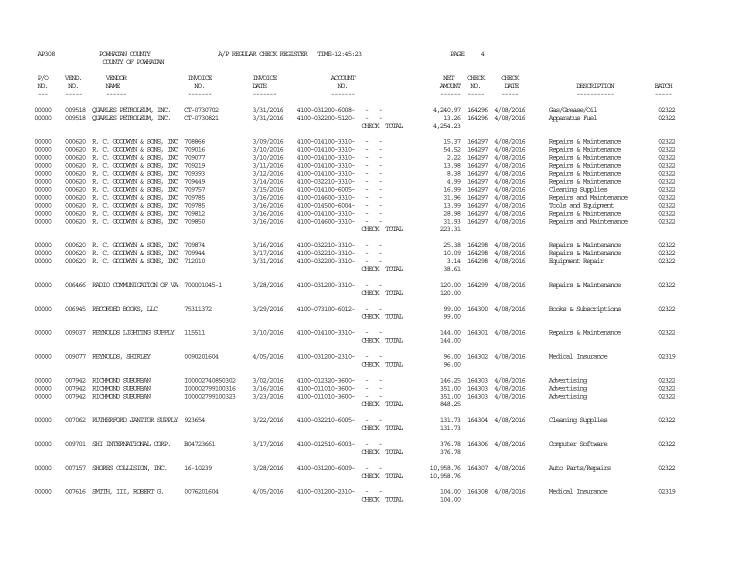AP308 POWHATAN COUNTY A/P REGULAR CHECK REGISTER TIME-12:45:23

COUNTY OF POWHATAN

| P/O NO. | VEND. NO. | VENDOR NAME | INVOICE NO. | INVOICE DATE | ACCOUNT NO. | | NET AMOUNT | CHECK NO. | CHECK DATE | DESCRIPTION | BATCH |
|---|---|---|---|---|---|---|---|---|---|---|---|
| 00000 | 009518 | QUARLES PETROLEUM, INC. | CT-0730702 | 3/31/2016 | 4100-031200-6008- | - - | 4,240.97 | 164296 | 4/08/2016 | Gas/Grease/Oil | 02322 |
| 00000 | 009518 | QUARLES PETROLEUM, INC. | CT-0730821 | 3/31/2016 | 4100-032200-5120- | - - | 13.26 | 164296 | 4/08/2016 | Apparatus Fuel | 02322 |
| | | | | | | CHECK TOTAL | 4,254.23 | | | | |
| 00000 | 000620 | R. C. GOODWYN & SONS, INC | 708866 | 3/09/2016 | 4100-014100-3310- | - - | 15.37 | 164297 | 4/08/2016 | Repairs & Maintenance | 02322 |
| 00000 | 000620 | R. C. GOODWYN & SONS, INC | 709016 | 3/10/2016 | 4100-014100-3310- | - - | 54.52 | 164297 | 4/08/2016 | Repairs & Maintenance | 02322 |
| 00000 | 000620 | R. C. GOODWYN & SONS, INC | 709077 | 3/10/2016 | 4100-014100-3310- | - - | 2.22 | 164297 | 4/08/2016 | Repairs & Maintenance | 02322 |
| 00000 | 000620 | R. C. GOODWYN & SONS, INC | 709219 | 3/11/2016 | 4100-014100-3310- | - - | 13.98 | 164297 | 4/08/2016 | Repairs & Maintenance | 02322 |
| 00000 | 000620 | R. C. GOODWYN & SONS, INC | 709393 | 3/12/2016 | 4100-014100-3310- | - - | 8.38 | 164297 | 4/08/2016 | Repairs & Maintenance | 02322 |
| 00000 | 000620 | R. C. GOODWYN & SONS, INC | 709449 | 3/14/2016 | 4100-032210-3310- | - - | 4.99 | 164297 | 4/08/2016 | Repairs & Maintenance | 02322 |
| 00000 | 000620 | R. C. GOODWYN & SONS, INC | 709757 | 3/15/2016 | 4100-014100-6005- | - - | 16.99 | 164297 | 4/08/2016 | Cleaning Supplies | 02322 |
| 00000 | 000620 | R. C. GOODWYN & SONS, INC | 709785 | 3/16/2016 | 4100-014600-3310- | - - | 31.96 | 164297 | 4/08/2016 | Repairs and Maintenance | 02322 |
| 00000 | 000620 | R. C. GOODWYN & SONS, INC | 709785 | 3/16/2016 | 4100-014500-6004- | - - | 13.99 | 164297 | 4/08/2016 | Tools and Equipment | 02322 |
| 00000 | 000620 | R. C. GOODWYN & SONS, INC | 709812 | 3/16/2016 | 4100-014100-3310- | - - | 28.98 | 164297 | 4/08/2016 | Repairs & Maintenance | 02322 |
| 00000 | 000620 | R. C. GOODWYN & SONS, INC | 709850 | 3/16/2016 | 4100-014600-3310- | - - | 31.93 | 164297 | 4/08/2016 | Repairs and Maintenance | 02322 |
| | | | | | | CHECK TOTAL | 223.31 | | | | |
| 00000 | 000620 | R. C. GOODWYN & SONS, INC | 709874 | 3/16/2016 | 4100-032210-3310- | - - | 25.38 | 164298 | 4/08/2016 | Repairs & Maintenance | 02322 |
| 00000 | 000620 | R. C. GOODWYN & SONS, INC | 709944 | 3/17/2016 | 4100-032210-3310- | - - | 10.09 | 164298 | 4/08/2016 | Repairs & Maintenance | 02322 |
| 00000 | 000620 | R. C. GOODWYN & SONS, INC | 712010 | 3/31/2016 | 4100-032200-3310- | - - | 3.14 | 164298 | 4/08/2016 | Equipment Repair | 02322 |
| | | | | | | CHECK TOTAL | 38.61 | | | | |
| 00000 | 006466 | RADIO COMMUNICATION OF VA | 700001045-1 | 3/28/2016 | 4100-031200-3310- | - - | 120.00 | 164299 | 4/08/2016 | Repairs & Maintenance | 02322 |
| | | | | | | CHECK TOTAL | 120.00 | | | | |
| 00000 | 006945 | RECORDED BOOKS, LLC | 75311372 | 3/29/2016 | 4100-073100-6012- | - - | 99.00 | 164300 | 4/08/2016 | Books & Subscriptions | 02322 |
| | | | | | | CHECK TOTAL | 99.00 | | | | |
| 00000 | 009037 | REYNOLDS LIGHTING SUPPLY | 115511 | 3/10/2016 | 4100-014100-3310- | - - | 144.00 | 164301 | 4/08/2016 | Repairs & Maintenance | 02322 |
| | | | | | | CHECK TOTAL | 144.00 | | | | |
| 00000 | 009077 | REYNOLDS, SHIRLEY | 0090201604 | 4/05/2016 | 4100-031200-2310- | - - | 96.00 | 164302 | 4/08/2016 | Medical Insurance | 02319 |
| | | | | | | CHECK TOTAL | 96.00 | | | | |
| 00000 | 007942 | RICHMOND SUBURBAN | I00002740850302 | 3/02/2016 | 4100-012320-3600- | - - | 146.25 | 164303 | 4/08/2016 | Advertising | 02322 |
| 00000 | 007942 | RICHMOND SUBURBAN | I00002799100316 | 3/16/2016 | 4100-011010-3600- | - - | 351.00 | 164303 | 4/08/2016 | Advertising | 02322 |
| 00000 | 007942 | RICHMOND SUBURBAN | I00002799100323 | 3/23/2016 | 4100-011010-3600- | - - | 351.00 | 164303 | 4/08/2016 | Advertising | 02322 |
| | | | | | | CHECK TOTAL | 848.25 | | | | |
| 00000 | 007062 | RUTHERFORD JANITOR SUPPLY | 923654 | 3/22/2016 | 4100-032210-6005- | - - | 131.73 | 164304 | 4/08/2016 | Cleaning Supplies | 02322 |
| | | | | | | CHECK TOTAL | 131.73 | | | | |
| 00000 | 009701 | SHI INTERNATIONAL CORP. | B04723661 | 3/17/2016 | 4100-012510-6003- | - - | 376.78 | 164306 | 4/08/2016 | Computer Software | 02322 |
| | | | | | | CHECK TOTAL | 376.78 | | | | |
| 00000 | 007157 | SHORES COLLISION, INC. | 16-10239 | 3/28/2016 | 4100-031200-6009- | - - | 10,958.76 | 164307 | 4/08/2016 | Auto Parts/Repairs | 02322 |
| | | | | | | CHECK TOTAL | 10,958.76 | | | | |
| 00000 | 007616 | SMITH, III, ROBERT G. | 0076201604 | 4/05/2016 | 4100-031200-2310- | - - | 104.00 | 164308 | 4/08/2016 | Medical Insurance | 02319 |
| | | | | | | CHECK TOTAL | 104.00 | | | | |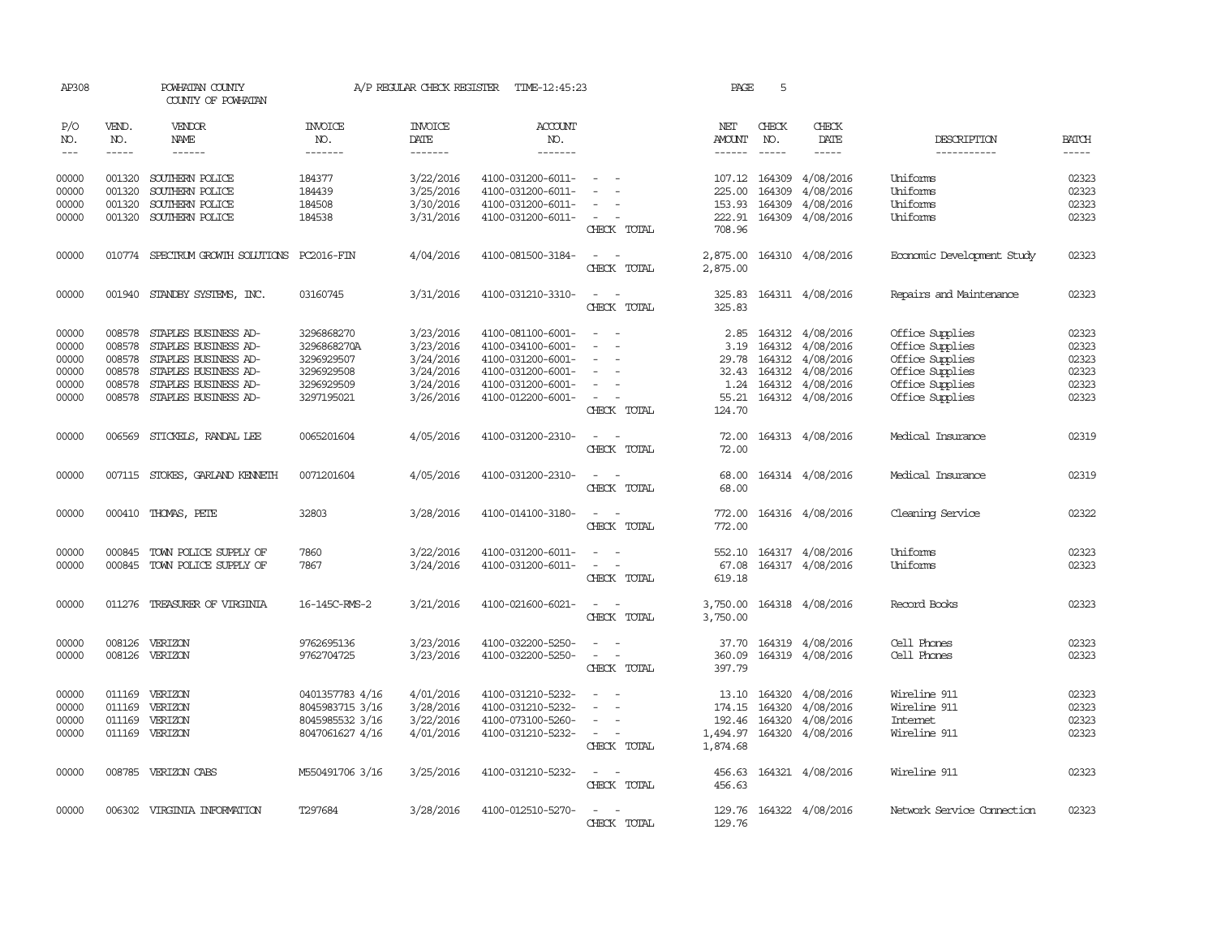AP308 POWHATAN COUNTY A/P REGULAR CHECK REGISTER TIME-12:45:23 PAGE 5

COUNTY OF POWHATAN

| P/O NO. | VEND. NO. | VENDOR NAME | INVOICE NO. | INVOICE DATE | ACCOUNT NO. | | NET AMOUNT | CHECK NO. | CHECK DATE | DESCRIPTION | BATCH |
|---|---|---|---|---|---|---|---|---|---|---|---|
| 00000 | 001320 | SOUTHERN POLICE | 184377 | 3/22/2016 | 4100-031200-6011- | - - | 107.12 | 164309 | 4/08/2016 | Uniforms | 02323 |
| 00000 | 001320 | SOUTHERN POLICE | 184439 | 3/25/2016 | 4100-031200-6011- | - - | 225.00 | 164309 | 4/08/2016 | Uniforms | 02323 |
| 00000 | 001320 | SOUTHERN POLICE | 184508 | 3/30/2016 | 4100-031200-6011- | - - | 153.93 | 164309 | 4/08/2016 | Uniforms | 02323 |
| 00000 | 001320 | SOUTHERN POLICE | 184538 | 3/31/2016 | 4100-031200-6011- | - - | 222.91 | 164309 | 4/08/2016 | Uniforms | 02323 |
| | | | | | | CHECK TOTAL | 708.96 | | | | |
| 00000 | 010774 | SPECTRUM GROWTH SOLUTIONS | PC2016-FIN | 4/04/2016 | 4100-081500-3184- | - - | 2,875.00 | 164310 | 4/08/2016 | Economic Development Study | 02323 |
| | | | | | | CHECK TOTAL | 2,875.00 | | | | |
| 00000 | 001940 | STANDBY SYSTEMS, INC. | 03160745 | 3/31/2016 | 4100-031210-3310- | - - | 325.83 | 164311 | 4/08/2016 | Repairs and Maintenance | 02323 |
| | | | | | | CHECK TOTAL | 325.83 | | | | |
| 00000 | 008578 | STAPLES BUSINESS AD- | 3296868270 | 3/23/2016 | 4100-081100-6001- | - - | 2.85 | 164312 | 4/08/2016 | Office Supplies | 02323 |
| 00000 | 008578 | STAPLES BUSINESS AD- | 3296868270A | 3/23/2016 | 4100-034100-6001- | - - | 3.19 | 164312 | 4/08/2016 | Office Supplies | 02323 |
| 00000 | 008578 | STAPLES BUSINESS AD- | 3296929507 | 3/24/2016 | 4100-031200-6001- | - - | 29.78 | 164312 | 4/08/2016 | Office Supplies | 02323 |
| 00000 | 008578 | STAPLES BUSINESS AD- | 3296929508 | 3/24/2016 | 4100-031200-6001- | - - | 32.43 | 164312 | 4/08/2016 | Office Supplies | 02323 |
| 00000 | 008578 | STAPLES BUSINESS AD- | 3296929509 | 3/24/2016 | 4100-031200-6001- | - - | 1.24 | 164312 | 4/08/2016 | Office Supplies | 02323 |
| 00000 | 008578 | STAPLES BUSINESS AD- | 3297195021 | 3/26/2016 | 4100-012200-6001- | - - | 55.21 | 164312 | 4/08/2016 | Office Supplies | 02323 |
| | | | | | | CHECK TOTAL | 124.70 | | | | |
| 00000 | 006569 | STICKELS, RANDAL LEE | 0065201604 | 4/05/2016 | 4100-031200-2310- | - - | 72.00 | 164313 | 4/08/2016 | Medical Insurance | 02319 |
| | | | | | | CHECK TOTAL | 72.00 | | | | |
| 00000 | 007115 | STOKES, GARLAND KENNETH | 0071201604 | 4/05/2016 | 4100-031200-2310- | - - | 68.00 | 164314 | 4/08/2016 | Medical Insurance | 02319 |
| | | | | | | CHECK TOTAL | 68.00 | | | | |
| 00000 | 000410 | THOMAS, PETE | 32803 | 3/28/2016 | 4100-014100-3180- | - - | 772.00 | 164316 | 4/08/2016 | Cleaning Service | 02322 |
| | | | | | | CHECK TOTAL | 772.00 | | | | |
| 00000 | 000845 | TOWN POLICE SUPPLY OF | 7860 | 3/22/2016 | 4100-031200-6011- | - - | 552.10 | 164317 | 4/08/2016 | Uniforms | 02323 |
| 00000 | 000845 | TOWN POLICE SUPPLY OF | 7867 | 3/24/2016 | 4100-031200-6011- | - - | 67.08 | 164317 | 4/08/2016 | Uniforms | 02323 |
| | | | | | | CHECK TOTAL | 619.18 | | | | |
| 00000 | 011276 | TREASURER OF VIRGINIA | 16-145C-RMS-2 | 3/21/2016 | 4100-021600-6021- | - - | 3,750.00 | 164318 | 4/08/2016 | Record Books | 02323 |
| | | | | | | CHECK TOTAL | 3,750.00 | | | | |
| 00000 | 008126 | VERIZON | 9762695136 | 3/23/2016 | 4100-032200-5250- | - - | 37.70 | 164319 | 4/08/2016 | Cell Phones | 02323 |
| 00000 | 008126 | VERIZON | 9762704725 | 3/23/2016 | 4100-032200-5250- | - - | 360.09 | 164319 | 4/08/2016 | Cell Phones | 02323 |
| | | | | | | CHECK TOTAL | 397.79 | | | | |
| 00000 | 011169 | VERIZON | 0401357783 4/16 | 4/01/2016 | 4100-031210-5232- | - - | 13.10 | 164320 | 4/08/2016 | Wireline 911 | 02323 |
| 00000 | 011169 | VERIZON | 8045983715 3/16 | 3/28/2016 | 4100-031210-5232- | - - | 174.15 | 164320 | 4/08/2016 | Wireline 911 | 02323 |
| 00000 | 011169 | VERIZON | 8045985532 3/16 | 3/22/2016 | 4100-073100-5260- | - - | 192.46 | 164320 | 4/08/2016 | Internet | 02323 |
| 00000 | 011169 | VERIZON | 8047061627 4/16 | 4/01/2016 | 4100-031210-5232- | - - | 1,494.97 | 164320 | 4/08/2016 | Wireline 911 | 02323 |
| | | | | | | CHECK TOTAL | 1,874.68 | | | | |
| 00000 | 008785 | VERIZON CABS | M550491706 3/16 | 3/25/2016 | 4100-031210-5232- | - - | 456.63 | 164321 | 4/08/2016 | Wireline 911 | 02323 |
| | | | | | | CHECK TOTAL | 456.63 | | | | |
| 00000 | 006302 | VIRGINIA INFORMATION | T297684 | 3/28/2016 | 4100-012510-5270- | - - | 129.76 | 164322 | 4/08/2016 | Network Service Connection | 02323 |
| | | | | | | CHECK TOTAL | 129.76 | | | | |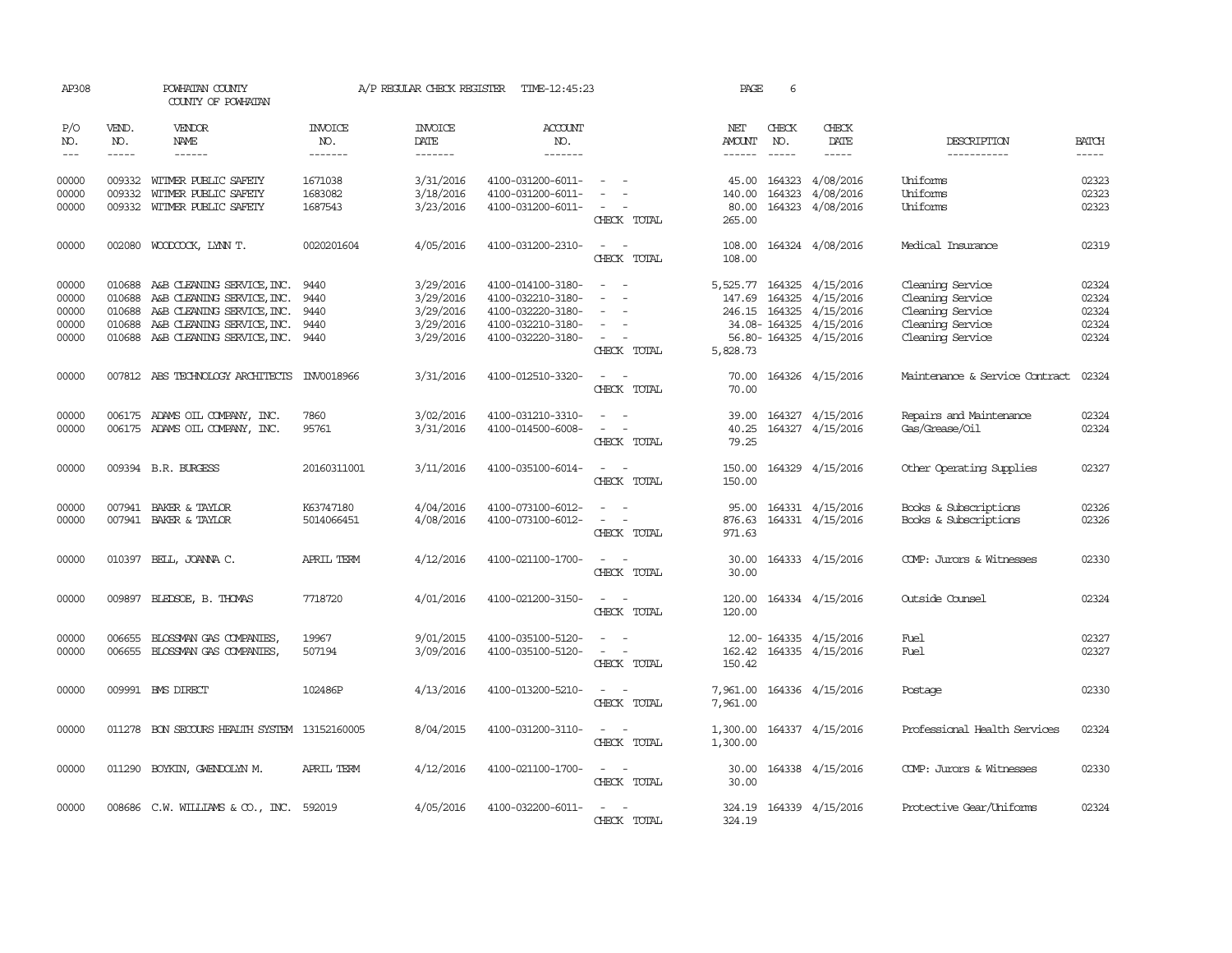AP308 POWHATAN COUNTY A/P REGULAR CHECK REGISTER TIME-12:45:23

COUNTY OF POWHATAN

| P/O NO. | VEND. NO. | VENDOR NAME | INVOICE NO. | INVOICE DATE | ACCOUNT NO. | | NET AMOUNT | CHECK NO. | CHECK DATE | DESCRIPTION | BATCH |
|---|---|---|---|---|---|---|---|---|---|---|---|
| 00000 | 009332 | WITMER PUBLIC SAFETY | 1671038 | 3/31/2016 | 4100-031200-6011- | - - | 45.00 | 164323 | 4/08/2016 | Uniforms | 02323 |
| 00000 | 009332 | WITMER PUBLIC SAFETY | 1683082 | 3/18/2016 | 4100-031200-6011- | - - | 140.00 | 164323 | 4/08/2016 | Uniforms | 02323 |
| 00000 | 009332 | WITMER PUBLIC SAFETY | 1687543 | 3/23/2016 | 4100-031200-6011- | - - | 80.00 | 164323 | 4/08/2016 | Uniforms | 02323 |
| | | | | | | CHECK TOTAL | 265.00 | | | | |
| 00000 | 002080 | WOODCOCK, LYNN T. | 0020201604 | 4/05/2016 | 4100-031200-2310- | - - | 108.00 | 164324 | 4/08/2016 | Medical Insurance | 02319 |
| | | | | | | CHECK TOTAL | 108.00 | | | | |
| 00000 | 010688 | A&B CLEANING SERVICE,INC. | 9440 | 3/29/2016 | 4100-014100-3180- | - - | 5,525.77 | 164325 | 4/15/2016 | Cleaning Service | 02324 |
| 00000 | 010688 | A&B CLEANING SERVICE,INC. | 9440 | 3/29/2016 | 4100-032210-3180- | - - | 147.69 | 164325 | 4/15/2016 | Cleaning Service | 02324 |
| 00000 | 010688 | A&B CLEANING SERVICE,INC. | 9440 | 3/29/2016 | 4100-032220-3180- | - - | 246.15 | 164325 | 4/15/2016 | Cleaning Service | 02324 |
| 00000 | 010688 | A&B CLEANING SERVICE,INC. | 9440 | 3/29/2016 | 4100-032210-3180- | - - | 34.08- | 164325 | 4/15/2016 | Cleaning Service | 02324 |
| 00000 | 010688 | A&B CLEANING SERVICE,INC. | 9440 | 3/29/2016 | 4100-032220-3180- | - - | 56.80- | 164325 | 4/15/2016 | Cleaning Service | 02324 |
| | | | | | | CHECK TOTAL | 5,828.73 | | | | |
| 00000 | 007812 | ABS TECHNOLOGY ARCHITECTS | INV0018966 | 3/31/2016 | 4100-012510-3320- | - - | 70.00 | 164326 | 4/15/2016 | Maintenance & Service Contract | 02324 |
| | | | | | | CHECK TOTAL | 70.00 | | | | |
| 00000 | 006175 | ADAMS OIL COMPANY, INC. | 7860 | 3/02/2016 | 4100-031210-3310- | - - | 39.00 | 164327 | 4/15/2016 | Repairs and Maintenance | 02324 |
| 00000 | 006175 | ADAMS OIL COMPANY, INC. | 95761 | 3/31/2016 | 4100-014500-6008- | - - | 40.25 | 164327 | 4/15/2016 | Gas/Grease/Oil | 02324 |
| | | | | | | CHECK TOTAL | 79.25 | | | | |
| 00000 | 009394 | B.R. BURGESS | 20160311001 | 3/11/2016 | 4100-035100-6014- | - - | 150.00 | 164329 | 4/15/2016 | Other Operating Supplies | 02327 |
| | | | | | | CHECK TOTAL | 150.00 | | | | |
| 00000 | 007941 | BAKER & TAYLOR | K63747180 | 4/04/2016 | 4100-073100-6012- | - - | 95.00 | 164331 | 4/15/2016 | Books & Subscriptions | 02326 |
| 00000 | 007941 | BAKER & TAYLOR | 5014066451 | 4/08/2016 | 4100-073100-6012- | - - | 876.63 | 164331 | 4/15/2016 | Books & Subscriptions | 02326 |
| | | | | | | CHECK TOTAL | 971.63 | | | | |
| 00000 | 010397 | BELL, JOANNA C. | APRIL TERM | 4/12/2016 | 4100-021100-1700- | - - | 30.00 | 164333 | 4/15/2016 | COMP: Jurors & Witnesses | 02330 |
| | | | | | | CHECK TOTAL | 30.00 | | | | |
| 00000 | 009897 | BLEDSOE, B. THOMAS | 7718720 | 4/01/2016 | 4100-021200-3150- | - - | 120.00 | 164334 | 4/15/2016 | Outside Counsel | 02324 |
| | | | | | | CHECK TOTAL | 120.00 | | | | |
| 00000 | 006655 | BLOSSMAN GAS COMPANIES, | 19967 | 9/01/2015 | 4100-035100-5120- | - - | 12.00- | 164335 | 4/15/2016 | Fuel | 02327 |
| 00000 | 006655 | BLOSSMAN GAS COMPANIES, | 507194 | 3/09/2016 | 4100-035100-5120- | - - | 162.42 | 164335 | 4/15/2016 | Fuel | 02327 |
| | | | | | | CHECK TOTAL | 150.42 | | | | |
| 00000 | 009991 | BMS DIRECT | 102486P | 4/13/2016 | 4100-013200-5210- | - - | 7,961.00 | 164336 | 4/15/2016 | Postage | 02330 |
| | | | | | | CHECK TOTAL | 7,961.00 | | | | |
| 00000 | 011278 | BON SECOURS HEALTH SYSTEM | 13152160005 | 8/04/2015 | 4100-031200-3110- | - - | 1,300.00 | 164337 | 4/15/2016 | Professional Health Services | 02324 |
| | | | | | | CHECK TOTAL | 1,300.00 | | | | |
| 00000 | 011290 | BOYKIN, GWENDOLYN M. | APRIL TERM | 4/12/2016 | 4100-021100-1700- | - - | 30.00 | 164338 | 4/15/2016 | COMP: Jurors & Witnesses | 02330 |
| | | | | | | CHECK TOTAL | 30.00 | | | | |
| 00000 | 008686 | C.W. WILLIAMS & CO., INC. | 592019 | 4/05/2016 | 4100-032200-6011- | - - | 324.19 | 164339 | 4/15/2016 | Protective Gear/Uniforms | 02324 |
| | | | | | | CHECK TOTAL | 324.19 | | | | |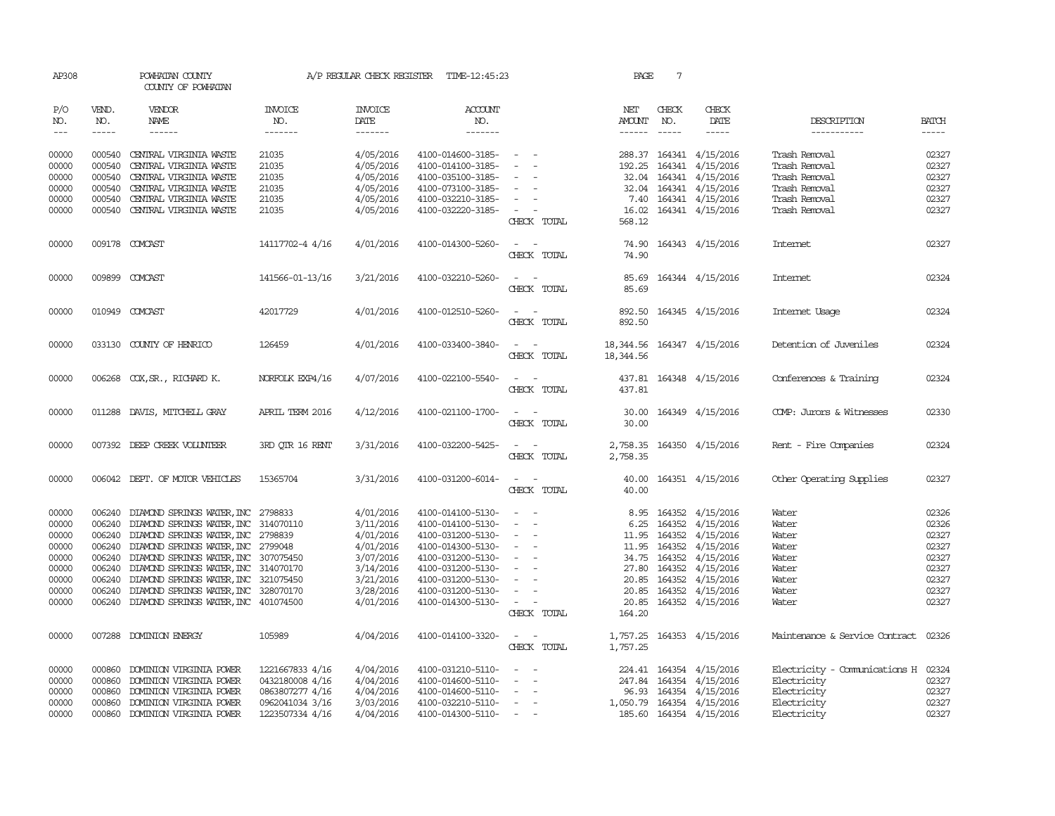AP308 POWHATAN COUNTY A/P REGULAR CHECK REGISTER TIME-12:45:23 PAGE 7
COUNTY OF POWHATAN

| P/O NO. | VEND. NO. | VENDOR NAME | INVOICE NO. | INVOICE DATE | ACCOUNT NO. | | NET AMOUNT | CHECK NO. | CHECK DATE | DESCRIPTION | BATCH |
|---|---|---|---|---|---|---|---|---|---|---|---|
| 00000 | 000540 | CENTRAL VIRGINIA WASTE | 21035 | 4/05/2016 | 4100-014600-3185- | - - | 288.37 | 164341 | 4/15/2016 | Trash Removal | 02327 |
| 00000 | 000540 | CENTRAL VIRGINIA WASTE | 21035 | 4/05/2016 | 4100-014100-3185- | - - | 192.25 | 164341 | 4/15/2016 | Trash Removal | 02327 |
| 00000 | 000540 | CENTRAL VIRGINIA WASTE | 21035 | 4/05/2016 | 4100-035100-3185- | - - | 32.04 | 164341 | 4/15/2016 | Trash Removal | 02327 |
| 00000 | 000540 | CENTRAL VIRGINIA WASTE | 21035 | 4/05/2016 | 4100-073100-3185- | - - | 32.04 | 164341 | 4/15/2016 | Trash Removal | 02327 |
| 00000 | 000540 | CENTRAL VIRGINIA WASTE | 21035 | 4/05/2016 | 4100-032210-3185- | - - | 7.40 | 164341 | 4/15/2016 | Trash Removal | 02327 |
| 00000 | 000540 | CENTRAL VIRGINIA WASTE | 21035 | 4/05/2016 | 4100-032220-3185- | - - | 16.02 | 164341 | 4/15/2016 | Trash Removal | 02327 |
| | | | | | | CHECK TOTAL | 568.12 | | | | |
| 00000 | 009178 | COMCAST | 14117702-4 4/16 | 4/01/2016 | 4100-014300-5260- | - - | 74.90 | 164343 | 4/15/2016 | Internet | 02327 |
| | | | | | | CHECK TOTAL | 74.90 | | | | |
| 00000 | 009899 | COMCAST | 141566-01-13/16 | 3/21/2016 | 4100-032210-5260- | - - | 85.69 | 164344 | 4/15/2016 | Internet | 02324 |
| | | | | | | CHECK TOTAL | 85.69 | | | | |
| 00000 | 010949 | COMCAST | 42017729 | 4/01/2016 | 4100-012510-5260- | - - | 892.50 | 164345 | 4/15/2016 | Internet Usage | 02324 |
| | | | | | | CHECK TOTAL | 892.50 | | | | |
| 00000 | 033130 | COUNTY OF HENRICO | 126459 | 4/01/2016 | 4100-033400-3840- | - - | 18,344.56 | 164347 | 4/15/2016 | Detention of Juveniles | 02324 |
| | | | | | | CHECK TOTAL | 18,344.56 | | | | |
| 00000 | 006268 | COX,SR., RICHARD K. | NORFOLK EXP4/16 | 4/07/2016 | 4100-022100-5540- | - - | 437.81 | 164348 | 4/15/2016 | Conferences & Training | 02324 |
| | | | | | | CHECK TOTAL | 437.81 | | | | |
| 00000 | 011288 | DAVIS, MITCHELL GRAY | APRIL TERM 2016 | 4/12/2016 | 4100-021100-1700- | - - | 30.00 | 164349 | 4/15/2016 | COMP: Jurors & Witnesses | 02330 |
| | | | | | | CHECK TOTAL | 30.00 | | | | |
| 00000 | 007392 | DEEP CREEK VOLUNTEER | 3RD QTR 16 RENT | 3/31/2016 | 4100-032200-5425- | - - | 2,758.35 | 164350 | 4/15/2016 | Rent - Fire Companies | 02324 |
| | | | | | | CHECK TOTAL | 2,758.35 | | | | |
| 00000 | 006042 | DEPT. OF MOTOR VEHICLES | 15365704 | 3/31/2016 | 4100-031200-6014- | - - | 40.00 | 164351 | 4/15/2016 | Other Operating Supplies | 02327 |
| | | | | | | CHECK TOTAL | 40.00 | | | | |
| 00000 | 006240 | DIAMOND SPRINGS WATER,INC | 2798833 | 4/01/2016 | 4100-014100-5130- | - - | 8.95 | 164352 | 4/15/2016 | Water | 02326 |
| 00000 | 006240 | DIAMOND SPRINGS WATER,INC | 314070110 | 3/11/2016 | 4100-014100-5130- | - - | 6.25 | 164352 | 4/15/2016 | Water | 02326 |
| 00000 | 006240 | DIAMOND SPRINGS WATER,INC | 2798839 | 4/01/2016 | 4100-031200-5130- | - - | 11.95 | 164352 | 4/15/2016 | Water | 02327 |
| 00000 | 006240 | DIAMOND SPRINGS WATER,INC | 2799048 | 4/01/2016 | 4100-014300-5130- | - - | 11.95 | 164352 | 4/15/2016 | Water | 02327 |
| 00000 | 006240 | DIAMOND SPRINGS WATER,INC | 307075450 | 3/07/2016 | 4100-031200-5130- | - - | 34.75 | 164352 | 4/15/2016 | Water | 02327 |
| 00000 | 006240 | DIAMOND SPRINGS WATER,INC | 314070170 | 3/14/2016 | 4100-031200-5130- | - - | 27.80 | 164352 | 4/15/2016 | Water | 02327 |
| 00000 | 006240 | DIAMOND SPRINGS WATER,INC | 321075450 | 3/21/2016 | 4100-031200-5130- | - - | 20.85 | 164352 | 4/15/2016 | Water | 02327 |
| 00000 | 006240 | DIAMOND SPRINGS WATER,INC | 328070170 | 3/28/2016 | 4100-031200-5130- | - - | 20.85 | 164352 | 4/15/2016 | Water | 02327 |
| 00000 | 006240 | DIAMOND SPRINGS WATER,INC | 401074500 | 4/01/2016 | 4100-014300-5130- | - - | 20.85 | 164352 | 4/15/2016 | Water | 02327 |
| | | | | | | CHECK TOTAL | 164.20 | | | | |
| 00000 | 007288 | DOMINION ENERGY | 105989 | 4/04/2016 | 4100-014100-3320- | - - | 1,757.25 | 164353 | 4/15/2016 | Maintenance & Service Contract | 02326 |
| | | | | | | CHECK TOTAL | 1,757.25 | | | | |
| 00000 | 000860 | DOMINION VIRGINIA POWER | 1221667833 4/16 | 4/04/2016 | 4100-031210-5110- | - - | 224.41 | 164354 | 4/15/2016 | Electricity - Communications H | 02324 |
| 00000 | 000860 | DOMINION VIRGINIA POWER | 0432180008 4/16 | 4/04/2016 | 4100-014600-5110- | - - | 247.84 | 164354 | 4/15/2016 | Electricity | 02327 |
| 00000 | 000860 | DOMINION VIRGINIA POWER | 0863807277 4/16 | 4/04/2016 | 4100-014600-5110- | - - | 96.93 | 164354 | 4/15/2016 | Electricity | 02327 |
| 00000 | 000860 | DOMINION VIRGINIA POWER | 0962041034 3/16 | 3/03/2016 | 4100-032210-5110- | - - | 1,050.79 | 164354 | 4/15/2016 | Electricity | 02327 |
| 00000 | 000860 | DOMINION VIRGINIA POWER | 1223507334 4/16 | 4/04/2016 | 4100-014300-5110- | - - | 185.60 | 164354 | 4/15/2016 | Electricity | 02327 |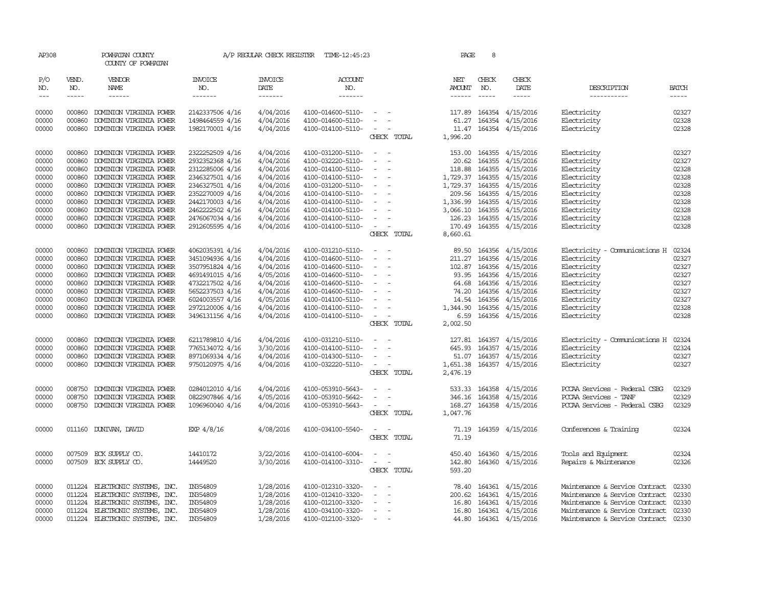AP308 POWHATAN COUNTY A/P REGULAR CHECK REGISTER TIME-12:45:23

COUNTY OF POWHATAN

| P/O NO. | VEND. NO. | VENDOR NAME | INVOICE NO. | INVOICE DATE | ACCOUNT NO. | | NET AMOUNT | CHECK NO. | CHECK DATE | DESCRIPTION | BATCH |
|---|---|---|---|---|---|---|---|---|---|---|---|
| 00000 | 000860 | DOMINION VIRGINIA POWER | 2142337506 4/16 | 4/04/2016 | 4100-014600-5110- | - - | 117.89 | 164354 | 4/15/2016 | Electricity | 02327 |
| 00000 | 000860 | DOMINION VIRGINIA POWER | 1498464559 4/16 | 4/04/2016 | 4100-014600-5110- | - - | 61.27 | 164354 | 4/15/2016 | Electricity | 02328 |
| 00000 | 000860 | DOMINION VIRGINIA POWER | 1982170001 4/16 | 4/04/2016 | 4100-014100-5110- | - - | 11.47 | 164354 | 4/15/2016 | Electricity | 02328 |
| | | | | | | CHECK TOTAL | 1,996.20 | | | | |
| 00000 | 000860 | DOMINION VIRGINIA POWER | 2322252509 4/16 | 4/04/2016 | 4100-031200-5110- | - - | 153.00 | 164355 | 4/15/2016 | Electricity | 02327 |
| 00000 | 000860 | DOMINION VIRGINIA POWER | 2932352368 4/16 | 4/04/2016 | 4100-032220-5110- | - - | 20.62 | 164355 | 4/15/2016 | Electricity | 02327 |
| 00000 | 000860 | DOMINION VIRGINIA POWER | 2312285006 4/16 | 4/04/2016 | 4100-014100-5110- | - - | 118.88 | 164355 | 4/15/2016 | Electricity | 02328 |
| 00000 | 000860 | DOMINION VIRGINIA POWER | 2346327501 4/16 | 4/04/2016 | 4100-014100-5110- | - - | 1,729.37 | 164355 | 4/15/2016 | Electricity | 02328 |
| 00000 | 000860 | DOMINION VIRGINIA POWER | 2346327501 4/16 | 4/04/2016 | 4100-031200-5110- | - - | 1,729.37 | 164355 | 4/15/2016 | Electricity | 02328 |
| 00000 | 000860 | DOMINION VIRGINIA POWER | 2352270009 4/16 | 4/04/2016 | 4100-014100-5110- | - - | 209.56 | 164355 | 4/15/2016 | Electricity | 02328 |
| 00000 | 000860 | DOMINION VIRGINIA POWER | 2442170003 4/16 | 4/04/2016 | 4100-014100-5110- | - - | 1,336.99 | 164355 | 4/15/2016 | Electricity | 02328 |
| 00000 | 000860 | DOMINION VIRGINIA POWER | 2462222502 4/16 | 4/04/2016 | 4100-014100-5110- | - - | 3,066.10 | 164355 | 4/15/2016 | Electricity | 02328 |
| 00000 | 000860 | DOMINION VIRGINIA POWER | 2476067034 4/16 | 4/04/2016 | 4100-014100-5110- | - - | 126.23 | 164355 | 4/15/2016 | Electricity | 02328 |
| 00000 | 000860 | DOMINION VIRGINIA POWER | 2912605595 4/16 | 4/04/2016 | 4100-014100-5110- | - - | 170.49 | 164355 | 4/15/2016 | Electricity | 02328 |
| | | | | | | CHECK TOTAL | 8,660.61 | | | | |
| 00000 | 000860 | DOMINION VIRGINIA POWER | 4062035391 4/16 | 4/04/2016 | 4100-031210-5110- | - - | 89.50 | 164356 | 4/15/2016 | Electricity - Communications H | 02324 |
| 00000 | 000860 | DOMINION VIRGINIA POWER | 3451094936 4/16 | 4/04/2016 | 4100-014600-5110- | - - | 211.27 | 164356 | 4/15/2016 | Electricity | 02327 |
| 00000 | 000860 | DOMINION VIRGINIA POWER | 3507951824 4/16 | 4/04/2016 | 4100-014600-5110- | - - | 102.87 | 164356 | 4/15/2016 | Electricity | 02327 |
| 00000 | 000860 | DOMINION VIRGINIA POWER | 4691491015 4/16 | 4/05/2016 | 4100-014600-5110- | - - | 93.95 | 164356 | 4/15/2016 | Electricity | 02327 |
| 00000 | 000860 | DOMINION VIRGINIA POWER | 4732217502 4/16 | 4/04/2016 | 4100-014600-5110- | - - | 64.68 | 164356 | 4/15/2016 | Electricity | 02327 |
| 00000 | 000860 | DOMINION VIRGINIA POWER | 5652237503 4/16 | 4/04/2016 | 4100-014600-5110- | - - | 74.20 | 164356 | 4/15/2016 | Electricity | 02327 |
| 00000 | 000860 | DOMINION VIRGINIA POWER | 6024003557 4/16 | 4/05/2016 | 4100-014100-5110- | - - | 14.54 | 164356 | 4/15/2016 | Electricity | 02327 |
| 00000 | 000860 | DOMINION VIRGINIA POWER | 2972120006 4/16 | 4/04/2016 | 4100-014100-5110- | - - | 1,344.90 | 164356 | 4/15/2016 | Electricity | 02328 |
| 00000 | 000860 | DOMINION VIRGINIA POWER | 3496131156 4/16 | 4/04/2016 | 4100-014100-5110- | - - | 6.59 | 164356 | 4/15/2016 | Electricity | 02328 |
| | | | | | | CHECK TOTAL | 2,002.50 | | | | |
| 00000 | 000860 | DOMINION VIRGINIA POWER | 6211789810 4/16 | 4/04/2016 | 4100-031210-5110- | - - | 127.81 | 164357 | 4/15/2016 | Electricity - Communications H | 02324 |
| 00000 | 000860 | DOMINION VIRGINIA POWER | 7765134072 4/16 | 3/30/2016 | 4100-014100-5110- | - - | 645.93 | 164357 | 4/15/2016 | Electricity | 02324 |
| 00000 | 000860 | DOMINION VIRGINIA POWER | 8971069334 4/16 | 4/04/2016 | 4100-014300-5110- | - - | 51.07 | 164357 | 4/15/2016 | Electricity | 02327 |
| 00000 | 000860 | DOMINION VIRGINIA POWER | 9750120975 4/16 | 4/04/2016 | 4100-032220-5110- | - - | 1,651.38 | 164357 | 4/15/2016 | Electricity | 02327 |
| | | | | | | CHECK TOTAL | 2,476.19 | | | | |
| 00000 | 008750 | DOMINION VIRGINIA POWER | 0284012010 4/16 | 4/04/2016 | 4100-053910-5643- | - - | 533.33 | 164358 | 4/15/2016 | PCCAA Services - Federal CSBG | 02329 |
| 00000 | 008750 | DOMINION VIRGINIA POWER | 0822907846 4/16 | 4/05/2016 | 4100-053910-5642- | - - | 346.16 | 164358 | 4/15/2016 | PCCAA Services - TANF | 02329 |
| 00000 | 008750 | DOMINION VIRGINIA POWER | 1096960040 4/16 | 4/04/2016 | 4100-053910-5643- | - - | 168.27 | 164358 | 4/15/2016 | PCCAA Services - Federal CSBG | 02329 |
| | | | | | | CHECK TOTAL | 1,047.76 | | | | |
| 00000 | 011160 | DUNIVAN, DAVID | EXP 4/8/16 | 4/08/2016 | 4100-034100-5540- | - - | 71.19 | 164359 | 4/15/2016 | Conferences & Training | 02324 |
| | | | | | | CHECK TOTAL | 71.19 | | | | |
| 00000 | 007509 | ECK SUPPLY CO. | 14410172 | 3/22/2016 | 4100-014100-6004- | - - | 450.40 | 164360 | 4/15/2016 | Tools and Equipment | 02324 |
| 00000 | 007509 | ECK SUPPLY CO. | 14449520 | 3/30/2016 | 4100-014100-3310- | - - | 142.80 | 164360 | 4/15/2016 | Repairs & Maintenance | 02326 |
| | | | | | | CHECK TOTAL | 593.20 | | | | |
| 00000 | 011224 | ELECTRONIC SYSTEMS, INC. | IN354809 | 1/28/2016 | 4100-012310-3320- | - - | 78.40 | 164361 | 4/15/2016 | Maintenance & Service Contract | 02330 |
| 00000 | 011224 | ELECTRONIC SYSTEMS, INC. | IN354809 | 1/28/2016 | 4100-012410-3320- | - - | 200.62 | 164361 | 4/15/2016 | Maintenance & Service Contract | 02330 |
| 00000 | 011224 | ELECTRONIC SYSTEMS, INC. | IN354809 | 1/28/2016 | 4100-012100-3320- | - - | 16.80 | 164361 | 4/15/2016 | Maintenance & Service Contract | 02330 |
| 00000 | 011224 | ELECTRONIC SYSTEMS, INC. | IN354809 | 1/28/2016 | 4100-034100-3320- | - - | 16.80 | 164361 | 4/15/2016 | Maintenance & Service Contract | 02330 |
| 00000 | 011224 | ELECTRONIC SYSTEMS, INC. | IN354809 | 1/28/2016 | 4100-012100-3320- | - - | 44.80 | 164361 | 4/15/2016 | Maintenance & Service Contract | 02330 |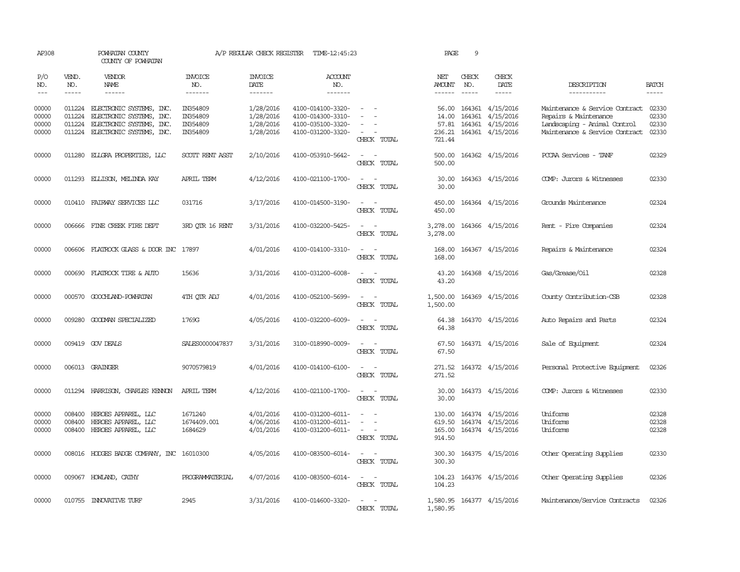AP308 POWHATAN COUNTY A/P REGULAR CHECK REGISTER TIME-12:45:23 PAGE 9

COUNTY OF POWHATAN

| P/O NO. | VEND. NO. | VENDOR NAME | INVOICE NO. | INVOICE DATE | ACCOUNT NO. | | NET AMOUNT | CHECK NO. | CHECK DATE | DESCRIPTION | BATCH |
|---|---|---|---|---|---|---|---|---|---|---|---|
| 00000 | 011224 | ELECTRONIC SYSTEMS, INC. | IN354809 | 1/28/2016 | 4100-014100-3320- | - - | 56.00 | 164361 | 4/15/2016 | Maintenance & Service Contract | 02330 |
| 00000 | 011224 | ELECTRONIC SYSTEMS, INC. | IN354809 | 1/28/2016 | 4100-014300-3310- | - - | 14.00 | 164361 | 4/15/2016 | Repairs & Maintenance | 02330 |
| 00000 | 011224 | ELECTRONIC SYSTEMS, INC. | IN354809 | 1/28/2016 | 4100-035100-3320- | - - | 57.81 | 164361 | 4/15/2016 | Landscaping - Animal Control | 02330 |
| 00000 | 011224 | ELECTRONIC SYSTEMS, INC. | IN354809 | 1/28/2016 | 4100-031200-3320- | - - | 236.21 | 164361 | 4/15/2016 | Maintenance & Service Contract | 02330 |
| | | | | | | CHECK TOTAL | 721.44 | | | | |
| 00000 | 011280 | ELLGRA PROPERTIES, LLC | SCOTT RENT ASST | 2/10/2016 | 4100-053910-5642- | - - | 500.00 | 164362 | 4/15/2016 | PCCAA Services - TANF | 02329 |
| | | | | | | CHECK TOTAL | 500.00 | | | | |
| 00000 | 011293 | ELLISON, MELINDA KAY | APRIL TERM | 4/12/2016 | 4100-021100-1700- | - - | 30.00 | 164363 | 4/15/2016 | COMP: Jurors & Witnesses | 02330 |
| | | | | | | CHECK TOTAL | 30.00 | | | | |
| 00000 | 010410 | FAIRWAY SERVICES LLC | 031716 | 3/17/2016 | 4100-014500-3190- | - - | 450.00 | 164364 | 4/15/2016 | Grounds Maintenance | 02324 |
| | | | | | | CHECK TOTAL | 450.00 | | | | |
| 00000 | 006666 | FINE CREEK FIRE DEPT | 3RD QTR 16 RENT | 3/31/2016 | 4100-032200-5425- | - - | 3,278.00 | 164366 | 4/15/2016 | Rent - Fire Companies | 02324 |
| | | | | | | CHECK TOTAL | 3,278.00 | | | | |
| 00000 | 006606 | FLATROCK GLASS & DOOR INC | 17897 | 4/01/2016 | 4100-014100-3310- | - - | 168.00 | 164367 | 4/15/2016 | Repairs & Maintenance | 02324 |
| | | | | | | CHECK TOTAL | 168.00 | | | | |
| 00000 | 000690 | FLATROCK TIRE & AUTO | 15636 | 3/31/2016 | 4100-031200-6008- | - - | 43.20 | 164368 | 4/15/2016 | Gas/Grease/Oil | 02328 |
| | | | | | | CHECK TOTAL | 43.20 | | | | |
| 00000 | 000570 | GOOCHLAND-POWHATAN | 4TH QTR ADJ | 4/01/2016 | 4100-052100-5699- | - - | 1,500.00 | 164369 | 4/15/2016 | County Contribution-CSB | 02328 |
| | | | | | | CHECK TOTAL | 1,500.00 | | | | |
| 00000 | 009280 | GOODMAN SPECIALIZED | 1769G | 4/05/2016 | 4100-032200-6009- | - - | 64.38 | 164370 | 4/15/2016 | Auto Repairs and Parts | 02324 |
| | | | | | | CHECK TOTAL | 64.38 | | | | |
| 00000 | 009419 | GOV DEALS | SALES0000047837 | 3/31/2016 | 3100-018990-0009- | - - | 67.50 | 164371 | 4/15/2016 | Sale of Equipment | 02324 |
| | | | | | | CHECK TOTAL | 67.50 | | | | |
| 00000 | 006013 | GRAINGER | 9070579819 | 4/01/2016 | 4100-014100-6100- | - - | 271.52 | 164372 | 4/15/2016 | Personal Protective Equipment | 02326 |
| | | | | | | CHECK TOTAL | 271.52 | | | | |
| 00000 | 011294 | HARRISON, CHARLES KENNON | APRIL TERM | 4/12/2016 | 4100-021100-1700- | - - | 30.00 | 164373 | 4/15/2016 | COMP: Jurors & Witnesses | 02330 |
| | | | | | | CHECK TOTAL | 30.00 | | | | |
| 00000 | 008400 | HEROES APPAREL, LLC | 1671240 | 4/01/2016 | 4100-031200-6011- | - - | 130.00 | 164374 | 4/15/2016 | Uniforms | 02328 |
| 00000 | 008400 | HEROES APPAREL, LLC | 1674409.001 | 4/06/2016 | 4100-031200-6011- | - - | 619.50 | 164374 | 4/15/2016 | Uniforms | 02328 |
| 00000 | 008400 | HEROES APPAREL, LLC | 1684629 | 4/01/2016 | 4100-031200-6011- | - - | 165.00 | 164374 | 4/15/2016 | Uniforms | 02328 |
| | | | | | | CHECK TOTAL | 914.50 | | | | |
| 00000 | 008016 | HODGES BADGE COMPANY, INC | 16010300 | 4/05/2016 | 4100-083500-6014- | - - | 300.30 | 164375 | 4/15/2016 | Other Operating Supplies | 02330 |
| | | | | | | CHECK TOTAL | 300.30 | | | | |
| 00000 | 009067 | HOWLAND, CATHY | PROGRAMMATERIAL | 4/07/2016 | 4100-083500-6014- | - - | 104.23 | 164376 | 4/15/2016 | Other Operating Supplies | 02326 |
| | | | | | | CHECK TOTAL | 104.23 | | | | |
| 00000 | 010755 | INNOVATIVE TURF | 2945 | 3/31/2016 | 4100-014600-3320- | - - | 1,580.95 | 164377 | 4/15/2016 | Maintenance/Service Contracts | 02326 |
| | | | | | | CHECK TOTAL | 1,580.95 | | | | |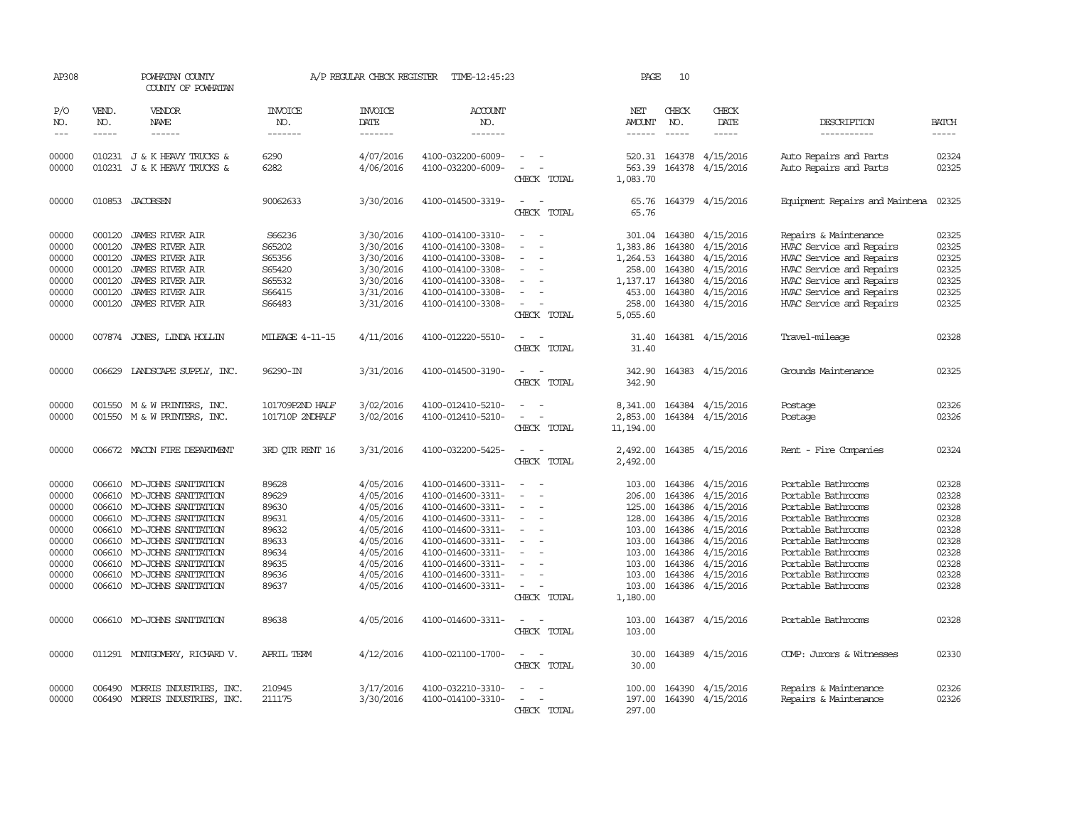AP308 POWHATAN COUNTY A/P REGULAR CHECK REGISTER TIME-12:45:23

COUNTY OF POWHATAN

| P/O NO. | VEND. NO. | VENDOR NAME | INVOICE NO. | INVOICE DATE | ACCOUNT NO. | | NET AMOUNT | CHECK NO. | CHECK DATE | DESCRIPTION | BATCH |
|---|---|---|---|---|---|---|---|---|---|---|---|
| 00000 | 010231 | J & K HEAVY TRUCKS & | 6290 | 4/07/2016 | 4100-032200-6009- | - - | 520.31 | 164378 | 4/15/2016 | Auto Repairs and Parts | 02324 |
| 00000 | 010231 | J & K HEAVY TRUCKS & | 6282 | 4/06/2016 | 4100-032200-6009- | - - | 563.39 | 164378 | 4/15/2016 | Auto Repairs and Parts | 02325 |
| | | | | | | CHECK TOTAL | 1,083.70 | | | | |
| 00000 | 010853 | JACOBSEN | 90062633 | 3/30/2016 | 4100-014500-3319- | - - | 65.76 | 164379 | 4/15/2016 | Equipment Repairs and Maintena | 02325 |
| | | | | | | CHECK TOTAL | 65.76 | | | | |
| 00000 | 000120 | JAMES RIVER AIR | S66236 | 3/30/2016 | 4100-014100-3310- | - - | 301.04 | 164380 | 4/15/2016 | Repairs & Maintenance | 02325 |
| 00000 | 000120 | JAMES RIVER AIR | S65202 | 3/30/2016 | 4100-014100-3308- | - - | 1,383.86 | 164380 | 4/15/2016 | HVAC Service and Repairs | 02325 |
| 00000 | 000120 | JAMES RIVER AIR | S65356 | 3/30/2016 | 4100-014100-3308- | - - | 1,264.53 | 164380 | 4/15/2016 | HVAC Service and Repairs | 02325 |
| 00000 | 000120 | JAMES RIVER AIR | S65420 | 3/30/2016 | 4100-014100-3308- | - - | 258.00 | 164380 | 4/15/2016 | HVAC Service and Repairs | 02325 |
| 00000 | 000120 | JAMES RIVER AIR | S65532 | 3/30/2016 | 4100-014100-3308- | - - | 1,137.17 | 164380 | 4/15/2016 | HVAC Service and Repairs | 02325 |
| 00000 | 000120 | JAMES RIVER AIR | S66415 | 3/31/2016 | 4100-014100-3308- | - - | 453.00 | 164380 | 4/15/2016 | HVAC Service and Repairs | 02325 |
| 00000 | 000120 | JAMES RIVER AIR | S66483 | 3/31/2016 | 4100-014100-3308- | - - | 258.00 | 164380 | 4/15/2016 | HVAC Service and Repairs | 02325 |
| | | | | | | CHECK TOTAL | 5,055.60 | | | | |
| 00000 | 007874 | JONES, LINDA HOLLIN | MILEAGE 4-11-15 | 4/11/2016 | 4100-012220-5510- | - - | 31.40 | 164381 | 4/15/2016 | Travel-mileage | 02328 |
| | | | | | | CHECK TOTAL | 31.40 | | | | |
| 00000 | 006629 | LANDSCAPE SUPPLY, INC. | 96290-IN | 3/31/2016 | 4100-014500-3190- | - - | 342.90 | 164383 | 4/15/2016 | Grounds Maintenance | 02325 |
| | | | | | | CHECK TOTAL | 342.90 | | | | |
| 00000 | 001550 | M & W PRINTERS, INC. | 101709P2ND HALF | 3/02/2016 | 4100-012410-5210- | - - | 8,341.00 | 164384 | 4/15/2016 | Postage | 02326 |
| 00000 | 001550 | M & W PRINTERS, INC. | 101710P 2NDHALF | 3/02/2016 | 4100-012410-5210- | - - | 2,853.00 | 164384 | 4/15/2016 | Postage | 02326 |
| | | | | | | CHECK TOTAL | 11,194.00 | | | | |
| 00000 | 006672 | MACON FIRE DEPARTMENT | 3RD QTR RENT 16 | 3/31/2016 | 4100-032200-5425- | - - | 2,492.00 | 164385 | 4/15/2016 | Rent - Fire Companies | 02324 |
| | | | | | | CHECK TOTAL | 2,492.00 | | | | |
| 00000 | 006610 | MO-JOHNS SANITATION | 89628 | 4/05/2016 | 4100-014600-3311- | - - | 103.00 | 164386 | 4/15/2016 | Portable Bathrooms | 02328 |
| 00000 | 006610 | MO-JOHNS SANITATION | 89629 | 4/05/2016 | 4100-014600-3311- | - - | 206.00 | 164386 | 4/15/2016 | Portable Bathrooms | 02328 |
| 00000 | 006610 | MO-JOHNS SANITATION | 89630 | 4/05/2016 | 4100-014600-3311- | - - | 125.00 | 164386 | 4/15/2016 | Portable Bathrooms | 02328 |
| 00000 | 006610 | MO-JOHNS SANITATION | 89631 | 4/05/2016 | 4100-014600-3311- | - - | 128.00 | 164386 | 4/15/2016 | Portable Bathrooms | 02328 |
| 00000 | 006610 | MO-JOHNS SANITATION | 89632 | 4/05/2016 | 4100-014600-3311- | - - | 103.00 | 164386 | 4/15/2016 | Portable Bathrooms | 02328 |
| 00000 | 006610 | MO-JOHNS SANITATION | 89633 | 4/05/2016 | 4100-014600-3311- | - - | 103.00 | 164386 | 4/15/2016 | Portable Bathrooms | 02328 |
| 00000 | 006610 | MO-JOHNS SANITATION | 89634 | 4/05/2016 | 4100-014600-3311- | - - | 103.00 | 164386 | 4/15/2016 | Portable Bathrooms | 02328 |
| 00000 | 006610 | MO-JOHNS SANITATION | 89635 | 4/05/2016 | 4100-014600-3311- | - - | 103.00 | 164386 | 4/15/2016 | Portable Bathrooms | 02328 |
| 00000 | 006610 | MO-JOHNS SANITATION | 89636 | 4/05/2016 | 4100-014600-3311- | - - | 103.00 | 164386 | 4/15/2016 | Portable Bathrooms | 02328 |
| 00000 | 006610 | MO-JOHNS SANITATION | 89637 | 4/05/2016 | 4100-014600-3311- | - - | 103.00 | 164386 | 4/15/2016 | Portable Bathrooms | 02328 |
| | | | | | | CHECK TOTAL | 1,180.00 | | | | |
| 00000 | 006610 | MO-JOHNS SANITATION | 89638 | 4/05/2016 | 4100-014600-3311- | - - | 103.00 | 164387 | 4/15/2016 | Portable Bathrooms | 02328 |
| | | | | | | CHECK TOTAL | 103.00 | | | | |
| 00000 | 011291 | MONTGOMERY, RICHARD V. | APRIL TERM | 4/12/2016 | 4100-021100-1700- | - - | 30.00 | 164389 | 4/15/2016 | COMP: Jurors & Witnesses | 02330 |
| | | | | | | CHECK TOTAL | 30.00 | | | | |
| 00000 | 006490 | MORRIS INDUSTRIES, INC. | 210945 | 3/17/2016 | 4100-032210-3310- | - - | 100.00 | 164390 | 4/15/2016 | Repairs & Maintenance | 02326 |
| 00000 | 006490 | MORRIS INDUSTRIES, INC. | 211175 | 3/30/2016 | 4100-014100-3310- | - - | 197.00 | 164390 | 4/15/2016 | Repairs & Maintenance | 02326 |
| | | | | | | CHECK TOTAL | 297.00 | | | | |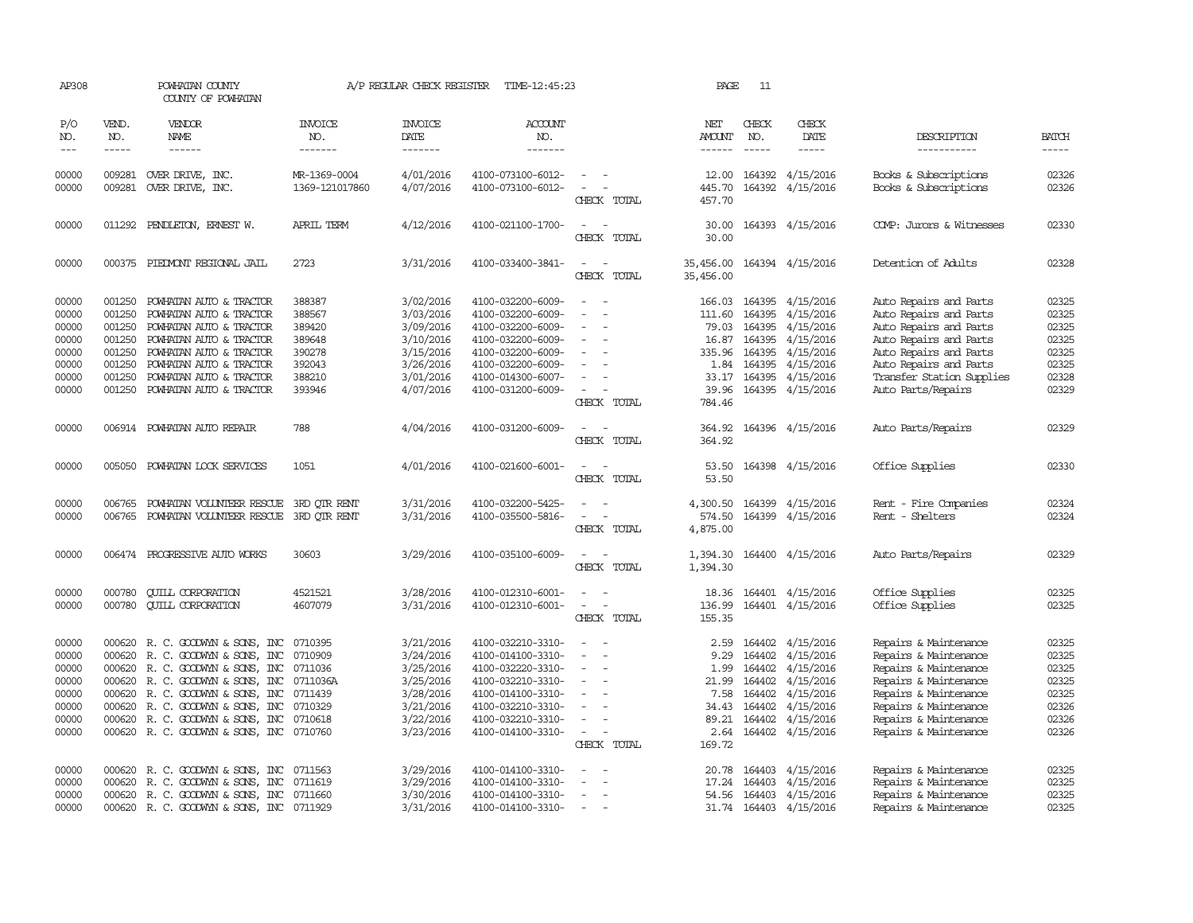AP308 POWHATAN COUNTY A/P REGULAR CHECK REGISTER TIME-12:45:23 PAGE 11
COUNTY OF POWHATAN

| P/O NO. | VEND. NO. | VENDOR NAME | INVOICE NO. | INVOICE DATE | ACCOUNT NO. | | NET AMOUNT | CHECK NO. | CHECK DATE | DESCRIPTION | BATCH |
|---|---|---|---|---|---|---|---|---|---|---|---|
| 00000 | 009281 | OVER DRIVE, INC. | MR-1369-0004 | 4/01/2016 | 4100-073100-6012- | - - | 12.00 | 164392 | 4/15/2016 | Books & Subscriptions | 02326 |
| 00000 | 009281 | OVER DRIVE, INC. | 1369-121017860 | 4/07/2016 | 4100-073100-6012- | - - | 445.70 | 164392 | 4/15/2016 | Books & Subscriptions | 02326 |
| | | | | | | CHECK TOTAL | 457.70 | | | | |
| 00000 | 011292 | PENDLETON, ERNEST W. | APRIL TERM | 4/12/2016 | 4100-021100-1700- | - - | 30.00 | 164393 | 4/15/2016 | COMP: Jurors & Witnesses | 02330 |
| | | | | | | CHECK TOTAL | 30.00 | | | | |
| 00000 | 000375 | PIEDMONT REGIONAL JAIL | 2723 | 3/31/2016 | 4100-033400-3841- | - - | 35,456.00 | 164394 | 4/15/2016 | Detention of Adults | 02328 |
| | | | | | | CHECK TOTAL | 35,456.00 | | | | |
| 00000 | 001250 | POWHATAN AUTO & TRACTOR | 388387 | 3/02/2016 | 4100-032200-6009- | - - | 166.03 | 164395 | 4/15/2016 | Auto Repairs and Parts | 02325 |
| 00000 | 001250 | POWHATAN AUTO & TRACTOR | 388567 | 3/03/2016 | 4100-032200-6009- | - - | 111.60 | 164395 | 4/15/2016 | Auto Repairs and Parts | 02325 |
| 00000 | 001250 | POWHATAN AUTO & TRACTOR | 389420 | 3/09/2016 | 4100-032200-6009- | - - | 79.03 | 164395 | 4/15/2016 | Auto Repairs and Parts | 02325 |
| 00000 | 001250 | POWHATAN AUTO & TRACTOR | 389648 | 3/10/2016 | 4100-032200-6009- | - - | 16.87 | 164395 | 4/15/2016 | Auto Repairs and Parts | 02325 |
| 00000 | 001250 | POWHATAN AUTO & TRACTOR | 390278 | 3/15/2016 | 4100-032200-6009- | - - | 335.96 | 164395 | 4/15/2016 | Auto Repairs and Parts | 02325 |
| 00000 | 001250 | POWHATAN AUTO & TRACTOR | 392043 | 3/26/2016 | 4100-032200-6009- | - - | 1.84 | 164395 | 4/15/2016 | Auto Repairs and Parts | 02325 |
| 00000 | 001250 | POWHATAN AUTO & TRACTOR | 388210 | 3/01/2016 | 4100-014300-6007- | - - | 33.17 | 164395 | 4/15/2016 | Transfer Station Supplies | 02328 |
| 00000 | 001250 | POWHATAN AUTO & TRACTOR | 393946 | 4/07/2016 | 4100-031200-6009- | - - | 39.96 | 164395 | 4/15/2016 | Auto Parts/Repairs | 02329 |
| | | | | | | CHECK TOTAL | 784.46 | | | | |
| 00000 | 006914 | POWHATAN AUTO REPAIR | 788 | 4/04/2016 | 4100-031200-6009- | - - | 364.92 | 164396 | 4/15/2016 | Auto Parts/Repairs | 02329 |
| | | | | | | CHECK TOTAL | 364.92 | | | | |
| 00000 | 005050 | POWHATAN LOCK SERVICES | 1051 | 4/01/2016 | 4100-021600-6001- | - - | 53.50 | 164398 | 4/15/2016 | Office Supplies | 02330 |
| | | | | | | CHECK TOTAL | 53.50 | | | | |
| 00000 | 006765 | POWHATAN VOLUNTEER RESCUE | 3RD QTR RENT | 3/31/2016 | 4100-032200-5425- | - - | 4,300.50 | 164399 | 4/15/2016 | Rent - Fire Companies | 02324 |
| 00000 | 006765 | POWHATAN VOLUNTEER RESCUE | 3RD QTR RENT | 3/31/2016 | 4100-035500-5816- | - - | 574.50 | 164399 | 4/15/2016 | Rent - Shelters | 02324 |
| | | | | | | CHECK TOTAL | 4,875.00 | | | | |
| 00000 | 006474 | PROGRESSIVE AUTO WORKS | 30603 | 3/29/2016 | 4100-035100-6009- | - - | 1,394.30 | 164400 | 4/15/2016 | Auto Parts/Repairs | 02329 |
| | | | | | | CHECK TOTAL | 1,394.30 | | | | |
| 00000 | 000780 | QUILL CORPORATION | 4521521 | 3/28/2016 | 4100-012310-6001- | - - | 18.36 | 164401 | 4/15/2016 | Office Supplies | 02325 |
| 00000 | 000780 | QUILL CORPORATION | 4607079 | 3/31/2016 | 4100-012310-6001- | - - | 136.99 | 164401 | 4/15/2016 | Office Supplies | 02325 |
| | | | | | | CHECK TOTAL | 155.35 | | | | |
| 00000 | 000620 | R. C. GOODWYN & SONS, INC | 0710395 | 3/21/2016 | 4100-032210-3310- | - - | 2.59 | 164402 | 4/15/2016 | Repairs & Maintenance | 02325 |
| 00000 | 000620 | R. C. GOODWYN & SONS, INC | 0710909 | 3/24/2016 | 4100-014100-3310- | - - | 9.29 | 164402 | 4/15/2016 | Repairs & Maintenance | 02325 |
| 00000 | 000620 | R. C. GOODWYN & SONS, INC | 0711036 | 3/25/2016 | 4100-032220-3310- | - - | 1.99 | 164402 | 4/15/2016 | Repairs & Maintenance | 02325 |
| 00000 | 000620 | R. C. GOODWYN & SONS, INC | 0711036A | 3/25/2016 | 4100-032210-3310- | - - | 21.99 | 164402 | 4/15/2016 | Repairs & Maintenance | 02325 |
| 00000 | 000620 | R. C. GOODWYN & SONS, INC | 0711439 | 3/28/2016 | 4100-014100-3310- | - - | 7.58 | 164402 | 4/15/2016 | Repairs & Maintenance | 02325 |
| 00000 | 000620 | R. C. GOODWYN & SONS, INC | 0710329 | 3/21/2016 | 4100-032210-3310- | - - | 34.43 | 164402 | 4/15/2016 | Repairs & Maintenance | 02326 |
| 00000 | 000620 | R. C. GOODWYN & SONS, INC | 0710618 | 3/22/2016 | 4100-032210-3310- | - - | 89.21 | 164402 | 4/15/2016 | Repairs & Maintenance | 02326 |
| 00000 | 000620 | R. C. GOODWYN & SONS, INC | 0710760 | 3/23/2016 | 4100-014100-3310- | - - | 2.64 | 164402 | 4/15/2016 | Repairs & Maintenance | 02326 |
| | | | | | | CHECK TOTAL | 169.72 | | | | |
| 00000 | 000620 | R. C. GOODWYN & SONS, INC | 0711563 | 3/29/2016 | 4100-014100-3310- | - - | 20.78 | 164403 | 4/15/2016 | Repairs & Maintenance | 02325 |
| 00000 | 000620 | R. C. GOODWYN & SONS, INC | 0711619 | 3/29/2016 | 4100-014100-3310- | - - | 17.24 | 164403 | 4/15/2016 | Repairs & Maintenance | 02325 |
| 00000 | 000620 | R. C. GOODWYN & SONS, INC | 0711660 | 3/30/2016 | 4100-014100-3310- | - - | 54.56 | 164403 | 4/15/2016 | Repairs & Maintenance | 02325 |
| 00000 | 000620 | R. C. GOODWYN & SONS, INC | 0711929 | 3/31/2016 | 4100-014100-3310- | - - | 31.74 | 164403 | 4/15/2016 | Repairs & Maintenance | 02325 |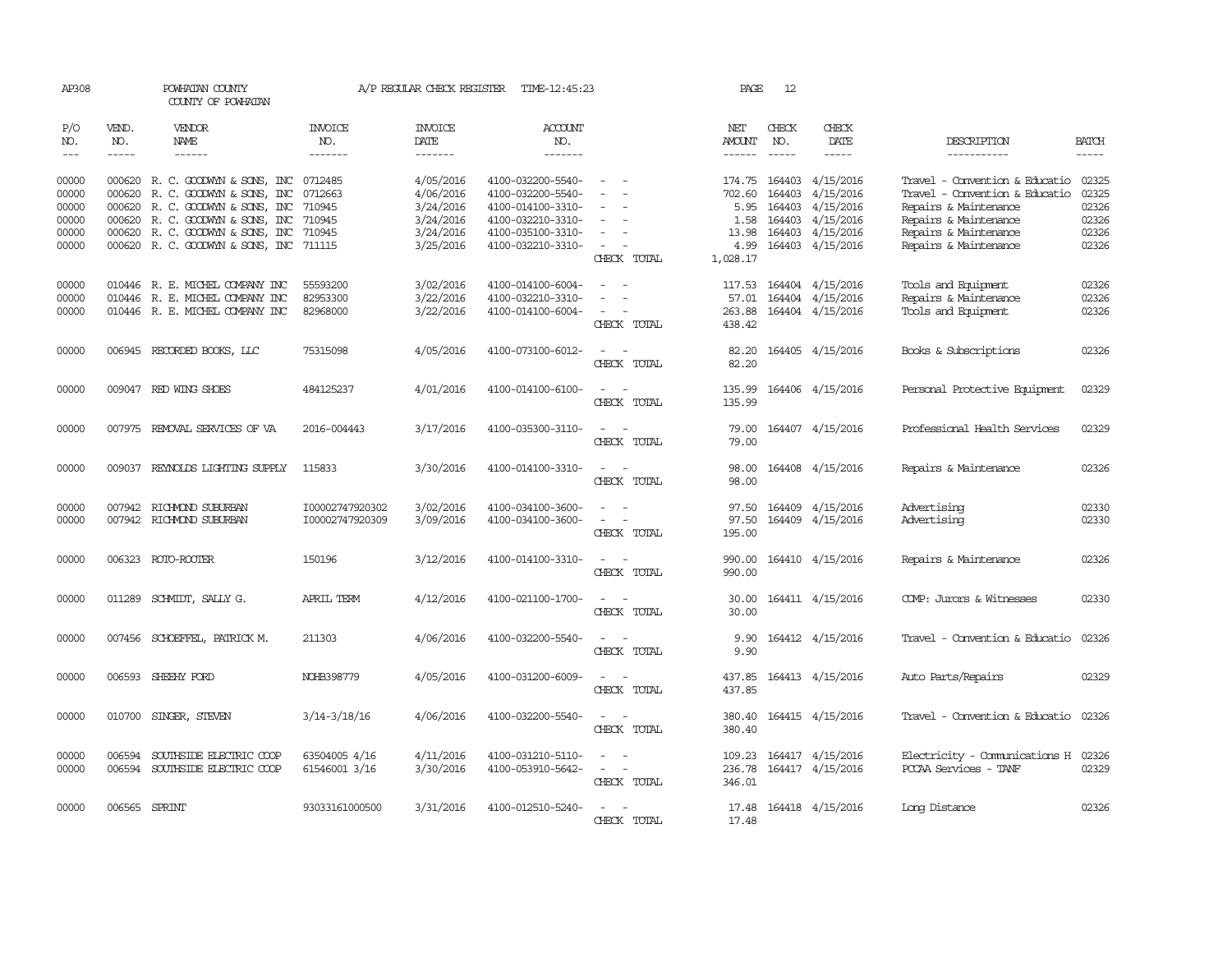AP308 POWHATAN COUNTY A/P REGULAR CHECK REGISTER TIME-12:45:23 PAGE 12

COUNTY OF POWHATAN

| P/O NO. | VEND. NO. | VENDOR NAME | INVOICE NO. | INVOICE DATE | ACCOUNT NO. | | NET AMOUNT | CHECK NO. | CHECK DATE | DESCRIPTION | BATCH |
|---|---|---|---|---|---|---|---|---|---|---|---|
| --- | ----- | ------ | ------- | ------- | ------- | | ------ | ----- | ----- | ----------- | ----- |
| 00000 | 000620 | R. C. GOODWYN & SONS, INC | 0712485 | 4/05/2016 | 4100-032200-5540- | - - | 174.75 | 164403 | 4/15/2016 | Travel - Convention & Educatio | 02325 |
| 00000 | 000620 | R. C. GOODWYN & SONS, INC | 0712663 | 4/06/2016 | 4100-032200-5540- | - - | 702.60 | 164403 | 4/15/2016 | Travel - Convention & Educatio | 02325 |
| 00000 | 000620 | R. C. GOODWYN & SONS, INC | 710945 | 3/24/2016 | 4100-014100-3310- | - - | 5.95 | 164403 | 4/15/2016 | Repairs & Maintenance | 02326 |
| 00000 | 000620 | R. C. GOODWYN & SONS, INC | 710945 | 3/24/2016 | 4100-032210-3310- | - - | 1.58 | 164403 | 4/15/2016 | Repairs & Maintenance | 02326 |
| 00000 | 000620 | R. C. GOODWYN & SONS, INC | 710945 | 3/24/2016 | 4100-035100-3310- | - - | 13.98 | 164403 | 4/15/2016 | Repairs & Maintenance | 02326 |
| 00000 | 000620 | R. C. GOODWYN & SONS, INC | 711115 | 3/25/2016 | 4100-032210-3310- | - - | 4.99 | 164403 | 4/15/2016 | Repairs & Maintenance | 02326 |
| | | | | | | CHECK TOTAL | 1,028.17 | | | | |
| 00000 | 010446 | R. E. MICHEL COMPANY INC | 55593200 | 3/02/2016 | 4100-014100-6004- | - - | 117.53 | 164404 | 4/15/2016 | Tools and Equipment | 02326 |
| 00000 | 010446 | R. E. MICHEL COMPANY INC | 82953300 | 3/22/2016 | 4100-032210-3310- | - - | 57.01 | 164404 | 4/15/2016 | Repairs & Maintenance | 02326 |
| 00000 | 010446 | R. E. MICHEL COMPANY INC | 82968000 | 3/22/2016 | 4100-014100-6004- | - - | 263.88 | 164404 | 4/15/2016 | Tools and Equipment | 02326 |
| | | | | | | CHECK TOTAL | 438.42 | | | | |
| 00000 | 006945 | RECORDED BOOKS, LLC | 75315098 | 4/05/2016 | 4100-073100-6012- | - - | 82.20 | 164405 | 4/15/2016 | Books & Subscriptions | 02326 |
| | | | | | | CHECK TOTAL | 82.20 | | | | |
| 00000 | 009047 | RED WING SHOES | 484125237 | 4/01/2016 | 4100-014100-6100- | - - | 135.99 | 164406 | 4/15/2016 | Personal Protective Equipment | 02329 |
| | | | | | | CHECK TOTAL | 135.99 | | | | |
| 00000 | 007975 | REMOVAL SERVICES OF VA | 2016-004443 | 3/17/2016 | 4100-035300-3110- | - - | 79.00 | 164407 | 4/15/2016 | Professional Health Services | 02329 |
| | | | | | | CHECK TOTAL | 79.00 | | | | |
| 00000 | 009037 | REYNOLDS LIGHTING SUPPLY | 115833 | 3/30/2016 | 4100-014100-3310- | - - | 98.00 | 164408 | 4/15/2016 | Repairs & Maintenance | 02326 |
| | | | | | | CHECK TOTAL | 98.00 | | | | |
| 00000 | 007942 | RICHMOND SUBURBAN | I00002747920302 | 3/02/2016 | 4100-034100-3600- | - - | 97.50 | 164409 | 4/15/2016 | Advertising | 02330 |
| 00000 | 007942 | RICHMOND SUBURBAN | I00002747920309 | 3/09/2016 | 4100-034100-3600- | - - | 97.50 | 164409 | 4/15/2016 | Advertising | 02330 |
| | | | | | | CHECK TOTAL | 195.00 | | | | |
| 00000 | 006323 | ROTO-ROOTER | 150196 | 3/12/2016 | 4100-014100-3310- | - - | 990.00 | 164410 | 4/15/2016 | Repairs & Maintenance | 02326 |
| | | | | | | CHECK TOTAL | 990.00 | | | | |
| 00000 | 011289 | SCHMIDT, SALLY G. | APRIL TERM | 4/12/2016 | 4100-021100-1700- | - - | 30.00 | 164411 | 4/15/2016 | COMP: Jurors & Witnesses | 02330 |
| | | | | | | CHECK TOTAL | 30.00 | | | | |
| 00000 | 007456 | SCHOEFFEL, PATRICK M. | 211303 | 4/06/2016 | 4100-032200-5540- | - - | 9.90 | 164412 | 4/15/2016 | Travel - Convention & Educatio | 02326 |
| | | | | | | CHECK TOTAL | 9.90 | | | | |
| 00000 | 006593 | SHEEHY FORD | NOHB398779 | 4/05/2016 | 4100-031200-6009- | - - | 437.85 | 164413 | 4/15/2016 | Auto Parts/Repairs | 02329 |
| | | | | | | CHECK TOTAL | 437.85 | | | | |
| 00000 | 010700 | SINGER, STEVEN | 3/14-3/18/16 | 4/06/2016 | 4100-032200-5540- | - - | 380.40 | 164415 | 4/15/2016 | Travel - Convention & Educatio | 02326 |
| | | | | | | CHECK TOTAL | 380.40 | | | | |
| 00000 | 006594 | SOUTHSIDE ELECTRIC COOP | 63504005 4/16 | 4/11/2016 | 4100-031210-5110- | - - | 109.23 | 164417 | 4/15/2016 | Electricity - Communications H | 02326 |
| 00000 | 006594 | SOUTHSIDE ELECTRIC COOP | 61546001 3/16 | 3/30/2016 | 4100-053910-5642- | - - | 236.78 | 164417 | 4/15/2016 | PCCAA Services - TANF | 02329 |
| | | | | | | CHECK TOTAL | 346.01 | | | | |
| 00000 | 006565 | SPRINT | 93033161000500 | 3/31/2016 | 4100-012510-5240- | - - | 17.48 | 164418 | 4/15/2016 | Long Distance | 02326 |
| | | | | | | CHECK TOTAL | 17.48 | | | | |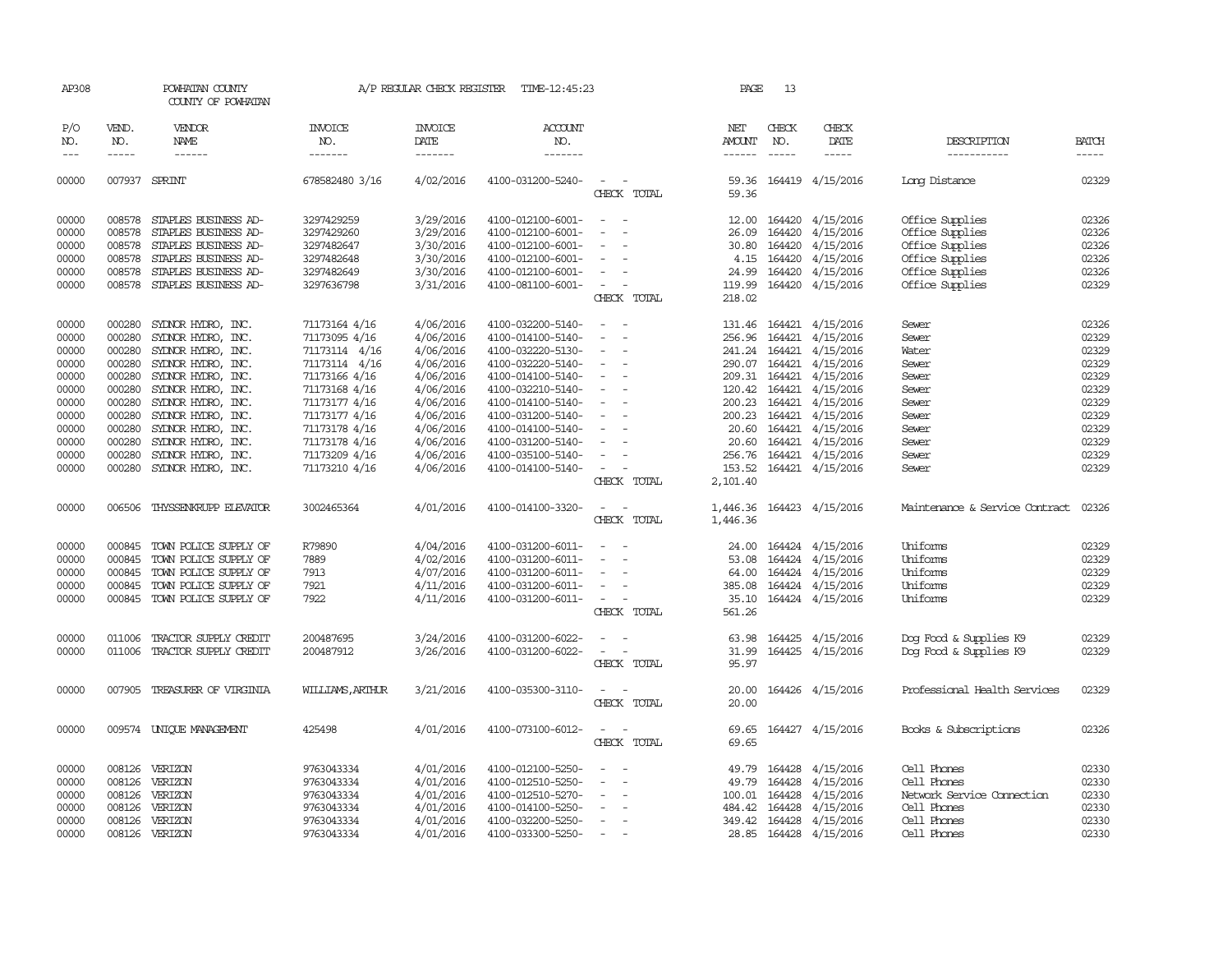AP308 POWHATAN COUNTY COUNTY OF POWHATAN A/P REGULAR CHECK REGISTER TIME-12:45:23

| P/O NO. | VEND. NO. | VENDOR NAME | INVOICE NO. | INVOICE DATE | ACCOUNT NO. | | NET AMOUNT | CHECK NO. | CHECK DATE | DESCRIPTION | BATCH |
|---|---|---|---|---|---|---|---|---|---|---|---|
| 00000 | 007937 | SPRINT | 678582480 3/16 | 4/02/2016 | 4100-031200-5240- | - - | 59.36 | 164419 | 4/15/2016 | Long Distance | 02329 |
| | | | | | | CHECK TOTAL | 59.36 | | | | |
| 00000 | 008578 | STAPLES BUSINESS AD- | 3297429259 | 3/29/2016 | 4100-012100-6001- | - - | 12.00 | 164420 | 4/15/2016 | Office Supplies | 02326 |
| 00000 | 008578 | STAPLES BUSINESS AD- | 3297429260 | 3/29/2016 | 4100-012100-6001- | - - | 26.09 | 164420 | 4/15/2016 | Office Supplies | 02326 |
| 00000 | 008578 | STAPLES BUSINESS AD- | 3297482647 | 3/30/2016 | 4100-012100-6001- | - - | 30.80 | 164420 | 4/15/2016 | Office Supplies | 02326 |
| 00000 | 008578 | STAPLES BUSINESS AD- | 3297482648 | 3/30/2016 | 4100-012100-6001- | - - | 4.15 | 164420 | 4/15/2016 | Office Supplies | 02326 |
| 00000 | 008578 | STAPLES BUSINESS AD- | 3297482649 | 3/30/2016 | 4100-012100-6001- | - - | 24.99 | 164420 | 4/15/2016 | Office Supplies | 02326 |
| 00000 | 008578 | STAPLES BUSINESS AD- | 3297636798 | 3/31/2016 | 4100-081100-6001- | - - | 119.99 | 164420 | 4/15/2016 | Office Supplies | 02329 |
| | | | | | | CHECK TOTAL | 218.02 | | | | |
| 00000 | 000280 | SYDNOR HYDRO, INC. | 71173164 4/16 | 4/06/2016 | 4100-032200-5140- | - - | 131.46 | 164421 | 4/15/2016 | Sewer | 02326 |
| 00000 | 000280 | SYDNOR HYDRO, INC. | 71173095 4/16 | 4/06/2016 | 4100-014100-5140- | - - | 256.96 | 164421 | 4/15/2016 | Sewer | 02329 |
| 00000 | 000280 | SYDNOR HYDRO, INC. | 71173114 4/16 | 4/06/2016 | 4100-032220-5130- | - - | 241.24 | 164421 | 4/15/2016 | Water | 02329 |
| 00000 | 000280 | SYDNOR HYDRO, INC. | 71173114 4/16 | 4/06/2016 | 4100-032220-5140- | - - | 290.07 | 164421 | 4/15/2016 | Sewer | 02329 |
| 00000 | 000280 | SYDNOR HYDRO, INC. | 71173166 4/16 | 4/06/2016 | 4100-014100-5140- | - - | 209.31 | 164421 | 4/15/2016 | Sewer | 02329 |
| 00000 | 000280 | SYDNOR HYDRO, INC. | 71173168 4/16 | 4/06/2016 | 4100-032210-5140- | - - | 120.42 | 164421 | 4/15/2016 | Sewer | 02329 |
| 00000 | 000280 | SYDNOR HYDRO, INC. | 71173177 4/16 | 4/06/2016 | 4100-014100-5140- | - - | 200.23 | 164421 | 4/15/2016 | Sewer | 02329 |
| 00000 | 000280 | SYDNOR HYDRO, INC. | 71173177 4/16 | 4/06/2016 | 4100-031200-5140- | - - | 200.23 | 164421 | 4/15/2016 | Sewer | 02329 |
| 00000 | 000280 | SYDNOR HYDRO, INC. | 71173178 4/16 | 4/06/2016 | 4100-014100-5140- | - - | 20.60 | 164421 | 4/15/2016 | Sewer | 02329 |
| 00000 | 000280 | SYDNOR HYDRO, INC. | 71173178 4/16 | 4/06/2016 | 4100-031200-5140- | - - | 20.60 | 164421 | 4/15/2016 | Sewer | 02329 |
| 00000 | 000280 | SYDNOR HYDRO, INC. | 71173209 4/16 | 4/06/2016 | 4100-035100-5140- | - - | 256.76 | 164421 | 4/15/2016 | Sewer | 02329 |
| 00000 | 000280 | SYDNOR HYDRO, INC. | 71173210 4/16 | 4/06/2016 | 4100-014100-5140- | - - | 153.52 | 164421 | 4/15/2016 | Sewer | 02329 |
| | | | | | | CHECK TOTAL | 2,101.40 | | | | |
| 00000 | 006506 | THYSSENKRUPP ELEVATOR | 3002465364 | 4/01/2016 | 4100-014100-3320- | - - | 1,446.36 | 164423 | 4/15/2016 | Maintenance & Service Contract | 02326 |
| | | | | | | CHECK TOTAL | 1,446.36 | | | | |
| 00000 | 000845 | TOWN POLICE SUPPLY OF | R79890 | 4/04/2016 | 4100-031200-6011- | - - | 24.00 | 164424 | 4/15/2016 | Uniforms | 02329 |
| 00000 | 000845 | TOWN POLICE SUPPLY OF | 7889 | 4/02/2016 | 4100-031200-6011- | - - | 53.08 | 164424 | 4/15/2016 | Uniforms | 02329 |
| 00000 | 000845 | TOWN POLICE SUPPLY OF | 7913 | 4/07/2016 | 4100-031200-6011- | - - | 64.00 | 164424 | 4/15/2016 | Uniforms | 02329 |
| 00000 | 000845 | TOWN POLICE SUPPLY OF | 7921 | 4/11/2016 | 4100-031200-6011- | - - | 385.08 | 164424 | 4/15/2016 | Uniforms | 02329 |
| 00000 | 000845 | TOWN POLICE SUPPLY OF | 7922 | 4/11/2016 | 4100-031200-6011- | - - | 35.10 | 164424 | 4/15/2016 | Uniforms | 02329 |
| | | | | | | CHECK TOTAL | 561.26 | | | | |
| 00000 | 011006 | TRACTOR SUPPLY CREDIT | 200487695 | 3/24/2016 | 4100-031200-6022- | - - | 63.98 | 164425 | 4/15/2016 | Dog Food & Supplies K9 | 02329 |
| 00000 | 011006 | TRACTOR SUPPLY CREDIT | 200487912 | 3/26/2016 | 4100-031200-6022- | - - | 31.99 | 164425 | 4/15/2016 | Dog Food & Supplies K9 | 02329 |
| | | | | | | CHECK TOTAL | 95.97 | | | | |
| 00000 | 007905 | TREASURER OF VIRGINIA | WILLIAMS,ARTHUR | 3/21/2016 | 4100-035300-3110- | - - | 20.00 | 164426 | 4/15/2016 | Professional Health Services | 02329 |
| | | | | | | CHECK TOTAL | 20.00 | | | | |
| 00000 | 009574 | UNIQUE MANAGEMENT | 425498 | 4/01/2016 | 4100-073100-6012- | - - | 69.65 | 164427 | 4/15/2016 | Books & Subscriptions | 02326 |
| | | | | | | CHECK TOTAL | 69.65 | | | | |
| 00000 | 008126 | VERIZON | 9763043334 | 4/01/2016 | 4100-012100-5250- | - - | 49.79 | 164428 | 4/15/2016 | Cell Phones | 02330 |
| 00000 | 008126 | VERIZON | 9763043334 | 4/01/2016 | 4100-012510-5250- | - - | 49.79 | 164428 | 4/15/2016 | Cell Phones | 02330 |
| 00000 | 008126 | VERIZON | 9763043334 | 4/01/2016 | 4100-012510-5270- | - - | 100.01 | 164428 | 4/15/2016 | Network Service Connection | 02330 |
| 00000 | 008126 | VERIZON | 9763043334 | 4/01/2016 | 4100-014100-5250- | - - | 484.42 | 164428 | 4/15/2016 | Cell Phones | 02330 |
| 00000 | 008126 | VERIZON | 9763043334 | 4/01/2016 | 4100-032200-5250- | - - | 349.42 | 164428 | 4/15/2016 | Cell Phones | 02330 |
| 00000 | 008126 | VERIZON | 9763043334 | 4/01/2016 | 4100-033300-5250- | - - | 28.85 | 164428 | 4/15/2016 | Cell Phones | 02330 |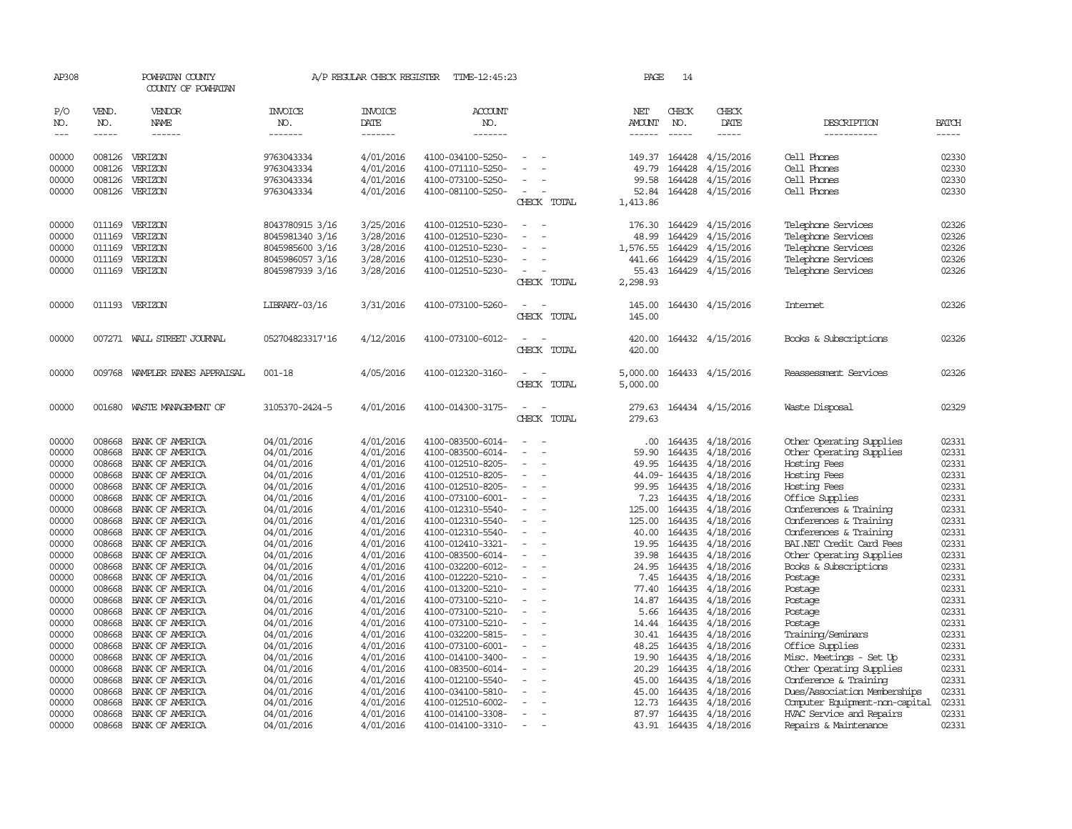AP308 POWHATAN COUNTY A/P REGULAR CHECK REGISTER TIME-12:45:23 PAGE 14
COUNTY OF POWHATAN

| P/O NO. | VEND. NO. | VENDOR NAME | INVOICE NO. | INVOICE DATE | ACCOUNT NO. | | NET AMOUNT | CHECK NO. | CHECK DATE | DESCRIPTION | BATCH |
|---|---|---|---|---|---|---|---|---|---|---|---|
| 00000 | 008126 | VERIZON | 9763043334 | 4/01/2016 | 4100-034100-5250- | - - | 149.37 | 164428 | 4/15/2016 | Cell Phones | 02330 |
| 00000 | 008126 | VERIZON | 9763043334 | 4/01/2016 | 4100-071110-5250- | - - | 49.79 | 164428 | 4/15/2016 | Cell Phones | 02330 |
| 00000 | 008126 | VERIZON | 9763043334 | 4/01/2016 | 4100-073100-5250- | - - | 99.58 | 164428 | 4/15/2016 | Cell Phones | 02330 |
| 00000 | 008126 | VERIZON | 9763043334 | 4/01/2016 | 4100-081100-5250- | - - | 52.84 | 164428 | 4/15/2016 | Cell Phones | 02330 |
| | | | | | | CHECK TOTAL | 1,413.86 | | | | |
| 00000 | 011169 | VERIZON | 8043780915 3/16 | 3/25/2016 | 4100-012510-5230- | - - | 176.30 | 164429 | 4/15/2016 | Telephone Services | 02326 |
| 00000 | 011169 | VERIZON | 8045981340 3/16 | 3/28/2016 | 4100-012510-5230- | - - | 48.99 | 164429 | 4/15/2016 | Telephone Services | 02326 |
| 00000 | 011169 | VERIZON | 8045985600 3/16 | 3/28/2016 | 4100-012510-5230- | - - | 1,576.55 | 164429 | 4/15/2016 | Telephone Services | 02326 |
| 00000 | 011169 | VERIZON | 8045986057 3/16 | 3/28/2016 | 4100-012510-5230- | - - | 441.66 | 164429 | 4/15/2016 | Telephone Services | 02326 |
| 00000 | 011169 | VERIZON | 8045987939 3/16 | 3/28/2016 | 4100-012510-5230- | - - | 55.43 | 164429 | 4/15/2016 | Telephone Services | 02326 |
| | | | | | | CHECK TOTAL | 2,298.93 | | | | |
| 00000 | 011193 | VERIZON | LIBRARY-03/16 | 3/31/2016 | 4100-073100-5260- | - - | 145.00 | 164430 | 4/15/2016 | Internet | 02326 |
| | | | | | | CHECK TOTAL | 145.00 | | | | |
| 00000 | 007271 | WALL STREET JOURNAL | 052704823317'16 | 4/12/2016 | 4100-073100-6012- | - - | 420.00 | 164432 | 4/15/2016 | Books & Subscriptions | 02326 |
| | | | | | | CHECK TOTAL | 420.00 | | | | |
| 00000 | 009768 | WAMPLER EANES APPRAISAL | 001-18 | 4/05/2016 | 4100-012320-3160- | - - | 5,000.00 | 164433 | 4/15/2016 | Reassessment Services | 02326 |
| | | | | | | CHECK TOTAL | 5,000.00 | | | | |
| 00000 | 001680 | WASTE MANAGEMENT OF | 3105370-2424-5 | 4/01/2016 | 4100-014300-3175- | - - | 279.63 | 164434 | 4/15/2016 | Waste Disposal | 02329 |
| | | | | | | CHECK TOTAL | 279.63 | | | | |
| 00000 | 008668 | BANK OF AMERICA | 04/01/2016 | 4/01/2016 | 4100-083500-6014- | - - | .00 | 164435 | 4/18/2016 | Other Operating Supplies | 02331 |
| 00000 | 008668 | BANK OF AMERICA | 04/01/2016 | 4/01/2016 | 4100-083500-6014- | - - | 59.90 | 164435 | 4/18/2016 | Other Operating Supplies | 02331 |
| 00000 | 008668 | BANK OF AMERICA | 04/01/2016 | 4/01/2016 | 4100-012510-8205- | - - | 49.95 | 164435 | 4/18/2016 | Hosting Fees | 02331 |
| 00000 | 008668 | BANK OF AMERICA | 04/01/2016 | 4/01/2016 | 4100-012510-8205- | - - | 44.09- | 164435 | 4/18/2016 | Hosting Fees | 02331 |
| 00000 | 008668 | BANK OF AMERICA | 04/01/2016 | 4/01/2016 | 4100-012510-8205- | - - | 99.95 | 164435 | 4/18/2016 | Hosting Fees | 02331 |
| 00000 | 008668 | BANK OF AMERICA | 04/01/2016 | 4/01/2016 | 4100-073100-6001- | - - | 7.23 | 164435 | 4/18/2016 | Office Supplies | 02331 |
| 00000 | 008668 | BANK OF AMERICA | 04/01/2016 | 4/01/2016 | 4100-012310-5540- | - - | 125.00 | 164435 | 4/18/2016 | Conferences & Training | 02331 |
| 00000 | 008668 | BANK OF AMERICA | 04/01/2016 | 4/01/2016 | 4100-012310-5540- | - - | 125.00 | 164435 | 4/18/2016 | Conferences & Training | 02331 |
| 00000 | 008668 | BANK OF AMERICA | 04/01/2016 | 4/01/2016 | 4100-012310-5540- | - - | 40.00 | 164435 | 4/18/2016 | Conferences & Training | 02331 |
| 00000 | 008668 | BANK OF AMERICA | 04/01/2016 | 4/01/2016 | 4100-012410-3321- | - - | 19.95 | 164435 | 4/18/2016 | BAI.NET Credit Card Fees | 02331 |
| 00000 | 008668 | BANK OF AMERICA | 04/01/2016 | 4/01/2016 | 4100-083500-6014- | - - | 39.98 | 164435 | 4/18/2016 | Other Operating Supplies | 02331 |
| 00000 | 008668 | BANK OF AMERICA | 04/01/2016 | 4/01/2016 | 4100-032200-6012- | - - | 24.95 | 164435 | 4/18/2016 | Books & Subscriptions | 02331 |
| 00000 | 008668 | BANK OF AMERICA | 04/01/2016 | 4/01/2016 | 4100-012220-5210- | - - | 7.45 | 164435 | 4/18/2016 | Postage | 02331 |
| 00000 | 008668 | BANK OF AMERICA | 04/01/2016 | 4/01/2016 | 4100-013200-5210- | - - | 77.40 | 164435 | 4/18/2016 | Postage | 02331 |
| 00000 | 008668 | BANK OF AMERICA | 04/01/2016 | 4/01/2016 | 4100-073100-5210- | - - | 14.87 | 164435 | 4/18/2016 | Postage | 02331 |
| 00000 | 008668 | BANK OF AMERICA | 04/01/2016 | 4/01/2016 | 4100-073100-5210- | - - | 5.66 | 164435 | 4/18/2016 | Postage | 02331 |
| 00000 | 008668 | BANK OF AMERICA | 04/01/2016 | 4/01/2016 | 4100-073100-5210- | - - | 14.44 | 164435 | 4/18/2016 | Postage | 02331 |
| 00000 | 008668 | BANK OF AMERICA | 04/01/2016 | 4/01/2016 | 4100-032200-5815- | - - | 30.41 | 164435 | 4/18/2016 | Training/Seminars | 02331 |
| 00000 | 008668 | BANK OF AMERICA | 04/01/2016 | 4/01/2016 | 4100-073100-6001- | - - | 48.25 | 164435 | 4/18/2016 | Office Supplies | 02331 |
| 00000 | 008668 | BANK OF AMERICA | 04/01/2016 | 4/01/2016 | 4100-014100-3400- | - - | 19.90 | 164435 | 4/18/2016 | Misc. Meetings - Set Up | 02331 |
| 00000 | 008668 | BANK OF AMERICA | 04/01/2016 | 4/01/2016 | 4100-083500-6014- | - - | 20.29 | 164435 | 4/18/2016 | Other Operating Supplies | 02331 |
| 00000 | 008668 | BANK OF AMERICA | 04/01/2016 | 4/01/2016 | 4100-012100-5540- | - - | 45.00 | 164435 | 4/18/2016 | Conference & Training | 02331 |
| 00000 | 008668 | BANK OF AMERICA | 04/01/2016 | 4/01/2016 | 4100-034100-5810- | - - | 45.00 | 164435 | 4/18/2016 | Dues/Association Memberships | 02331 |
| 00000 | 008668 | BANK OF AMERICA | 04/01/2016 | 4/01/2016 | 4100-012510-6002- | - - | 12.73 | 164435 | 4/18/2016 | Computer Equipment-non-capital | 02331 |
| 00000 | 008668 | BANK OF AMERICA | 04/01/2016 | 4/01/2016 | 4100-014100-3308- | - - | 87.97 | 164435 | 4/18/2016 | HVAC Service and Repairs | 02331 |
| 00000 | 008668 | BANK OF AMERICA | 04/01/2016 | 4/01/2016 | 4100-014100-3310- | - - | 43.91 | 164435 | 4/18/2016 | Repairs & Maintenance | 02331 |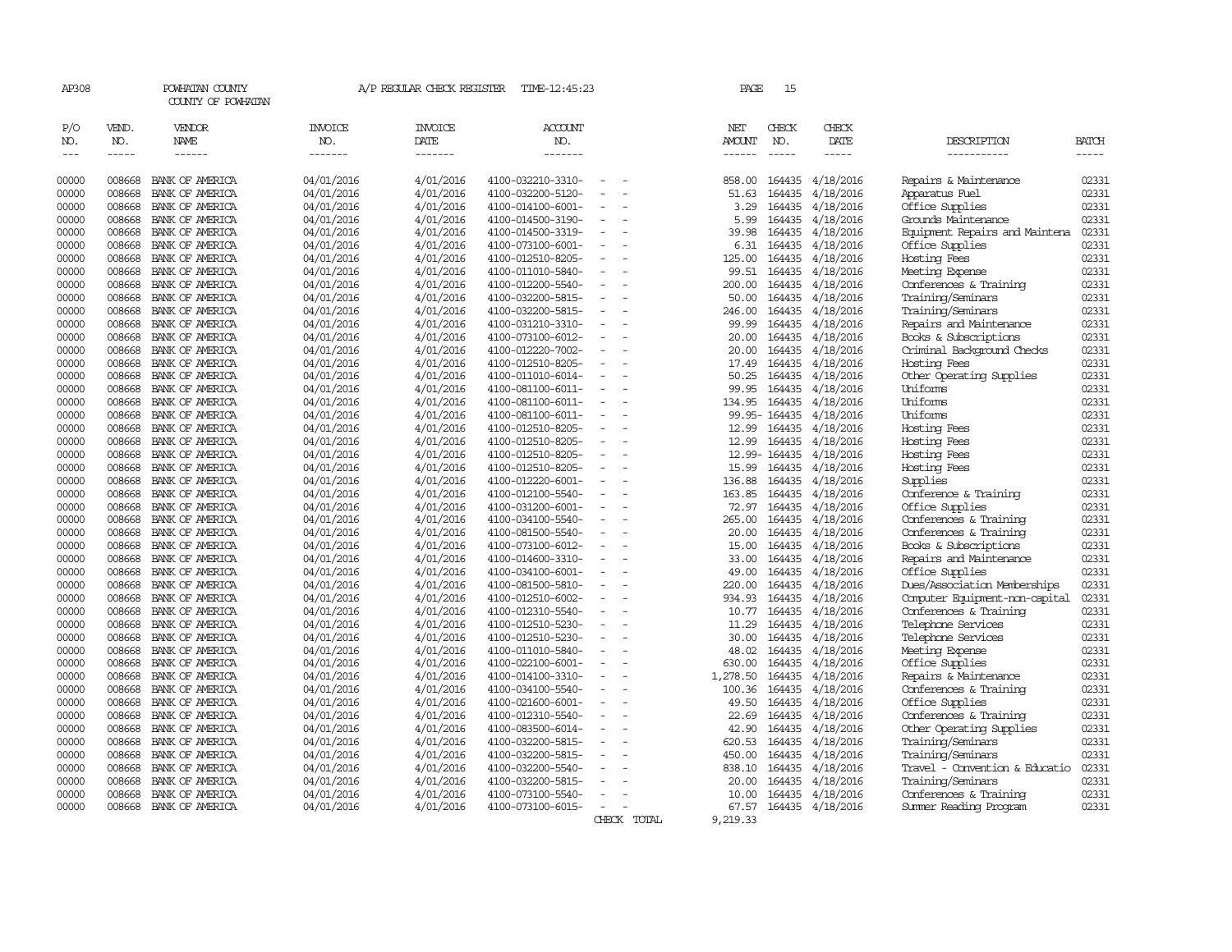AP308 POWHATAN COUNTY A/P REGULAR CHECK REGISTER TIME-12:45:23

COUNTY OF POWHATAN

| P/O NO. | VEND. NO. | VENDOR NAME | INVOICE NO. | INVOICE DATE | ACCOUNT NO. | | NET AMOUNT | CHECK NO. | CHECK DATE | DESCRIPTION | BATCH |
|---|---|---|---|---|---|---|---|---|---|---|---|
| 00000 | 008668 | BANK OF AMERICA | 04/01/2016 | 4/01/2016 | 4100-032210-3310- | - - | 858.00 | 164435 | 4/18/2016 | Repairs & Maintenance | 02331 |
| 00000 | 008668 | BANK OF AMERICA | 04/01/2016 | 4/01/2016 | 4100-032200-5120- | - - | 51.63 | 164435 | 4/18/2016 | Apparatus Fuel | 02331 |
| 00000 | 008668 | BANK OF AMERICA | 04/01/2016 | 4/01/2016 | 4100-014100-6001- | - - | 3.29 | 164435 | 4/18/2016 | Office Supplies | 02331 |
| 00000 | 008668 | BANK OF AMERICA | 04/01/2016 | 4/01/2016 | 4100-014500-3190- | - - | 5.99 | 164435 | 4/18/2016 | Grounds Maintenance | 02331 |
| 00000 | 008668 | BANK OF AMERICA | 04/01/2016 | 4/01/2016 | 4100-014500-3319- | - - | 39.98 | 164435 | 4/18/2016 | Equipment Repairs and Maintena | 02331 |
| 00000 | 008668 | BANK OF AMERICA | 04/01/2016 | 4/01/2016 | 4100-073100-6001- | - - | 6.31 | 164435 | 4/18/2016 | Office Supplies | 02331 |
| 00000 | 008668 | BANK OF AMERICA | 04/01/2016 | 4/01/2016 | 4100-012510-8205- | - - | 125.00 | 164435 | 4/18/2016 | Hosting Fees | 02331 |
| 00000 | 008668 | BANK OF AMERICA | 04/01/2016 | 4/01/2016 | 4100-011010-5840- | - - | 99.51 | 164435 | 4/18/2016 | Meeting Expense | 02331 |
| 00000 | 008668 | BANK OF AMERICA | 04/01/2016 | 4/01/2016 | 4100-012200-5540- | - - | 200.00 | 164435 | 4/18/2016 | Conferences & Training | 02331 |
| 00000 | 008668 | BANK OF AMERICA | 04/01/2016 | 4/01/2016 | 4100-032200-5815- | - - | 50.00 | 164435 | 4/18/2016 | Training/Seminars | 02331 |
| 00000 | 008668 | BANK OF AMERICA | 04/01/2016 | 4/01/2016 | 4100-032200-5815- | - - | 246.00 | 164435 | 4/18/2016 | Training/Seminars | 02331 |
| 00000 | 008668 | BANK OF AMERICA | 04/01/2016 | 4/01/2016 | 4100-031210-3310- | - - | 99.99 | 164435 | 4/18/2016 | Repairs and Maintenance | 02331 |
| 00000 | 008668 | BANK OF AMERICA | 04/01/2016 | 4/01/2016 | 4100-073100-6012- | - - | 20.00 | 164435 | 4/18/2016 | Books & Subscriptions | 02331 |
| 00000 | 008668 | BANK OF AMERICA | 04/01/2016 | 4/01/2016 | 4100-012220-7002- | - - | 20.00 | 164435 | 4/18/2016 | Criminal Background Checks | 02331 |
| 00000 | 008668 | BANK OF AMERICA | 04/01/2016 | 4/01/2016 | 4100-012510-8205- | - - | 17.49 | 164435 | 4/18/2016 | Hosting Fees | 02331 |
| 00000 | 008668 | BANK OF AMERICA | 04/01/2016 | 4/01/2016 | 4100-011010-6014- | - - | 50.25 | 164435 | 4/18/2016 | Other Operating Supplies | 02331 |
| 00000 | 008668 | BANK OF AMERICA | 04/01/2016 | 4/01/2016 | 4100-081100-6011- | - - | 99.95 | 164435 | 4/18/2016 | Uniforms | 02331 |
| 00000 | 008668 | BANK OF AMERICA | 04/01/2016 | 4/01/2016 | 4100-081100-6011- | - - | 134.95 | 164435 | 4/18/2016 | Uniforms | 02331 |
| 00000 | 008668 | BANK OF AMERICA | 04/01/2016 | 4/01/2016 | 4100-081100-6011- | - - | 99.95- | 164435 | 4/18/2016 | Uniforms | 02331 |
| 00000 | 008668 | BANK OF AMERICA | 04/01/2016 | 4/01/2016 | 4100-012510-8205- | - - | 12.99 | 164435 | 4/18/2016 | Hosting Fees | 02331 |
| 00000 | 008668 | BANK OF AMERICA | 04/01/2016 | 4/01/2016 | 4100-012510-8205- | - - | 12.99 | 164435 | 4/18/2016 | Hosting Fees | 02331 |
| 00000 | 008668 | BANK OF AMERICA | 04/01/2016 | 4/01/2016 | 4100-012510-8205- | - - | 12.99- | 164435 | 4/18/2016 | Hosting Fees | 02331 |
| 00000 | 008668 | BANK OF AMERICA | 04/01/2016 | 4/01/2016 | 4100-012510-8205- | - - | 15.99 | 164435 | 4/18/2016 | Hosting Fees | 02331 |
| 00000 | 008668 | BANK OF AMERICA | 04/01/2016 | 4/01/2016 | 4100-012220-6001- | - - | 136.88 | 164435 | 4/18/2016 | Supplies | 02331 |
| 00000 | 008668 | BANK OF AMERICA | 04/01/2016 | 4/01/2016 | 4100-012100-5540- | - - | 163.85 | 164435 | 4/18/2016 | Conference & Training | 02331 |
| 00000 | 008668 | BANK OF AMERICA | 04/01/2016 | 4/01/2016 | 4100-031200-6001- | - - | 72.97 | 164435 | 4/18/2016 | Office Supplies | 02331 |
| 00000 | 008668 | BANK OF AMERICA | 04/01/2016 | 4/01/2016 | 4100-034100-5540- | - - | 265.00 | 164435 | 4/18/2016 | Conferences & Training | 02331 |
| 00000 | 008668 | BANK OF AMERICA | 04/01/2016 | 4/01/2016 | 4100-081500-5540- | - - | 20.00 | 164435 | 4/18/2016 | Conferences & Training | 02331 |
| 00000 | 008668 | BANK OF AMERICA | 04/01/2016 | 4/01/2016 | 4100-073100-6012- | - - | 15.00 | 164435 | 4/18/2016 | Books & Subscriptions | 02331 |
| 00000 | 008668 | BANK OF AMERICA | 04/01/2016 | 4/01/2016 | 4100-014600-3310- | - - | 33.00 | 164435 | 4/18/2016 | Repairs and Maintenance | 02331 |
| 00000 | 008668 | BANK OF AMERICA | 04/01/2016 | 4/01/2016 | 4100-034100-6001- | - - | 49.00 | 164435 | 4/18/2016 | Office Supplies | 02331 |
| 00000 | 008668 | BANK OF AMERICA | 04/01/2016 | 4/01/2016 | 4100-081500-5810- | - - | 220.00 | 164435 | 4/18/2016 | Dues/Association Memberships | 02331 |
| 00000 | 008668 | BANK OF AMERICA | 04/01/2016 | 4/01/2016 | 4100-012510-6002- | - - | 934.93 | 164435 | 4/18/2016 | Computer Equipment-non-capital | 02331 |
| 00000 | 008668 | BANK OF AMERICA | 04/01/2016 | 4/01/2016 | 4100-012310-5540- | - - | 10.77 | 164435 | 4/18/2016 | Conferences & Training | 02331 |
| 00000 | 008668 | BANK OF AMERICA | 04/01/2016 | 4/01/2016 | 4100-012510-5230- | - - | 11.29 | 164435 | 4/18/2016 | Telephone Services | 02331 |
| 00000 | 008668 | BANK OF AMERICA | 04/01/2016 | 4/01/2016 | 4100-012510-5230- | - - | 30.00 | 164435 | 4/18/2016 | Telephone Services | 02331 |
| 00000 | 008668 | BANK OF AMERICA | 04/01/2016 | 4/01/2016 | 4100-011010-5840- | - - | 48.02 | 164435 | 4/18/2016 | Meeting Expense | 02331 |
| 00000 | 008668 | BANK OF AMERICA | 04/01/2016 | 4/01/2016 | 4100-022100-6001- | - - | 630.00 | 164435 | 4/18/2016 | Office Supplies | 02331 |
| 00000 | 008668 | BANK OF AMERICA | 04/01/2016 | 4/01/2016 | 4100-014100-3310- | - - | 1,278.50 | 164435 | 4/18/2016 | Repairs & Maintenance | 02331 |
| 00000 | 008668 | BANK OF AMERICA | 04/01/2016 | 4/01/2016 | 4100-034100-5540- | - - | 100.36 | 164435 | 4/18/2016 | Conferences & Training | 02331 |
| 00000 | 008668 | BANK OF AMERICA | 04/01/2016 | 4/01/2016 | 4100-021600-6001- | - - | 49.50 | 164435 | 4/18/2016 | Office Supplies | 02331 |
| 00000 | 008668 | BANK OF AMERICA | 04/01/2016 | 4/01/2016 | 4100-012310-5540- | - - | 22.69 | 164435 | 4/18/2016 | Conferences & Training | 02331 |
| 00000 | 008668 | BANK OF AMERICA | 04/01/2016 | 4/01/2016 | 4100-083500-6014- | - - | 42.90 | 164435 | 4/18/2016 | Other Operating Supplies | 02331 |
| 00000 | 008668 | BANK OF AMERICA | 04/01/2016 | 4/01/2016 | 4100-032200-5815- | - - | 620.53 | 164435 | 4/18/2016 | Training/Seminars | 02331 |
| 00000 | 008668 | BANK OF AMERICA | 04/01/2016 | 4/01/2016 | 4100-032200-5815- | - - | 450.00 | 164435 | 4/18/2016 | Training/Seminars | 02331 |
| 00000 | 008668 | BANK OF AMERICA | 04/01/2016 | 4/01/2016 | 4100-032200-5540- | - - | 838.10 | 164435 | 4/18/2016 | Travel - Convention & Educatio | 02331 |
| 00000 | 008668 | BANK OF AMERICA | 04/01/2016 | 4/01/2016 | 4100-032200-5815- | - - | 20.00 | 164435 | 4/18/2016 | Training/Seminars | 02331 |
| 00000 | 008668 | BANK OF AMERICA | 04/01/2016 | 4/01/2016 | 4100-073100-5540- | - - | 10.00 | 164435 | 4/18/2016 | Conferences & Training | 02331 |
| 00000 | 008668 | BANK OF AMERICA | 04/01/2016 | 4/01/2016 | 4100-073100-6015- | - - | 67.57 | 164435 | 4/18/2016 | Summer Reading Program | 02331 |
| | | | | | | CHECK TOTAL | 9,219.33 | | | | |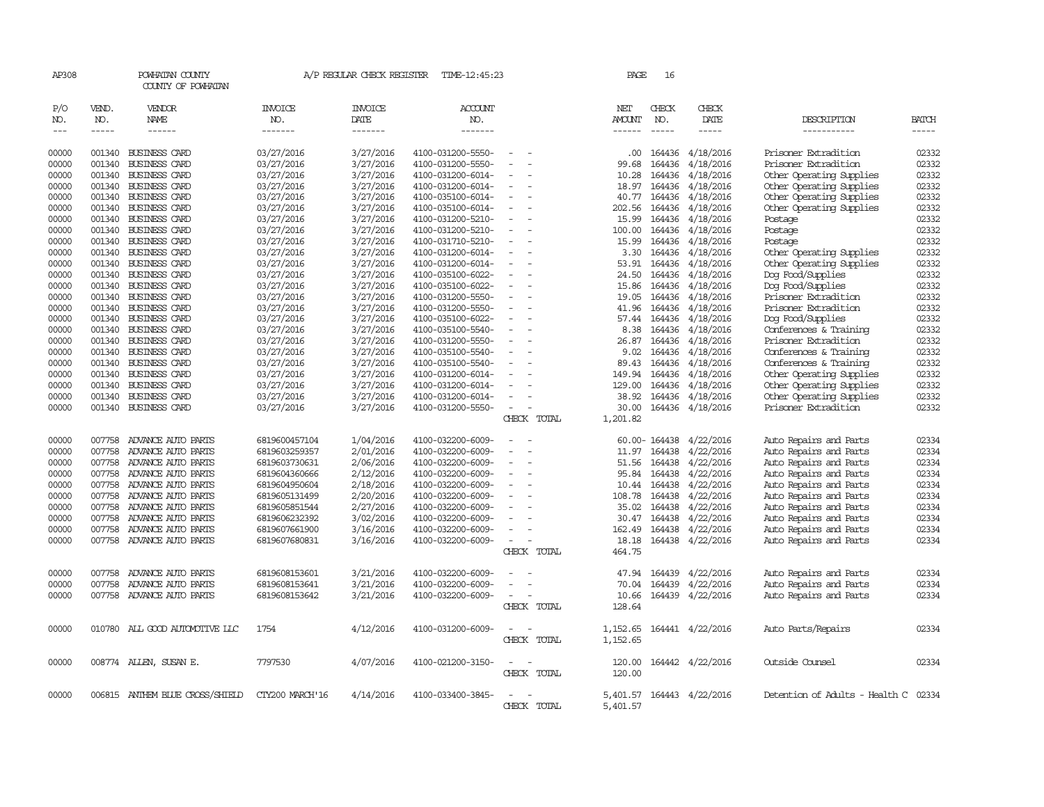AP308 POWHATAN COUNTY A/P REGULAR CHECK REGISTER TIME-12:45:23 PAGE 16

COUNTY OF POWHATAN

| P/O NO. | VEND. NO. | VENDOR NAME | INVOICE NO. | INVOICE DATE | ACCOUNT NO. | | NET AMOUNT | CHECK NO. | CHECK DATE | DESCRIPTION | BATCH |
|---|---|---|---|---|---|---|---|---|---|---|---|
| 00000 | 001340 | BUSINESS CARD | 03/27/2016 | 3/27/2016 | 4100-031200-5550- | - - | .00 | 164436 | 4/18/2016 | Prisoner Extradition | 02332 |
| 00000 | 001340 | BUSINESS CARD | 03/27/2016 | 3/27/2016 | 4100-031200-5550- | - - | 99.68 | 164436 | 4/18/2016 | Prisoner Extradition | 02332 |
| 00000 | 001340 | BUSINESS CARD | 03/27/2016 | 3/27/2016 | 4100-031200-6014- | - - | 10.28 | 164436 | 4/18/2016 | Other Operating Supplies | 02332 |
| 00000 | 001340 | BUSINESS CARD | 03/27/2016 | 3/27/2016 | 4100-031200-6014- | - - | 18.97 | 164436 | 4/18/2016 | Other Operating Supplies | 02332 |
| 00000 | 001340 | BUSINESS CARD | 03/27/2016 | 3/27/2016 | 4100-035100-6014- | - - | 40.77 | 164436 | 4/18/2016 | Other Operating Supplies | 02332 |
| 00000 | 001340 | BUSINESS CARD | 03/27/2016 | 3/27/2016 | 4100-035100-6014- | - - | 202.56 | 164436 | 4/18/2016 | Other Operating Supplies | 02332 |
| 00000 | 001340 | BUSINESS CARD | 03/27/2016 | 3/27/2016 | 4100-031200-5210- | - - | 15.99 | 164436 | 4/18/2016 | Postage | 02332 |
| 00000 | 001340 | BUSINESS CARD | 03/27/2016 | 3/27/2016 | 4100-031200-5210- | - - | 100.00 | 164436 | 4/18/2016 | Postage | 02332 |
| 00000 | 001340 | BUSINESS CARD | 03/27/2016 | 3/27/2016 | 4100-031710-5210- | - - | 15.99 | 164436 | 4/18/2016 | Postage | 02332 |
| 00000 | 001340 | BUSINESS CARD | 03/27/2016 | 3/27/2016 | 4100-031200-6014- | - - | 3.30 | 164436 | 4/18/2016 | Other Operating Supplies | 02332 |
| 00000 | 001340 | BUSINESS CARD | 03/27/2016 | 3/27/2016 | 4100-031200-6014- | - - | 53.91 | 164436 | 4/18/2016 | Other Operating Supplies | 02332 |
| 00000 | 001340 | BUSINESS CARD | 03/27/2016 | 3/27/2016 | 4100-035100-6022- | - - | 24.50 | 164436 | 4/18/2016 | Dog Food/Supplies | 02332 |
| 00000 | 001340 | BUSINESS CARD | 03/27/2016 | 3/27/2016 | 4100-035100-6022- | - - | 15.86 | 164436 | 4/18/2016 | Dog Food/Supplies | 02332 |
| 00000 | 001340 | BUSINESS CARD | 03/27/2016 | 3/27/2016 | 4100-031200-5550- | - - | 19.05 | 164436 | 4/18/2016 | Prisoner Extradition | 02332 |
| 00000 | 001340 | BUSINESS CARD | 03/27/2016 | 3/27/2016 | 4100-031200-5550- | - - | 41.96 | 164436 | 4/18/2016 | Prisoner Extradition | 02332 |
| 00000 | 001340 | BUSINESS CARD | 03/27/2016 | 3/27/2016 | 4100-035100-6022- | - - | 57.44 | 164436 | 4/18/2016 | Dog Food/Supplies | 02332 |
| 00000 | 001340 | BUSINESS CARD | 03/27/2016 | 3/27/2016 | 4100-035100-5540- | - - | 8.38 | 164436 | 4/18/2016 | Conferences & Training | 02332 |
| 00000 | 001340 | BUSINESS CARD | 03/27/2016 | 3/27/2016 | 4100-031200-5550- | - - | 26.87 | 164436 | 4/18/2016 | Prisoner Extradition | 02332 |
| 00000 | 001340 | BUSINESS CARD | 03/27/2016 | 3/27/2016 | 4100-035100-5540- | - - | 9.02 | 164436 | 4/18/2016 | Conferences & Training | 02332 |
| 00000 | 001340 | BUSINESS CARD | 03/27/2016 | 3/27/2016 | 4100-035100-5540- | - - | 89.43 | 164436 | 4/18/2016 | Conferences & Training | 02332 |
| 00000 | 001340 | BUSINESS CARD | 03/27/2016 | 3/27/2016 | 4100-031200-6014- | - - | 149.94 | 164436 | 4/18/2016 | Other Operating Supplies | 02332 |
| 00000 | 001340 | BUSINESS CARD | 03/27/2016 | 3/27/2016 | 4100-031200-6014- | - - | 129.00 | 164436 | 4/18/2016 | Other Operating Supplies | 02332 |
| 00000 | 001340 | BUSINESS CARD | 03/27/2016 | 3/27/2016 | 4100-031200-6014- | - - | 38.92 | 164436 | 4/18/2016 | Other Operating Supplies | 02332 |
| 00000 | 001340 | BUSINESS CARD | 03/27/2016 | 3/27/2016 | 4100-031200-5550- | - - | 30.00 | 164436 | 4/18/2016 | Prisoner Extradition | 02332 |
| | | | | | | CHECK TOTAL | 1,201.82 | | | | |
| 00000 | 007758 | ADVANCE AUTO PARTS | 6819600457104 | 1/04/2016 | 4100-032200-6009- | - - | 60.00- | 164438 | 4/22/2016 | Auto Repairs and Parts | 02334 |
| 00000 | 007758 | ADVANCE AUTO PARTS | 6819603259357 | 2/01/2016 | 4100-032200-6009- | - - | 11.97 | 164438 | 4/22/2016 | Auto Repairs and Parts | 02334 |
| 00000 | 007758 | ADVANCE AUTO PARTS | 6819603730631 | 2/06/2016 | 4100-032200-6009- | - - | 51.56 | 164438 | 4/22/2016 | Auto Repairs and Parts | 02334 |
| 00000 | 007758 | ADVANCE AUTO PARTS | 6819604360666 | 2/12/2016 | 4100-032200-6009- | - - | 95.84 | 164438 | 4/22/2016 | Auto Repairs and Parts | 02334 |
| 00000 | 007758 | ADVANCE AUTO PARTS | 6819604950604 | 2/18/2016 | 4100-032200-6009- | - - | 10.44 | 164438 | 4/22/2016 | Auto Repairs and Parts | 02334 |
| 00000 | 007758 | ADVANCE AUTO PARTS | 6819605131499 | 2/20/2016 | 4100-032200-6009- | - - | 108.78 | 164438 | 4/22/2016 | Auto Repairs and Parts | 02334 |
| 00000 | 007758 | ADVANCE AUTO PARTS | 6819605851544 | 2/27/2016 | 4100-032200-6009- | - - | 35.02 | 164438 | 4/22/2016 | Auto Repairs and Parts | 02334 |
| 00000 | 007758 | ADVANCE AUTO PARTS | 6819606232392 | 3/02/2016 | 4100-032200-6009- | - - | 30.47 | 164438 | 4/22/2016 | Auto Repairs and Parts | 02334 |
| 00000 | 007758 | ADVANCE AUTO PARTS | 6819607661900 | 3/16/2016 | 4100-032200-6009- | - - | 162.49 | 164438 | 4/22/2016 | Auto Repairs and Parts | 02334 |
| 00000 | 007758 | ADVANCE AUTO PARTS | 6819607680831 | 3/16/2016 | 4100-032200-6009- | - - | 18.18 | 164438 | 4/22/2016 | Auto Repairs and Parts | 02334 |
| | | | | | | CHECK TOTAL | 464.75 | | | | |
| 00000 | 007758 | ADVANCE AUTO PARTS | 6819608153601 | 3/21/2016 | 4100-032200-6009- | - - | 47.94 | 164439 | 4/22/2016 | Auto Repairs and Parts | 02334 |
| 00000 | 007758 | ADVANCE AUTO PARTS | 6819608153641 | 3/21/2016 | 4100-032200-6009- | - - | 70.04 | 164439 | 4/22/2016 | Auto Repairs and Parts | 02334 |
| 00000 | 007758 | ADVANCE AUTO PARTS | 6819608153642 | 3/21/2016 | 4100-032200-6009- | - - | 10.66 | 164439 | 4/22/2016 | Auto Repairs and Parts | 02334 |
| | | | | | | CHECK TOTAL | 128.64 | | | | |
| 00000 | 010780 | ALL GOOD AUTOMOTIVE LLC | 1754 | 4/12/2016 | 4100-031200-6009- | - - | 1,152.65 | 164441 | 4/22/2016 | Auto Parts/Repairs | 02334 |
| | | | | | | CHECK TOTAL | 1,152.65 | | | | |
| 00000 | 008774 | ALLEN, SUSAN E. | 7797530 | 4/07/2016 | 4100-021200-3150- | - - | 120.00 | 164442 | 4/22/2016 | Outside Counsel | 02334 |
| | | | | | | CHECK TOTAL | 120.00 | | | | |
| 00000 | 006815 | ANTHEM BLUE CROSS/SHIELD | CTY200 MARCH'16 | 4/14/2016 | 4100-033400-3845- | - - | 5,401.57 | 164443 | 4/22/2016 | Detention of Adults - Health C | 02334 |
| | | | | | | CHECK TOTAL | 5,401.57 | | | | |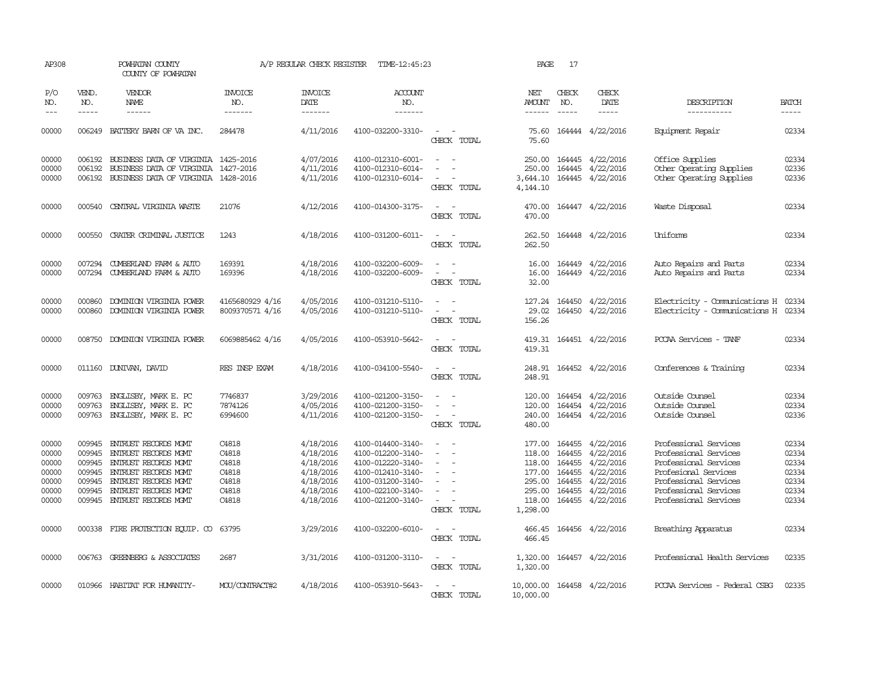AP308 POWHATAN COUNTY A/P REGULAR CHECK REGISTER TIME-12:45:23 PAGE 17

COUNTY OF POWHATAN

| P/O NO. | VEND. NO. | VENDOR NAME | INVOICE NO. | INVOICE DATE | ACCOUNT NO. | | NET AMOUNT | CHECK NO. | CHECK DATE | DESCRIPTION | BATCH |
|---|---|---|---|---|---|---|---|---|---|---|---|
| 00000 | 006249 | BATTERY BARN OF VA INC. | 284478 | 4/11/2016 | 4100-032200-3310- | - - | 75.60 | 164444 | 4/22/2016 | Equipment Repair | 02334 |
| | | | | | | CHECK TOTAL | 75.60 | | | | |
| 00000 | 006192 | BUSINESS DATA OF VIRGINIA | 1425-2016 | 4/07/2016 | 4100-012310-6001- | - - | 250.00 | 164445 | 4/22/2016 | Office Supplies | 02334 |
| 00000 | 006192 | BUSINESS DATA OF VIRGINIA | 1427-2016 | 4/11/2016 | 4100-012310-6014- | - - | 250.00 | 164445 | 4/22/2016 | Other Operating Supplies | 02336 |
| 00000 | 006192 | BUSINESS DATA OF VIRGINIA | 1428-2016 | 4/11/2016 | 4100-012310-6014- | - - | 3,644.10 | 164445 | 4/22/2016 | Other Operating Supplies | 02336 |
| | | | | | | CHECK TOTAL | 4,144.10 | | | | |
| 00000 | 000540 | CENTRAL VIRGINIA WASTE | 21076 | 4/12/2016 | 4100-014300-3175- | - - | 470.00 | 164447 | 4/22/2016 | Waste Disposal | 02334 |
| | | | | | | CHECK TOTAL | 470.00 | | | | |
| 00000 | 000550 | CRATER CRIMINAL JUSTICE | 1243 | 4/18/2016 | 4100-031200-6011- | - - | 262.50 | 164448 | 4/22/2016 | Uniforms | 02334 |
| | | | | | | CHECK TOTAL | 262.50 | | | | |
| 00000 | 007294 | CUMBERLAND FARM & AUTO | 169391 | 4/18/2016 | 4100-032200-6009- | - - | 16.00 | 164449 | 4/22/2016 | Auto Repairs and Parts | 02334 |
| 00000 | 007294 | CUMBERLAND FARM & AUTO | 169396 | 4/18/2016 | 4100-032200-6009- | - - | 16.00 | 164449 | 4/22/2016 | Auto Repairs and Parts | 02334 |
| | | | | | | CHECK TOTAL | 32.00 | | | | |
| 00000 | 000860 | DOMINION VIRGINIA POWER | 4165680929 4/16 | 4/05/2016 | 4100-031210-5110- | - - | 127.24 | 164450 | 4/22/2016 | Electricity - Communications H | 02334 |
| 00000 | 000860 | DOMINION VIRGINIA POWER | 8009370571 4/16 | 4/05/2016 | 4100-031210-5110- | - - | 29.02 | 164450 | 4/22/2016 | Electricity - Communications H | 02334 |
| | | | | | | CHECK TOTAL | 156.26 | | | | |
| 00000 | 008750 | DOMINION VIRGINIA POWER | 6069885462 4/16 | 4/05/2016 | 4100-053910-5642- | - - | 419.31 | 164451 | 4/22/2016 | PCCAA Services - TANF | 02334 |
| | | | | | | CHECK TOTAL | 419.31 | | | | |
| 00000 | 011160 | DUNIVAN, DAVID | RES INSP EXAM | 4/18/2016 | 4100-034100-5540- | - - | 248.91 | 164452 | 4/22/2016 | Conferences & Training | 02334 |
| | | | | | | CHECK TOTAL | 248.91 | | | | |
| 00000 | 009763 | ENGLISBY, MARK E. PC | 7746837 | 3/29/2016 | 4100-021200-3150- | - - | 120.00 | 164454 | 4/22/2016 | Outside Counsel | 02334 |
| 00000 | 009763 | ENGLISBY, MARK E. PC | 7874126 | 4/05/2016 | 4100-021200-3150- | - - | 120.00 | 164454 | 4/22/2016 | Outside Counsel | 02334 |
| 00000 | 009763 | ENGLISBY, MARK E. PC | 6994600 | 4/11/2016 | 4100-021200-3150- | - - | 240.00 | 164454 | 4/22/2016 | Outside Counsel | 02336 |
| | | | | | | CHECK TOTAL | 480.00 | | | | |
| 00000 | 009945 | ENTRUST RECORDS MGMT | C4818 | 4/18/2016 | 4100-014400-3140- | - - | 177.00 | 164455 | 4/22/2016 | Professional Services | 02334 |
| 00000 | 009945 | ENTRUST RECORDS MGMT | C4818 | 4/18/2016 | 4100-012200-3140- | - - | 118.00 | 164455 | 4/22/2016 | Professional Services | 02334 |
| 00000 | 009945 | ENTRUST RECORDS MGMT | C4818 | 4/18/2016 | 4100-012220-3140- | - - | 118.00 | 164455 | 4/22/2016 | Professional Services | 02334 |
| 00000 | 009945 | ENTRUST RECORDS MGMT | C4818 | 4/18/2016 | 4100-012410-3140- | - - | 177.00 | 164455 | 4/22/2016 | Profesional Services | 02334 |
| 00000 | 009945 | ENTRUST RECORDS MGMT | C4818 | 4/18/2016 | 4100-031200-3140- | - - | 295.00 | 164455 | 4/22/2016 | Professional Services | 02334 |
| 00000 | 009945 | ENTRUST RECORDS MGMT | C4818 | 4/18/2016 | 4100-022100-3140- | - - | 295.00 | 164455 | 4/22/2016 | Professional Services | 02334 |
| 00000 | 009945 | ENTRUST RECORDS MGMT | C4818 | 4/18/2016 | 4100-021200-3140- | - - | 118.00 | 164455 | 4/22/2016 | Professional Services | 02334 |
| | | | | | | CHECK TOTAL | 1,298.00 | | | | |
| 00000 | 000338 | FIRE PROTECTION EQUIP. CO | 63795 | 3/29/2016 | 4100-032200-6010- | - - | 466.45 | 164456 | 4/22/2016 | Breathing Apparatus | 02334 |
| | | | | | | CHECK TOTAL | 466.45 | | | | |
| 00000 | 006763 | GREENBERG & ASSOCIATES | 2687 | 3/31/2016 | 4100-031200-3110- | - - | 1,320.00 | 164457 | 4/22/2016 | Professional Health Services | 02335 |
| | | | | | | CHECK TOTAL | 1,320.00 | | | | |
| 00000 | 010966 | HABITAT FOR HUMANITY- | MOU/CONTRACT#2 | 4/18/2016 | 4100-053910-5643- | - - | 10,000.00 | 164458 | 4/22/2016 | PCCAA Services - Federal CSBG | 02335 |
| | | | | | | CHECK TOTAL | 10,000.00 | | | | |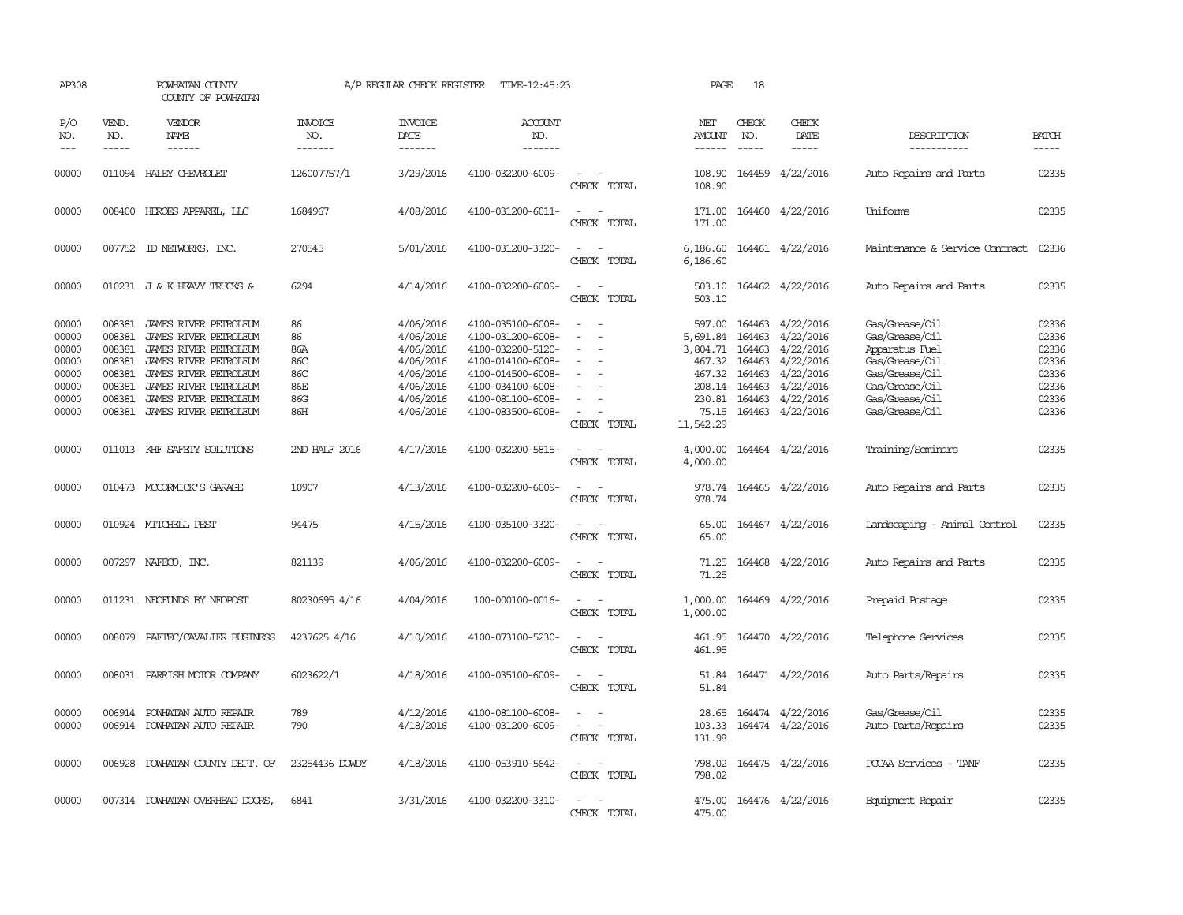AP308 POWHATAN COUNTY A/P REGULAR CHECK REGISTER TIME-12:45:23 PAGE 18

COUNTY OF POWHATAN

| P/O NO. | VEND. NO. | VENDOR NAME | INVOICE NO. | INVOICE DATE | ACCOUNT NO. | | NET AMOUNT | CHECK NO. | CHECK DATE | DESCRIPTION | BATCH |
|---|---|---|---|---|---|---|---|---|---|---|---|
| 00000 | 011094 | HALEY CHEVROLET | 126007757/1 | 3/29/2016 | 4100-032200-6009- | - - | 108.90 | 164459 | 4/22/2016 | Auto Repairs and Parts | 02335 |
| | | | | | | CHECK TOTAL | 108.90 | | | | |
| 00000 | 008400 | HEROES APPAREL, LLC | 1684967 | 4/08/2016 | 4100-031200-6011- | - - | 171.00 | 164460 | 4/22/2016 | Uniforms | 02335 |
| | | | | | | CHECK TOTAL | 171.00 | | | | |
| 00000 | 007752 | ID NETWORKS, INC. | 270545 | 5/01/2016 | 4100-031200-3320- | - - | 6,186.60 | 164461 | 4/22/2016 | Maintenance & Service Contract | 02336 |
| | | | | | | CHECK TOTAL | 6,186.60 | | | | |
| 00000 | 010231 | J & K HEAVY TRUCKS & | 6294 | 4/14/2016 | 4100-032200-6009- | - - | 503.10 | 164462 | 4/22/2016 | Auto Repairs and Parts | 02335 |
| | | | | | | CHECK TOTAL | 503.10 | | | | |
| 00000 | 008381 | JAMES RIVER PETROLEUM | 86 | 4/06/2016 | 4100-035100-6008- | - - | 597.00 | 164463 | 4/22/2016 | Gas/Grease/Oil | 02336 |
| 00000 | 008381 | JAMES RIVER PETROLEUM | 86 | 4/06/2016 | 4100-031200-6008- | - - | 5,691.84 | 164463 | 4/22/2016 | Gas/Grease/Oil | 02336 |
| 00000 | 008381 | JAMES RIVER PETROLEUM | 86A | 4/06/2016 | 4100-032200-5120- | - - | 3,804.71 | 164463 | 4/22/2016 | Apparatus Fuel | 02336 |
| 00000 | 008381 | JAMES RIVER PETROLEUM | 86C | 4/06/2016 | 4100-014100-6008- | - - | 467.32 | 164463 | 4/22/2016 | Gas/Grease/Oil | 02336 |
| 00000 | 008381 | JAMES RIVER PETROLEUM | 86C | 4/06/2016 | 4100-014500-6008- | - - | 467.32 | 164463 | 4/22/2016 | Gas/Grease/Oil | 02336 |
| 00000 | 008381 | JAMES RIVER PETROLEUM | 86E | 4/06/2016 | 4100-034100-6008- | - - | 208.14 | 164463 | 4/22/2016 | Gas/Grease/Oil | 02336 |
| 00000 | 008381 | JAMES RIVER PETROLEUM | 86G | 4/06/2016 | 4100-081100-6008- | - - | 230.81 | 164463 | 4/22/2016 | Gas/Grease/Oil | 02336 |
| 00000 | 008381 | JAMES RIVER PETROLEUM | 86H | 4/06/2016 | 4100-083500-6008- | - - | 75.15 | 164463 | 4/22/2016 | Gas/Grease/Oil | 02336 |
| | | | | | | CHECK TOTAL | 11,542.29 | | | | |
| 00000 | 011013 | KHF SAFETY SOLUTIONS | 2ND HALF 2016 | 4/17/2016 | 4100-032200-5815- | - - | 4,000.00 | 164464 | 4/22/2016 | Training/Seminars | 02335 |
| | | | | | | CHECK TOTAL | 4,000.00 | | | | |
| 00000 | 010473 | MCCORMICK'S GARAGE | 10907 | 4/13/2016 | 4100-032200-6009- | - - | 978.74 | 164465 | 4/22/2016 | Auto Repairs and Parts | 02335 |
| | | | | | | CHECK TOTAL | 978.74 | | | | |
| 00000 | 010924 | MITCHELL PEST | 94475 | 4/15/2016 | 4100-035100-3320- | - - | 65.00 | 164467 | 4/22/2016 | Landscaping - Animal Control | 02335 |
| | | | | | | CHECK TOTAL | 65.00 | | | | |
| 00000 | 007297 | NAFECO, INC. | 821139 | 4/06/2016 | 4100-032200-6009- | - - | 71.25 | 164468 | 4/22/2016 | Auto Repairs and Parts | 02335 |
| | | | | | | CHECK TOTAL | 71.25 | | | | |
| 00000 | 011231 | NEOFUNDS BY NEOPOST | 80230695 4/16 | 4/04/2016 | 100-000100-0016- | - - | 1,000.00 | 164469 | 4/22/2016 | Prepaid Postage | 02335 |
| | | | | | | CHECK TOTAL | 1,000.00 | | | | |
| 00000 | 008079 | PAETEC/CAVALIER BUSINESS | 4237625 4/16 | 4/10/2016 | 4100-073100-5230- | - - | 461.95 | 164470 | 4/22/2016 | Telephone Services | 02335 |
| | | | | | | CHECK TOTAL | 461.95 | | | | |
| 00000 | 008031 | PARRISH MOTOR COMPANY | 6023622/1 | 4/18/2016 | 4100-035100-6009- | - - | 51.84 | 164471 | 4/22/2016 | Auto Parts/Repairs | 02335 |
| | | | | | | CHECK TOTAL | 51.84 | | | | |
| 00000 | 006914 | POWHATAN AUTO REPAIR | 789 | 4/12/2016 | 4100-081100-6008- | - - | 28.65 | 164474 | 4/22/2016 | Gas/Grease/Oil | 02335 |
| 00000 | 006914 | POWHATAN AUTO REPAIR | 790 | 4/18/2016 | 4100-031200-6009- | - - | 103.33 | 164474 | 4/22/2016 | Auto Parts/Repairs | 02335 |
| | | | | | | CHECK TOTAL | 131.98 | | | | |
| 00000 | 006928 | POWHATAN COUNTY DEPT. OF | 23254436 DOWDY | 4/18/2016 | 4100-053910-5642- | - - | 798.02 | 164475 | 4/22/2016 | PCCAA Services - TANF | 02335 |
| | | | | | | CHECK TOTAL | 798.02 | | | | |
| 00000 | 007314 | POWHATAN OVERHEAD DOORS, | 6841 | 3/31/2016 | 4100-032200-3310- | - - | 475.00 | 164476 | 4/22/2016 | Equipment Repair | 02335 |
| | | | | | | CHECK TOTAL | 475.00 | | | | |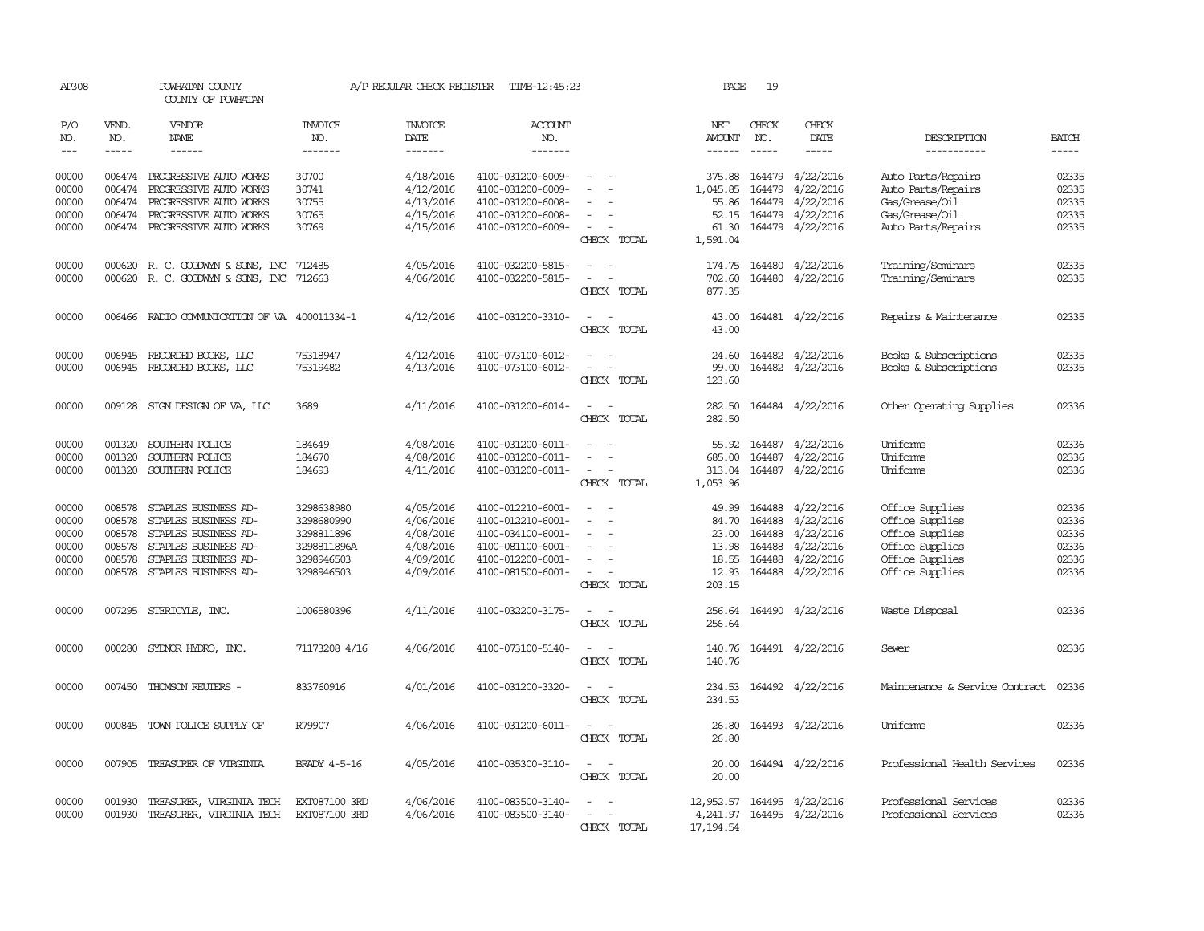AP308 POWHATAN COUNTY A/P REGULAR CHECK REGISTER TIME-12:45:23 PAGE 19

COUNTY OF POWHATAN

| P/O NO. | VEND. NO. | VENDOR NAME | INVOICE NO. | INVOICE DATE | ACCOUNT NO. | | NET AMOUNT | CHECK NO. | CHECK DATE | DESCRIPTION | BATCH |
|---|---|---|---|---|---|---|---|---|---|---|---|
| 00000 | 006474 | PROGRESSIVE AUTO WORKS | 30700 | 4/18/2016 | 4100-031200-6009- | - - | 375.88 | 164479 | 4/22/2016 | Auto Parts/Repairs | 02335 |
| 00000 | 006474 | PROGRESSIVE AUTO WORKS | 30741 | 4/12/2016 | 4100-031200-6009- | - - | 1,045.85 | 164479 | 4/22/2016 | Auto Parts/Repairs | 02335 |
| 00000 | 006474 | PROGRESSIVE AUTO WORKS | 30755 | 4/13/2016 | 4100-031200-6008- | - - | 55.86 | 164479 | 4/22/2016 | Gas/Grease/Oil | 02335 |
| 00000 | 006474 | PROGRESSIVE AUTO WORKS | 30765 | 4/15/2016 | 4100-031200-6008- | - - | 52.15 | 164479 | 4/22/2016 | Gas/Grease/Oil | 02335 |
| 00000 | 006474 | PROGRESSIVE AUTO WORKS | 30769 | 4/15/2016 | 4100-031200-6009- | - - | 61.30 | 164479 | 4/22/2016 | Auto Parts/Repairs | 02335 |
| | | | | | | CHECK TOTAL | 1,591.04 | | | | |
| 00000 | 000620 | R. C. GOODWYN & SONS, INC | 712485 | 4/05/2016 | 4100-032200-5815- | - - | 174.75 | 164480 | 4/22/2016 | Training/Seminars | 02335 |
| 00000 | 000620 | R. C. GOODWYN & SONS, INC | 712663 | 4/06/2016 | 4100-032200-5815- | - - | 702.60 | 164480 | 4/22/2016 | Training/Seminars | 02335 |
| | | | | | | CHECK TOTAL | 877.35 | | | | |
| 00000 | 006466 | RADIO COMMUNICATION OF VA | 400011334-1 | 4/12/2016 | 4100-031200-3310- | - - | 43.00 | 164481 | 4/22/2016 | Repairs & Maintenance | 02335 |
| | | | | | | CHECK TOTAL | 43.00 | | | | |
| 00000 | 006945 | RECORDED BOOKS, LLC | 75318947 | 4/12/2016 | 4100-073100-6012- | - - | 24.60 | 164482 | 4/22/2016 | Books & Subscriptions | 02335 |
| 00000 | 006945 | RECORDED BOOKS, LLC | 75319482 | 4/13/2016 | 4100-073100-6012- | - - | 99.00 | 164482 | 4/22/2016 | Books & Subscriptions | 02335 |
| | | | | | | CHECK TOTAL | 123.60 | | | | |
| 00000 | 009128 | SIGN DESIGN OF VA, LLC | 3689 | 4/11/2016 | 4100-031200-6014- | - - | 282.50 | 164484 | 4/22/2016 | Other Operating Supplies | 02336 |
| | | | | | | CHECK TOTAL | 282.50 | | | | |
| 00000 | 001320 | SOUTHERN POLICE | 184649 | 4/08/2016 | 4100-031200-6011- | - - | 55.92 | 164487 | 4/22/2016 | Uniforms | 02336 |
| 00000 | 001320 | SOUTHERN POLICE | 184670 | 4/08/2016 | 4100-031200-6011- | - - | 685.00 | 164487 | 4/22/2016 | Uniforms | 02336 |
| 00000 | 001320 | SOUTHERN POLICE | 184693 | 4/11/2016 | 4100-031200-6011- | - - | 313.04 | 164487 | 4/22/2016 | Uniforms | 02336 |
| | | | | | | CHECK TOTAL | 1,053.96 | | | | |
| 00000 | 008578 | STAPLES BUSINESS AD- | 3298638980 | 4/05/2016 | 4100-012210-6001- | - - | 49.99 | 164488 | 4/22/2016 | Office Supplies | 02336 |
| 00000 | 008578 | STAPLES BUSINESS AD- | 3298680990 | 4/06/2016 | 4100-012210-6001- | - - | 84.70 | 164488 | 4/22/2016 | Office Supplies | 02336 |
| 00000 | 008578 | STAPLES BUSINESS AD- | 3298811896 | 4/08/2016 | 4100-034100-6001- | - - | 23.00 | 164488 | 4/22/2016 | Office Supplies | 02336 |
| 00000 | 008578 | STAPLES BUSINESS AD- | 3298811896A | 4/08/2016 | 4100-081100-6001- | - - | 13.98 | 164488 | 4/22/2016 | Office Supplies | 02336 |
| 00000 | 008578 | STAPLES BUSINESS AD- | 3298946503 | 4/09/2016 | 4100-012200-6001- | - - | 18.55 | 164488 | 4/22/2016 | Office Supplies | 02336 |
| 00000 | 008578 | STAPLES BUSINESS AD- | 3298946503 | 4/09/2016 | 4100-081500-6001- | - - | 12.93 | 164488 | 4/22/2016 | Office Supplies | 02336 |
| | | | | | | CHECK TOTAL | 203.15 | | | | |
| 00000 | 007295 | STERICYLE, INC. | 1006580396 | 4/11/2016 | 4100-032200-3175- | - - | 256.64 | 164490 | 4/22/2016 | Waste Disposal | 02336 |
| | | | | | | CHECK TOTAL | 256.64 | | | | |
| 00000 | 000280 | SYDNOR HYDRO, INC. | 71173208 4/16 | 4/06/2016 | 4100-073100-5140- | - - | 140.76 | 164491 | 4/22/2016 | Sewer | 02336 |
| | | | | | | CHECK TOTAL | 140.76 | | | | |
| 00000 | 007450 | THOMSON REUTERS - | 833760916 | 4/01/2016 | 4100-031200-3320- | - - | 234.53 | 164492 | 4/22/2016 | Maintenance & Service Contract | 02336 |
| | | | | | | CHECK TOTAL | 234.53 | | | | |
| 00000 | 000845 | TOWN POLICE SUPPLY OF | R79907 | 4/06/2016 | 4100-031200-6011- | - - | 26.80 | 164493 | 4/22/2016 | Uniforms | 02336 |
| | | | | | | CHECK TOTAL | 26.80 | | | | |
| 00000 | 007905 | TREASURER OF VIRGINIA | BRADY 4-5-16 | 4/05/2016 | 4100-035300-3110- | - - | 20.00 | 164494 | 4/22/2016 | Professional Health Services | 02336 |
| | | | | | | CHECK TOTAL | 20.00 | | | | |
| 00000 | 001930 | TREASURER, VIRGINIA TECH | EXT087100 3RD | 4/06/2016 | 4100-083500-3140- | - - | 12,952.57 | 164495 | 4/22/2016 | Professional Services | 02336 |
| 00000 | 001930 | TREASURER, VIRGINIA TECH | EXT087100 3RD | 4/06/2016 | 4100-083500-3140- | - - | 4,241.97 | 164495 | 4/22/2016 | Professional Services | 02336 |
| | | | | | | CHECK TOTAL | 17,194.54 | | | | |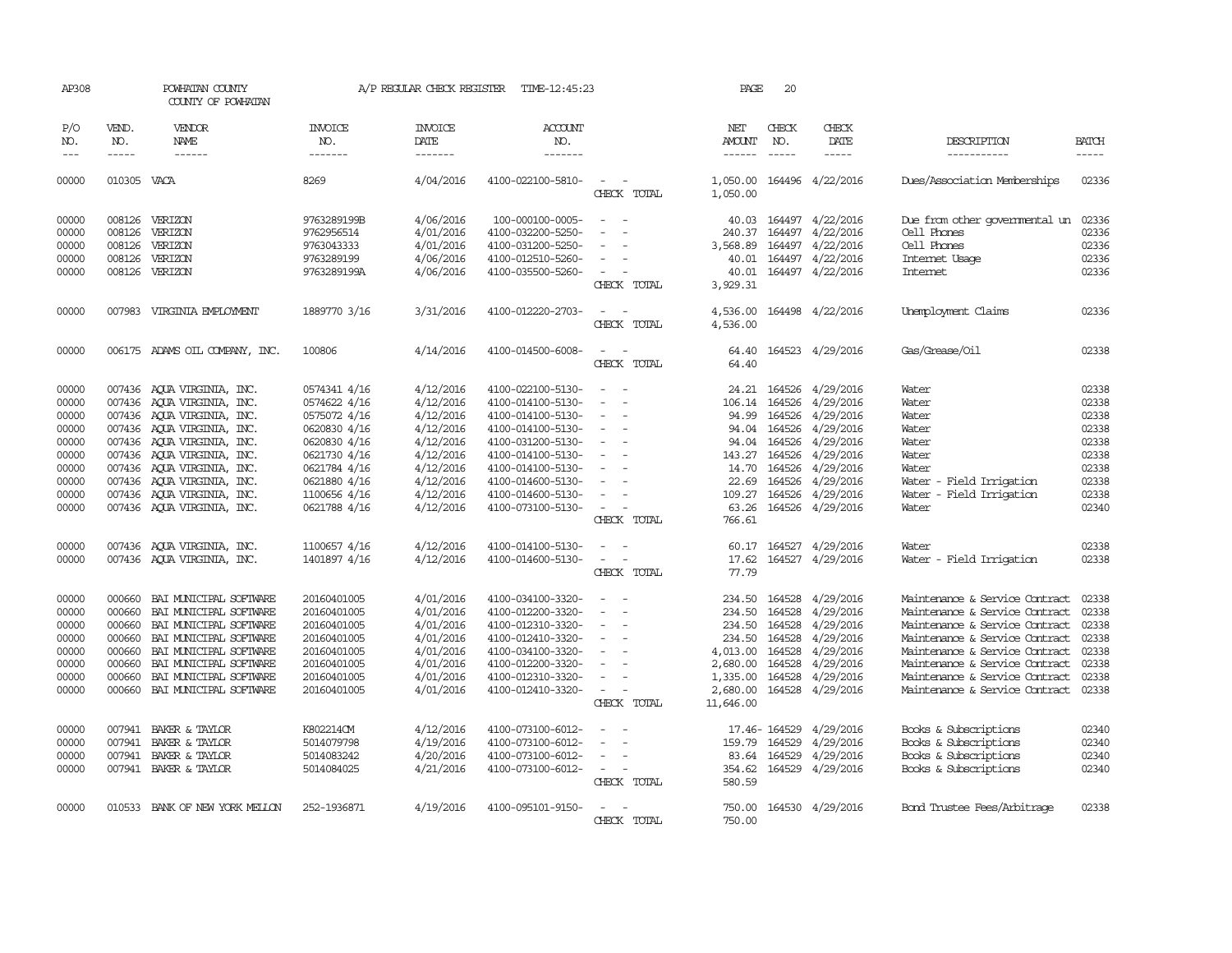AP308 POWHATAN COUNTY A/P REGULAR CHECK REGISTER TIME-12:45:23 PAGE 20

COUNTY OF POWHATAN

| P/O NO. | VEND. NO. | VENDOR NAME | INVOICE NO. | INVOICE DATE | ACCOUNT NO. | | NET AMOUNT | CHECK NO. | CHECK DATE | DESCRIPTION | BATCH |
|---|---|---|---|---|---|---|---|---|---|---|---|
| 00000 | 010305 | VACA | 8269 | 4/04/2016 | 4100-022100-5810- | - - | 1,050.00 | 164496 | 4/22/2016 | Dues/Association Memberships | 02336 |
| | | | | | | CHECK TOTAL | 1,050.00 | | | | |
| 00000 | 008126 | VERIZON | 9763289199B | 4/06/2016 | 100-000100-0005- | - - | 40.03 | 164497 | 4/22/2016 | Due from other governmental un | 02336 |
| 00000 | 008126 | VERIZON | 9762956514 | 4/01/2016 | 4100-032200-5250- | - - | 240.37 | 164497 | 4/22/2016 | Cell Phones | 02336 |
| 00000 | 008126 | VERIZON | 9763043333 | 4/01/2016 | 4100-031200-5250- | - - | 3,568.89 | 164497 | 4/22/2016 | Cell Phones | 02336 |
| 00000 | 008126 | VERIZON | 9763289199 | 4/06/2016 | 4100-012510-5260- | - - | 40.01 | 164497 | 4/22/2016 | Internet Usage | 02336 |
| 00000 | 008126 | VERIZON | 9763289199A | 4/06/2016 | 4100-035500-5260- | - - | 40.01 | 164497 | 4/22/2016 | Internet | 02336 |
| | | | | | | CHECK TOTAL | 3,929.31 | | | | |
| 00000 | 007983 | VIRGINIA EMPLOYMENT | 1889770 3/16 | 3/31/2016 | 4100-012220-2703- | - - | 4,536.00 | 164498 | 4/22/2016 | Unemployment Claims | 02336 |
| | | | | | | CHECK TOTAL | 4,536.00 | | | | |
| 00000 | 006175 | ADAMS OIL COMPANY, INC. | 100806 | 4/14/2016 | 4100-014500-6008- | - - | 64.40 | 164523 | 4/29/2016 | Gas/Grease/Oil | 02338 |
| | | | | | | CHECK TOTAL | 64.40 | | | | |
| 00000 | 007436 | AQUA VIRGINIA, INC. | 0574341 4/16 | 4/12/2016 | 4100-022100-5130- | - - | 24.21 | 164526 | 4/29/2016 | Water | 02338 |
| 00000 | 007436 | AQUA VIRGINIA, INC. | 0574622 4/16 | 4/12/2016 | 4100-014100-5130- | - - | 106.14 | 164526 | 4/29/2016 | Water | 02338 |
| 00000 | 007436 | AQUA VIRGINIA, INC. | 0575072 4/16 | 4/12/2016 | 4100-014100-5130- | - - | 94.99 | 164526 | 4/29/2016 | Water | 02338 |
| 00000 | 007436 | AQUA VIRGINIA, INC. | 0620830 4/16 | 4/12/2016 | 4100-014100-5130- | - - | 94.04 | 164526 | 4/29/2016 | Water | 02338 |
| 00000 | 007436 | AQUA VIRGINIA, INC. | 0620830 4/16 | 4/12/2016 | 4100-031200-5130- | - - | 94.04 | 164526 | 4/29/2016 | Water | 02338 |
| 00000 | 007436 | AQUA VIRGINIA, INC. | 0621730 4/16 | 4/12/2016 | 4100-014100-5130- | - - | 143.27 | 164526 | 4/29/2016 | Water | 02338 |
| 00000 | 007436 | AQUA VIRGINIA, INC. | 0621784 4/16 | 4/12/2016 | 4100-014100-5130- | - - | 14.70 | 164526 | 4/29/2016 | Water | 02338 |
| 00000 | 007436 | AQUA VIRGINIA, INC. | 0621880 4/16 | 4/12/2016 | 4100-014600-5130- | - - | 22.69 | 164526 | 4/29/2016 | Water - Field Irrigation | 02338 |
| 00000 | 007436 | AQUA VIRGINIA, INC. | 1100656 4/16 | 4/12/2016 | 4100-014600-5130- | - - | 109.27 | 164526 | 4/29/2016 | Water - Field Irrigation | 02338 |
| 00000 | 007436 | AQUA VIRGINIA, INC. | 0621788 4/16 | 4/12/2016 | 4100-073100-5130- | - - | 63.26 | 164526 | 4/29/2016 | Water | 02340 |
| | | | | | | CHECK TOTAL | 766.61 | | | | |
| 00000 | 007436 | AQUA VIRGINIA, INC. | 1100657 4/16 | 4/12/2016 | 4100-014100-5130- | - - | 60.17 | 164527 | 4/29/2016 | Water | 02338 |
| 00000 | 007436 | AQUA VIRGINIA, INC. | 1401897 4/16 | 4/12/2016 | 4100-014600-5130- | - - | 17.62 | 164527 | 4/29/2016 | Water - Field Irrigation | 02338 |
| | | | | | | CHECK TOTAL | 77.79 | | | | |
| 00000 | 000660 | BAI MUNICIPAL SOFTWARE | 20160401005 | 4/01/2016 | 4100-034100-3320- | - - | 234.50 | 164528 | 4/29/2016 | Maintenance & Service Contract | 02338 |
| 00000 | 000660 | BAI MUNICIPAL SOFTWARE | 20160401005 | 4/01/2016 | 4100-012200-3320- | - - | 234.50 | 164528 | 4/29/2016 | Maintenance & Service Contract | 02338 |
| 00000 | 000660 | BAI MUNICIPAL SOFTWARE | 20160401005 | 4/01/2016 | 4100-012310-3320- | - - | 234.50 | 164528 | 4/29/2016 | Maintenance & Service Contract | 02338 |
| 00000 | 000660 | BAI MUNICIPAL SOFTWARE | 20160401005 | 4/01/2016 | 4100-012410-3320- | - - | 234.50 | 164528 | 4/29/2016 | Maintenance & Service Contract | 02338 |
| 00000 | 000660 | BAI MUNICIPAL SOFTWARE | 20160401005 | 4/01/2016 | 4100-034100-3320- | - - | 4,013.00 | 164528 | 4/29/2016 | Maintenance & Service Contract | 02338 |
| 00000 | 000660 | BAI MUNICIPAL SOFTWARE | 20160401005 | 4/01/2016 | 4100-012200-3320- | - - | 2,680.00 | 164528 | 4/29/2016 | Maintenance & Service Contract | 02338 |
| 00000 | 000660 | BAI MUNICIPAL SOFTWARE | 20160401005 | 4/01/2016 | 4100-012310-3320- | - - | 1,335.00 | 164528 | 4/29/2016 | Maintenance & Service Contract | 02338 |
| 00000 | 000660 | BAI MUNICIPAL SOFTWARE | 20160401005 | 4/01/2016 | 4100-012410-3320- | - - | 2,680.00 | 164528 | 4/29/2016 | Maintenance & Service Contract | 02338 |
| | | | | | | CHECK TOTAL | 11,646.00 | | | | |
| 00000 | 007941 | BAKER & TAYLOR | K802214CM | 4/12/2016 | 4100-073100-6012- | - - | 17.46- | 164529 | 4/29/2016 | Books & Subscriptions | 02340 |
| 00000 | 007941 | BAKER & TAYLOR | 5014079798 | 4/19/2016 | 4100-073100-6012- | - - | 159.79 | 164529 | 4/29/2016 | Books & Subscriptions | 02340 |
| 00000 | 007941 | BAKER & TAYLOR | 5014083242 | 4/20/2016 | 4100-073100-6012- | - - | 83.64 | 164529 | 4/29/2016 | Books & Subscriptions | 02340 |
| 00000 | 007941 | BAKER & TAYLOR | 5014084025 | 4/21/2016 | 4100-073100-6012- | - - | 354.62 | 164529 | 4/29/2016 | Books & Subscriptions | 02340 |
| | | | | | | CHECK TOTAL | 580.59 | | | | |
| 00000 | 010533 | BANK OF NEW YORK MELLON | 252-1936871 | 4/19/2016 | 4100-095101-9150- | - - | 750.00 | 164530 | 4/29/2016 | Bond Trustee Fees/Arbitrage | 02338 |
| | | | | | | CHECK TOTAL | 750.00 | | | | |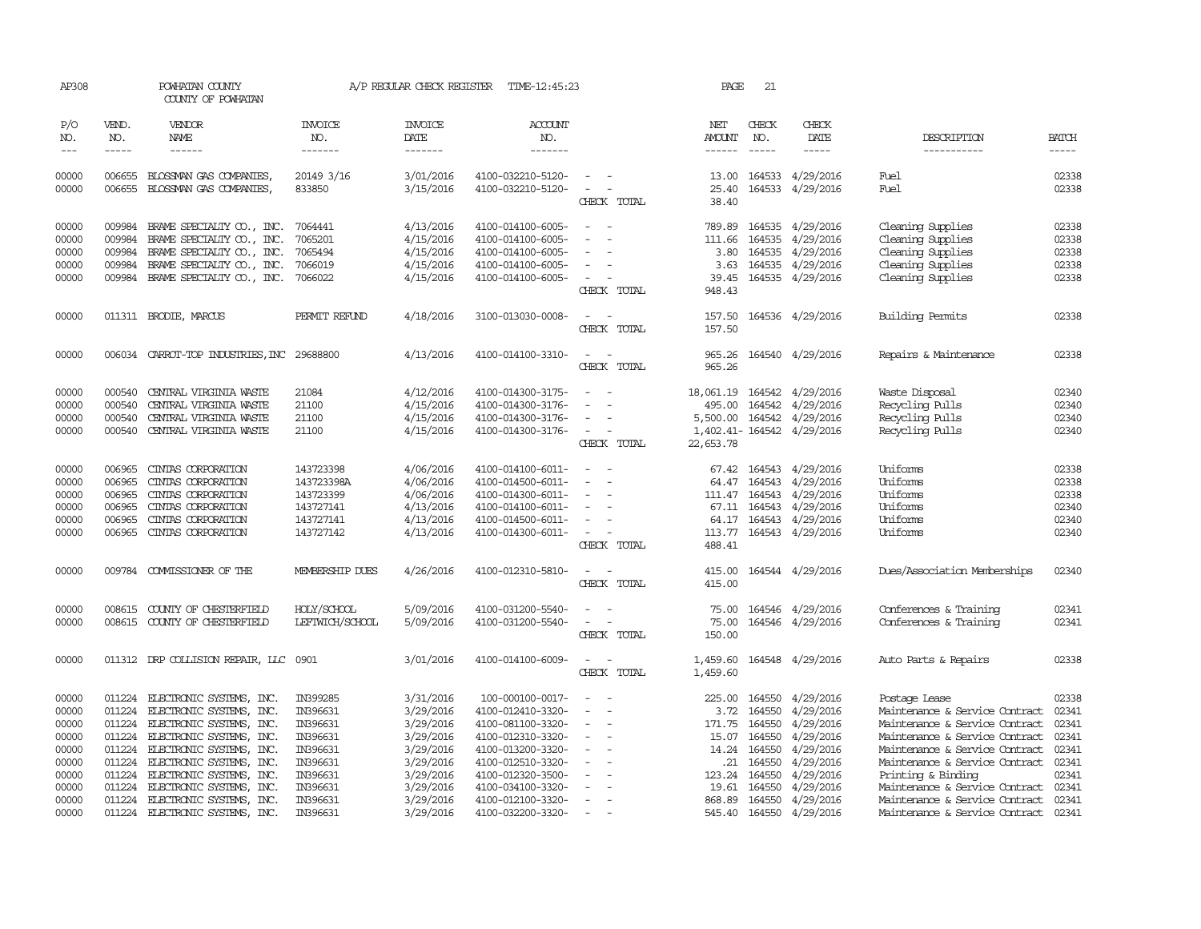AP308 POWHATAN COUNTY A/P REGULAR CHECK REGISTER TIME-12:45:23 PAGE 21

COUNTY OF POWHATAN

| P/O NO. | VEND. NO. | VENDOR NAME | INVOICE NO. | INVOICE DATE | ACCOUNT NO. | | NET AMOUNT | CHECK NO. | CHECK DATE | DESCRIPTION | BATCH |
|---|---|---|---|---|---|---|---|---|---|---|---|
| 00000 | 006655 | BLOSSMAN GAS COMPANIES, | 20149 3/16 | 3/01/2016 | 4100-032210-5120- | - - | 13.00 | 164533 | 4/29/2016 | Fuel | 02338 |
| 00000 | 006655 | BLOSSMAN GAS COMPANIES, | 833850 | 3/15/2016 | 4100-032210-5120- | - - | 25.40 | 164533 | 4/29/2016 | Fuel | 02338 |
| | | | | | | CHECK TOTAL | 38.40 | | | | |
| 00000 | 009984 | BRAME SPECIALTY CO., INC. | 7064441 | 4/13/2016 | 4100-014100-6005- | - - | 789.89 | 164535 | 4/29/2016 | Cleaning Supplies | 02338 |
| 00000 | 009984 | BRAME SPECIALTY CO., INC. | 7065201 | 4/15/2016 | 4100-014100-6005- | - - | 111.66 | 164535 | 4/29/2016 | Cleaning Supplies | 02338 |
| 00000 | 009984 | BRAME SPECIALTY CO., INC. | 7065494 | 4/15/2016 | 4100-014100-6005- | - - | 3.80 | 164535 | 4/29/2016 | Cleaning Supplies | 02338 |
| 00000 | 009984 | BRAME SPECIALTY CO., INC. | 7066019 | 4/15/2016 | 4100-014100-6005- | - - | 3.63 | 164535 | 4/29/2016 | Cleaning Supplies | 02338 |
| 00000 | 009984 | BRAME SPECIALTY CO., INC. | 7066022 | 4/15/2016 | 4100-014100-6005- | - - | 39.45 | 164535 | 4/29/2016 | Cleaning Supplies | 02338 |
| | | | | | | CHECK TOTAL | 948.43 | | | | |
| 00000 | 011311 | BRODIE, MARCUS | PERMIT REFUND | 4/18/2016 | 3100-013030-0008- | - - | 157.50 | 164536 | 4/29/2016 | Building Permits | 02338 |
| | | | | | | CHECK TOTAL | 157.50 | | | | |
| 00000 | 006034 | CARROT-TOP INDUSTRIES,INC | 29688800 | 4/13/2016 | 4100-014100-3310- | - - | 965.26 | 164540 | 4/29/2016 | Repairs & Maintenance | 02338 |
| | | | | | | CHECK TOTAL | 965.26 | | | | |
| 00000 | 000540 | CENTRAL VIRGINIA WASTE | 21084 | 4/12/2016 | 4100-014300-3175- | - - | 18,061.19 | 164542 | 4/29/2016 | Waste Disposal | 02340 |
| 00000 | 000540 | CENTRAL VIRGINIA WASTE | 21100 | 4/15/2016 | 4100-014300-3176- | - - | 495.00 | 164542 | 4/29/2016 | Recycling Pulls | 02340 |
| 00000 | 000540 | CENTRAL VIRGINIA WASTE | 21100 | 4/15/2016 | 4100-014300-3176- | - - | 5,500.00 | 164542 | 4/29/2016 | Recycling Pulls | 02340 |
| 00000 | 000540 | CENTRAL VIRGINIA WASTE | 21100 | 4/15/2016 | 4100-014300-3176- | - - | 1,402.41- | 164542 | 4/29/2016 | Recycling Pulls | 02340 |
| | | | | | | CHECK TOTAL | 22,653.78 | | | | |
| 00000 | 006965 | CINTAS CORPORATION | 143723398 | 4/06/2016 | 4100-014100-6011- | - - | 67.42 | 164543 | 4/29/2016 | Uniforms | 02338 |
| 00000 | 006965 | CINTAS CORPORATION | 143723398A | 4/06/2016 | 4100-014500-6011- | - - | 64.47 | 164543 | 4/29/2016 | Uniforms | 02338 |
| 00000 | 006965 | CINTAS CORPORATION | 143723399 | 4/06/2016 | 4100-014300-6011- | - - | 111.47 | 164543 | 4/29/2016 | Uniforms | 02338 |
| 00000 | 006965 | CINTAS CORPORATION | 143727141 | 4/13/2016 | 4100-014100-6011- | - - | 67.11 | 164543 | 4/29/2016 | Uniforms | 02340 |
| 00000 | 006965 | CINTAS CORPORATION | 143727141 | 4/13/2016 | 4100-014500-6011- | - - | 64.17 | 164543 | 4/29/2016 | Uniforms | 02340 |
| 00000 | 006965 | CINTAS CORPORATION | 143727142 | 4/13/2016 | 4100-014300-6011- | - - | 113.77 | 164543 | 4/29/2016 | Uniforms | 02340 |
| | | | | | | CHECK TOTAL | 488.41 | | | | |
| 00000 | 009784 | COMMISSIONER OF THE | MEMBERSHIP DUES | 4/26/2016 | 4100-012310-5810- | - - | 415.00 | 164544 | 4/29/2016 | Dues/Association Memberships | 02340 |
| | | | | | | CHECK TOTAL | 415.00 | | | | |
| 00000 | 008615 | COUNTY OF CHESTERFIELD | HOLY/SCHOOL | 5/09/2016 | 4100-031200-5540- | - - | 75.00 | 164546 | 4/29/2016 | Conferences & Training | 02341 |
| 00000 | 008615 | COUNTY OF CHESTERFIELD | LEFTWICH/SCHOOL | 5/09/2016 | 4100-031200-5540- | - - | 75.00 | 164546 | 4/29/2016 | Conferences & Training | 02341 |
| | | | | | | CHECK TOTAL | 150.00 | | | | |
| 00000 | 011312 | DRP COLLISION REPAIR, LLC | 0901 | 3/01/2016 | 4100-014100-6009- | - - | 1,459.60 | 164548 | 4/29/2016 | Auto Parts & Repairs | 02338 |
| | | | | | | CHECK TOTAL | 1,459.60 | | | | |
| 00000 | 011224 | ELECTRONIC SYSTEMS, INC. | IN399285 | 3/31/2016 | 100-000100-0017- | - - | 225.00 | 164550 | 4/29/2016 | Postage Lease | 02338 |
| 00000 | 011224 | ELECTRONIC SYSTEMS, INC. | IN396631 | 3/29/2016 | 4100-012410-3320- | - - | 3.72 | 164550 | 4/29/2016 | Maintenance & Service Contract | 02341 |
| 00000 | 011224 | ELECTRONIC SYSTEMS, INC. | IN396631 | 3/29/2016 | 4100-081100-3320- | - - | 171.75 | 164550 | 4/29/2016 | Maintenance & Service Contract | 02341 |
| 00000 | 011224 | ELECTRONIC SYSTEMS, INC. | IN396631 | 3/29/2016 | 4100-012310-3320- | - - | 15.07 | 164550 | 4/29/2016 | Maintenance & Service Contract | 02341 |
| 00000 | 011224 | ELECTRONIC SYSTEMS, INC. | IN396631 | 3/29/2016 | 4100-013200-3320- | - - | 14.24 | 164550 | 4/29/2016 | Maintenance & Service Contract | 02341 |
| 00000 | 011224 | ELECTRONIC SYSTEMS, INC. | IN396631 | 3/29/2016 | 4100-012510-3320- | - - | .21 | 164550 | 4/29/2016 | Maintenance & Service Contract | 02341 |
| 00000 | 011224 | ELECTRONIC SYSTEMS, INC. | IN396631 | 3/29/2016 | 4100-012320-3500- | - - | 123.24 | 164550 | 4/29/2016 | Printing & Binding | 02341 |
| 00000 | 011224 | ELECTRONIC SYSTEMS, INC. | IN396631 | 3/29/2016 | 4100-034100-3320- | - - | 19.61 | 164550 | 4/29/2016 | Maintenance & Service Contract | 02341 |
| 00000 | 011224 | ELECTRONIC SYSTEMS, INC. | IN396631 | 3/29/2016 | 4100-012100-3320- | - - | 868.89 | 164550 | 4/29/2016 | Maintenance & Service Contract | 02341 |
| 00000 | 011224 | ELECTRONIC SYSTEMS, INC. | IN396631 | 3/29/2016 | 4100-032200-3320- | - - | 545.40 | 164550 | 4/29/2016 | Maintenance & Service Contract | 02341 |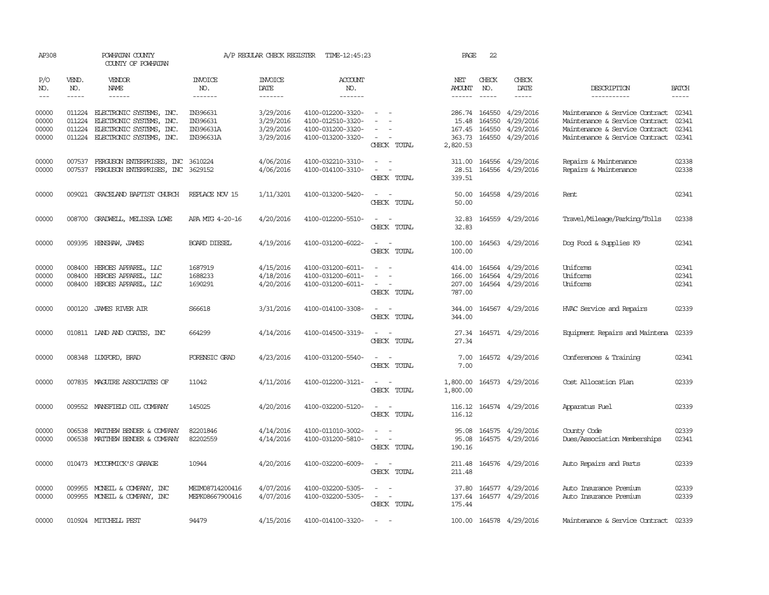AP308 POWHATAN COUNTY A/P REGULAR CHECK REGISTER TIME-12:45:23 PAGE 22

COUNTY OF POWHATAN

| P/O NO. | VEND. NO. | VENDOR NAME | INVOICE NO. | INVOICE DATE | ACCOUNT NO. | | NET AMOUNT | CHECK NO. | CHECK DATE | DESCRIPTION | BATCH |
|---|---|---|---|---|---|---|---|---|---|---|---|
| --- | ----- | ------ | ------- | ------- | ------- | | ------ | ----- | ----- | ----------- | ----- |
| 00000 | 011224 | ELECTRONIC SYSTEMS, INC. | IN396631 | 3/29/2016 | 4100-012200-3320- | - - | 286.74 | 164550 | 4/29/2016 | Maintenance & Service Contract | 02341 |
| 00000 | 011224 | ELECTRONIC SYSTEMS, INC. | IN396631 | 3/29/2016 | 4100-012510-3320- | - - | 15.48 | 164550 | 4/29/2016 | Maintenance & Service Contract | 02341 |
| 00000 | 011224 | ELECTRONIC SYSTEMS, INC. | IN396631A | 3/29/2016 | 4100-031200-3320- | - - | 167.45 | 164550 | 4/29/2016 | Maintenance & Service Contract | 02341 |
| 00000 | 011224 | ELECTRONIC SYSTEMS, INC. | IN396631A | 3/29/2016 | 4100-013200-3320- | - - | 363.73 | 164550 | 4/29/2016 | Maintenance & Service Contract | 02341 |
| | | | | | | CHECK TOTAL | 2,820.53 | | | | |
| 00000 | 007537 | FERGUSON ENTERPRISES, INC | 3610224 | 4/06/2016 | 4100-032210-3310- | - - | 311.00 | 164556 | 4/29/2016 | Repairs & Maintenance | 02338 |
| 00000 | 007537 | FERGUSON ENTERPRISES, INC | 3629152 | 4/06/2016 | 4100-014100-3310- | - - | 28.51 | 164556 | 4/29/2016 | Repairs & Maintenance | 02338 |
| | | | | | | CHECK TOTAL | 339.51 | | | | |
| 00000 | 009021 | GRACELAND BAPTIST CHURCH | REPLACE NOV 15 | 1/11/3201 | 4100-013200-5420- | - - | 50.00 | 164558 | 4/29/2016 | Rent | 02341 |
| | | | | | | CHECK TOTAL | 50.00 | | | | |
| 00000 | 008700 | GRADWELL, MELISSA LOWE | APA MTG 4-20-16 | 4/20/2016 | 4100-012200-5510- | - - | 32.83 | 164559 | 4/29/2016 | Travel/Mileage/Parking/Tolls | 02338 |
| | | | | | | CHECK TOTAL | 32.83 | | | | |
| 00000 | 009395 | HENSHAW, JAMES | BOARD DIESEL | 4/19/2016 | 4100-031200-6022- | - - | 100.00 | 164563 | 4/29/2016 | Dog Food & Supplies K9 | 02341 |
| | | | | | | CHECK TOTAL | 100.00 | | | | |
| 00000 | 008400 | HEROES APPAREL, LLC | 1687919 | 4/15/2016 | 4100-031200-6011- | - - | 414.00 | 164564 | 4/29/2016 | Uniforms | 02341 |
| 00000 | 008400 | HEROES APPAREL, LLC | 1688233 | 4/18/2016 | 4100-031200-6011- | - - | 166.00 | 164564 | 4/29/2016 | Uniforms | 02341 |
| 00000 | 008400 | HEROES APPAREL, LLC | 1690291 | 4/20/2016 | 4100-031200-6011- | - - | 207.00 | 164564 | 4/29/2016 | Uniforms | 02341 |
| | | | | | | CHECK TOTAL | 787.00 | | | | |
| 00000 | 000120 | JAMES RIVER AIR | S66618 | 3/31/2016 | 4100-014100-3308- | - - | 344.00 | 164567 | 4/29/2016 | HVAC Service and Repairs | 02339 |
| | | | | | | CHECK TOTAL | 344.00 | | | | |
| 00000 | 010811 | LAND AND COATES, INC | 664299 | 4/14/2016 | 4100-014500-3319- | - - | 27.34 | 164571 | 4/29/2016 | Equipment Repairs and Maintena | 02339 |
| | | | | | | CHECK TOTAL | 27.34 | | | | |
| 00000 | 008348 | LUXFORD, BRAD | FORENSIC GRAD | 4/23/2016 | 4100-031200-5540- | - - | 7.00 | 164572 | 4/29/2016 | Conferences & Training | 02341 |
| | | | | | | CHECK TOTAL | 7.00 | | | | |
| 00000 | 007835 | MAGUIRE ASSOCIATES OF | 11042 | 4/11/2016 | 4100-012200-3121- | - - | 1,800.00 | 164573 | 4/29/2016 | Cost Allocation Plan | 02339 |
| | | | | | | CHECK TOTAL | 1,800.00 | | | | |
| 00000 | 009552 | MANSFIELD OIL COMPANY | 145025 | 4/20/2016 | 4100-032200-5120- | - - | 116.12 | 164574 | 4/29/2016 | Apparatus Fuel | 02339 |
| | | | | | | CHECK TOTAL | 116.12 | | | | |
| 00000 | 006538 | MATTHEW BENDER & COMPANY | 82201846 | 4/14/2016 | 4100-011010-3002- | - - | 95.08 | 164575 | 4/29/2016 | County Code | 02339 |
| 00000 | 006538 | MATTHEW BENDER & COMPANY | 82202559 | 4/14/2016 | 4100-031200-5810- | - - | 95.08 | 164575 | 4/29/2016 | Dues/Association Memberships | 02341 |
| | | | | | | CHECK TOTAL | 190.16 | | | | |
| 00000 | 010473 | MCCORMICK'S GARAGE | 10944 | 4/20/2016 | 4100-032200-6009- | - - | 211.48 | 164576 | 4/29/2016 | Auto Repairs and Parts | 02339 |
| | | | | | | CHECK TOTAL | 211.48 | | | | |
| 00000 | 009955 | MCNEIL & COMPANY, INC | MEIM08714200416 | 4/07/2016 | 4100-032200-5305- | - - | 37.80 | 164577 | 4/29/2016 | Auto Insurance Premium | 02339 |
| 00000 | 009955 | MCNEIL & COMPANY, INC | MEPK08667900416 | 4/07/2016 | 4100-032200-5305- | - - | 137.64 | 164577 | 4/29/2016 | Auto Insurance Premium | 02339 |
| | | | | | | CHECK TOTAL | 175.44 | | | | |
| 00000 | 010924 | MITCHELL PEST | 94479 | 4/15/2016 | 4100-014100-3320- | - - | 100.00 | 164578 | 4/29/2016 | Maintenance & Service Contract | 02339 |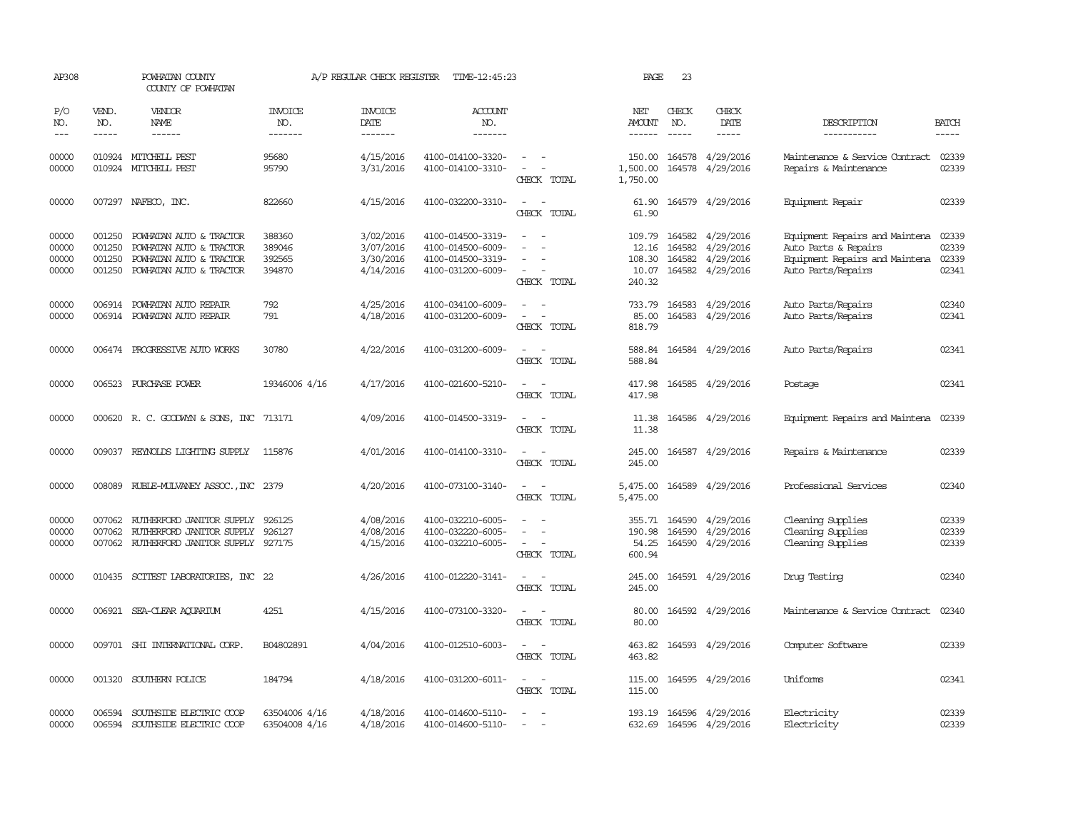AP308 POWHATAN COUNTY A/P REGULAR CHECK REGISTER TIME-12:45:23 PAGE 23

COUNTY OF POWHATAN

| P/O NO. | VEND. NO. | VENDOR NAME | INVOICE NO. | INVOICE DATE | ACCOUNT NO. | | NET AMOUNT | CHECK NO. | CHECK DATE | DESCRIPTION | BATCH |
|---|---|---|---|---|---|---|---|---|---|---|---|
| 00000 | 010924 | MITCHELL PEST | 95680 | 4/15/2016 | 4100-014100-3320- | - - | 150.00 | 164578 | 4/29/2016 | Maintenance & Service Contract | 02339 |
| 00000 | 010924 | MITCHELL PEST | 95790 | 3/31/2016 | 4100-014100-3310- | - - | 1,500.00 | 164578 | 4/29/2016 | Repairs & Maintenance | 02339 |
| | | | | | | CHECK TOTAL | 1,750.00 | | | | |
| 00000 | 007297 | NAFECO, INC. | 822660 | 4/15/2016 | 4100-032200-3310- | - - | 61.90 | 164579 | 4/29/2016 | Equipment Repair | 02339 |
| | | | | | | CHECK TOTAL | 61.90 | | | | |
| 00000 | 001250 | POWHATAN AUTO & TRACTOR | 388360 | 3/02/2016 | 4100-014500-3319- | - - | 109.79 | 164582 | 4/29/2016 | Equipment Repairs and Maintena | 02339 |
| 00000 | 001250 | POWHATAN AUTO & TRACTOR | 389046 | 3/07/2016 | 4100-014500-6009- | - - | 12.16 | 164582 | 4/29/2016 | Auto Parts & Repairs | 02339 |
| 00000 | 001250 | POWHATAN AUTO & TRACTOR | 392565 | 3/30/2016 | 4100-014500-3319- | - - | 108.30 | 164582 | 4/29/2016 | Equipment Repairs and Maintena | 02339 |
| 00000 | 001250 | POWHATAN AUTO & TRACTOR | 394870 | 4/14/2016 | 4100-031200-6009- | - - | 10.07 | 164582 | 4/29/2016 | Auto Parts/Repairs | 02341 |
| | | | | | | CHECK TOTAL | 240.32 | | | | |
| 00000 | 006914 | POWHATAN AUTO REPAIR | 792 | 4/25/2016 | 4100-034100-6009- | - - | 733.79 | 164583 | 4/29/2016 | Auto Parts/Repairs | 02340 |
| 00000 | 006914 | POWHATAN AUTO REPAIR | 791 | 4/18/2016 | 4100-031200-6009- | - - | 85.00 | 164583 | 4/29/2016 | Auto Parts/Repairs | 02341 |
| | | | | | | CHECK TOTAL | 818.79 | | | | |
| 00000 | 006474 | PROGRESSIVE AUTO WORKS | 30780 | 4/22/2016 | 4100-031200-6009- | - - | 588.84 | 164584 | 4/29/2016 | Auto Parts/Repairs | 02341 |
| | | | | | | CHECK TOTAL | 588.84 | | | | |
| 00000 | 006523 | PURCHASE POWER | 19346006 4/16 | 4/17/2016 | 4100-021600-5210- | - - | 417.98 | 164585 | 4/29/2016 | Postage | 02341 |
| | | | | | | CHECK TOTAL | 417.98 | | | | |
| 00000 | 000620 | R. C. GOODWYN & SONS, INC | 713171 | 4/09/2016 | 4100-014500-3319- | - - | 11.38 | 164586 | 4/29/2016 | Equipment Repairs and Maintena | 02339 |
| | | | | | | CHECK TOTAL | 11.38 | | | | |
| 00000 | 009037 | REYNOLDS LIGHTING SUPPLY | 115876 | 4/01/2016 | 4100-014100-3310- | - - | 245.00 | 164587 | 4/29/2016 | Repairs & Maintenance | 02339 |
| | | | | | | CHECK TOTAL | 245.00 | | | | |
| 00000 | 008089 | RUBLE-MULVANEY ASSOC.,INC | 2379 | 4/20/2016 | 4100-073100-3140- | - - | 5,475.00 | 164589 | 4/29/2016 | Professional Services | 02340 |
| | | | | | | CHECK TOTAL | 5,475.00 | | | | |
| 00000 | 007062 | RUTHERFORD JANITOR SUPPLY | 926125 | 4/08/2016 | 4100-032210-6005- | - - | 355.71 | 164590 | 4/29/2016 | Cleaning Supplies | 02339 |
| 00000 | 007062 | RUTHERFORD JANITOR SUPPLY | 926127 | 4/08/2016 | 4100-032220-6005- | - - | 190.98 | 164590 | 4/29/2016 | Cleaning Supplies | 02339 |
| 00000 | 007062 | RUTHERFORD JANITOR SUPPLY | 927175 | 4/15/2016 | 4100-032210-6005- | - - | 54.25 | 164590 | 4/29/2016 | Cleaning Supplies | 02339 |
| | | | | | | CHECK TOTAL | 600.94 | | | | |
| 00000 | 010435 | SCITEST LABORATORIES, INC | 22 | 4/26/2016 | 4100-012220-3141- | - - | 245.00 | 164591 | 4/29/2016 | Drug Testing | 02340 |
| | | | | | | CHECK TOTAL | 245.00 | | | | |
| 00000 | 006921 | SEA-CLEAR AQUARIUM | 4251 | 4/15/2016 | 4100-073100-3320- | - - | 80.00 | 164592 | 4/29/2016 | Maintenance & Service Contract | 02340 |
| | | | | | | CHECK TOTAL | 80.00 | | | | |
| 00000 | 009701 | SHI INTERNATIONAL CORP. | B04802891 | 4/04/2016 | 4100-012510-6003- | - - | 463.82 | 164593 | 4/29/2016 | Computer Software | 02339 |
| | | | | | | CHECK TOTAL | 463.82 | | | | |
| 00000 | 001320 | SOUTHERN POLICE | 184794 | 4/18/2016 | 4100-031200-6011- | - - | 115.00 | 164595 | 4/29/2016 | Uniforms | 02341 |
| | | | | | | CHECK TOTAL | 115.00 | | | | |
| 00000 | 006594 | SOUTHSIDE ELECTRIC COOP | 63504006 4/16 | 4/18/2016 | 4100-014600-5110- | - - | 193.19 | 164596 | 4/29/2016 | Electricity | 02339 |
| 00000 | 006594 | SOUTHSIDE ELECTRIC COOP | 63504008 4/16 | 4/18/2016 | 4100-014600-5110- | - - | 632.69 | 164596 | 4/29/2016 | Electricity | 02339 |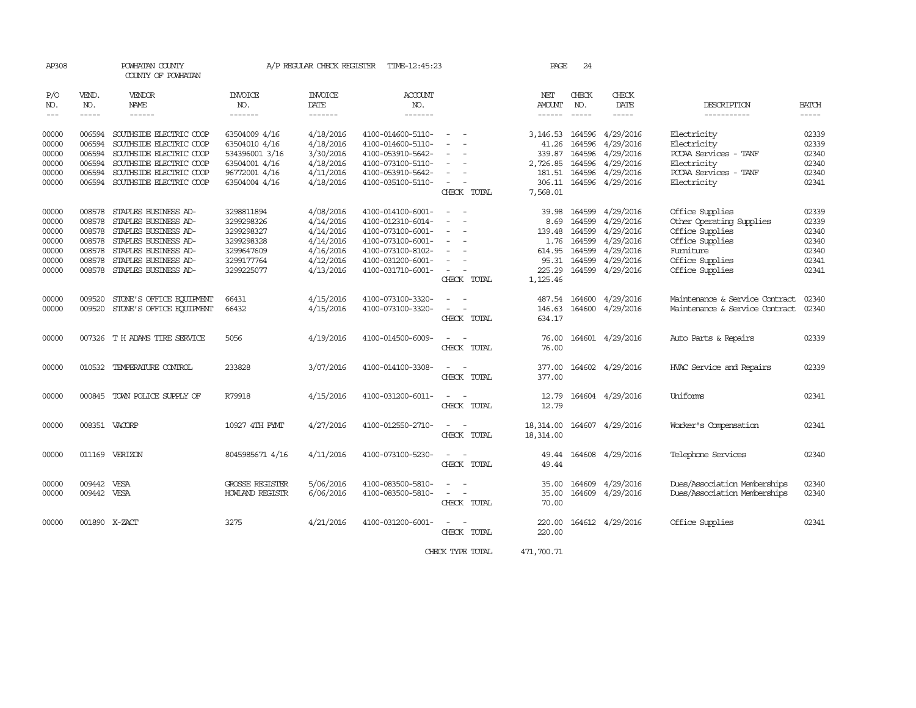AP308 POWHATAN COUNTY A/P REGULAR CHECK REGISTER TIME-12:45:23 PAGE 24

COUNTY OF POWHATAN

| P/O NO. | VEND. NO. | VENDOR NAME | INVOICE NO. | INVOICE DATE | ACCOUNT NO. | | NET AMOUNT | CHECK NO. | CHECK DATE | DESCRIPTION | BATCH |
|---|---|---|---|---|---|---|---|---|---|---|---|
| --- | ----- | ------ | ------- | ------- | ------- | | ------ | ----- | ----- | ----------- | ----- |
| 00000 | 006594 | SOUTHSIDE ELECTRIC COOP | 63504009 4/16 | 4/18/2016 | 4100-014600-5110- | - - | 3,146.53 | 164596 | 4/29/2016 | Electricity | 02339 |
| 00000 | 006594 | SOUTHSIDE ELECTRIC COOP | 63504010 4/16 | 4/18/2016 | 4100-014600-5110- | - - | 41.26 | 164596 | 4/29/2016 | Electricity | 02339 |
| 00000 | 006594 | SOUTHSIDE ELECTRIC COOP | 534396001 3/16 | 3/30/2016 | 4100-053910-5642- | - - | 339.87 | 164596 | 4/29/2016 | PCCAA Services - TANF | 02340 |
| 00000 | 006594 | SOUTHSIDE ELECTRIC COOP | 63504001 4/16 | 4/18/2016 | 4100-073100-5110- | - - | 2,726.85 | 164596 | 4/29/2016 | Electricity | 02340 |
| 00000 | 006594 | SOUTHSIDE ELECTRIC COOP | 96772001 4/16 | 4/11/2016 | 4100-053910-5642- | - - | 181.51 | 164596 | 4/29/2016 | PCCAA Services - TANF | 02340 |
| 00000 | 006594 | SOUTHSIDE ELECTRIC COOP | 63504004 4/16 | 4/18/2016 | 4100-035100-5110- | - - | 306.11 | 164596 | 4/29/2016 | Electricity | 02341 |
| | | | | | | CHECK TOTAL | 7,568.01 | | | | |
| 00000 | 008578 | STAPLES BUSINESS AD- | 3298811894 | 4/08/2016 | 4100-014100-6001- | - - | 39.98 | 164599 | 4/29/2016 | Office Supplies | 02339 |
| 00000 | 008578 | STAPLES BUSINESS AD- | 3299298326 | 4/14/2016 | 4100-012310-6014- | - - | 8.69 | 164599 | 4/29/2016 | Other Operating Supplies | 02339 |
| 00000 | 008578 | STAPLES BUSINESS AD- | 3299298327 | 4/14/2016 | 4100-073100-6001- | - - | 139.48 | 164599 | 4/29/2016 | Office Supplies | 02340 |
| 00000 | 008578 | STAPLES BUSINESS AD- | 3299298328 | 4/14/2016 | 4100-073100-6001- | - - | 1.76 | 164599 | 4/29/2016 | Office Supplies | 02340 |
| 00000 | 008578 | STAPLES BUSINESS AD- | 3299647609 | 4/16/2016 | 4100-073100-8102- | - - | 614.95 | 164599 | 4/29/2016 | Furniture | 02340 |
| 00000 | 008578 | STAPLES BUSINESS AD- | 3299177764 | 4/12/2016 | 4100-031200-6001- | - - | 95.31 | 164599 | 4/29/2016 | Office Supplies | 02341 |
| 00000 | 008578 | STAPLES BUSINESS AD- | 3299225077 | 4/13/2016 | 4100-031710-6001- | - - | 225.29 | 164599 | 4/29/2016 | Office Supplies | 02341 |
| | | | | | | CHECK TOTAL | 1,125.46 | | | | |
| 00000 | 009520 | STONE'S OFFICE EQUIPMENT | 66431 | 4/15/2016 | 4100-073100-3320- | - - | 487.54 | 164600 | 4/29/2016 | Maintenance & Service Contract | 02340 |
| 00000 | 009520 | STONE'S OFFICE EQUIPMENT | 66432 | 4/15/2016 | 4100-073100-3320- | - - | 146.63 | 164600 | 4/29/2016 | Maintenance & Service Contract | 02340 |
| | | | | | | CHECK TOTAL | 634.17 | | | | |
| 00000 | 007326 | T H ADAMS TIRE SERVICE | 5056 | 4/19/2016 | 4100-014500-6009- | - - | 76.00 | 164601 | 4/29/2016 | Auto Parts & Repairs | 02339 |
| | | | | | | CHECK TOTAL | 76.00 | | | | |
| 00000 | 010532 | TEMPERATURE CONTROL | 233828 | 3/07/2016 | 4100-014100-3308- | - - | 377.00 | 164602 | 4/29/2016 | HVAC Service and Repairs | 02339 |
| | | | | | | CHECK TOTAL | 377.00 | | | | |
| 00000 | 000845 | TOWN POLICE SUPPLY OF | R79918 | 4/15/2016 | 4100-031200-6011- | - - | 12.79 | 164604 | 4/29/2016 | Uniforms | 02341 |
| | | | | | | CHECK TOTAL | 12.79 | | | | |
| 00000 | 008351 | VACORP | 10927 4TH PYMT | 4/27/2016 | 4100-012550-2710- | - - | 18,314.00 | 164607 | 4/29/2016 | Worker's Compensation | 02341 |
| | | | | | | CHECK TOTAL | 18,314.00 | | | | |
| 00000 | 011169 | VERIZON | 8045985671 4/16 | 4/11/2016 | 4100-073100-5230- | - - | 49.44 | 164608 | 4/29/2016 | Telephone Services | 02340 |
| | | | | | | CHECK TOTAL | 49.44 | | | | |
| 00000 | 009442 | VESA | GROSSE REGISTER | 5/06/2016 | 4100-083500-5810- | - - | 35.00 | 164609 | 4/29/2016 | Dues/Association Memberships | 02340 |
| 00000 | 009442 | VESA | HOWLAND REGISTR | 6/06/2016 | 4100-083500-5810- | - - | 35.00 | 164609 | 4/29/2016 | Dues/Association Memberships | 02340 |
| | | | | | | CHECK TOTAL | 70.00 | | | | |
| 00000 | 001890 | X-ZACT | 3275 | 4/21/2016 | 4100-031200-6001- | - - | 220.00 | 164612 | 4/29/2016 | Office Supplies | 02341 |
| | | | | | | CHECK TOTAL | 220.00 | | | | |
| | | | | | | CHECK TYPE TOTAL | 471,700.71 | | | | |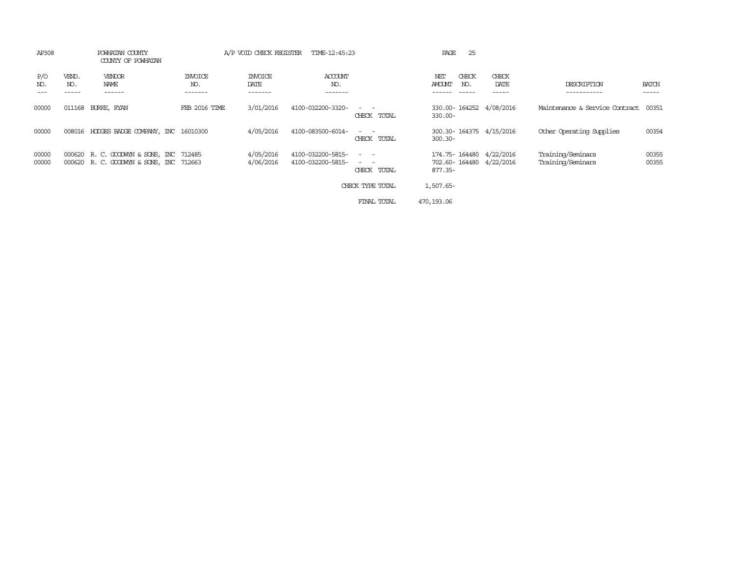AP308 POWHATAN COUNTY A/P VOID CHECK REGISTER TIME-12:45:23

COUNTY OF POWHATAN

| P/O NO. | VEND. NO. | VENDOR NAME | INVOICE NO. | INVOICE DATE | ACCOUNT NO. | | NET AMOUNT | CHECK NO. | CHECK DATE | DESCRIPTION | BATCH |
|---|---|---|---|---|---|---|---|---|---|---|---|
| 00000 | 011168 | BURKE, RYAN | FEB 2016 TIME | 3/01/2016 | 4100-032200-3320- | - - | 330.00- | 164252 | 4/08/2016 | Maintenance & Service Contract | 00351 |
| | | | | | | CHECK TOTAL | 330.00- | | | | |
| 00000 | 008016 | HODGES BADGE COMPANY, INC | 16010300 | 4/05/2016 | 4100-083500-6014- | - - | 300.30- | 164375 | 4/15/2016 | Other Operating Supplies | 00354 |
| | | | | | | CHECK TOTAL | 300.30- | | | | |
| 00000 | 000620 | R. C. GOODWYN & SONS, INC | 712485 | 4/05/2016 | 4100-032200-5815- | - - | 174.75- | 164480 | 4/22/2016 | Training/Seminars | 00355 |
| 00000 | 000620 | R. C. GOODWYN & SONS, INC | 712663 | 4/06/2016 | 4100-032200-5815- | - - | 702.60- | 164480 | 4/22/2016 | Training/Seminars | 00355 |
| | | | | | | CHECK TOTAL | 877.35- | | | | |
| | | | | | | CHECK TYPE TOTAL | 1,507.65- | | | | |
| | | | | | | FINAL TOTAL | 470,193.06 | | | | |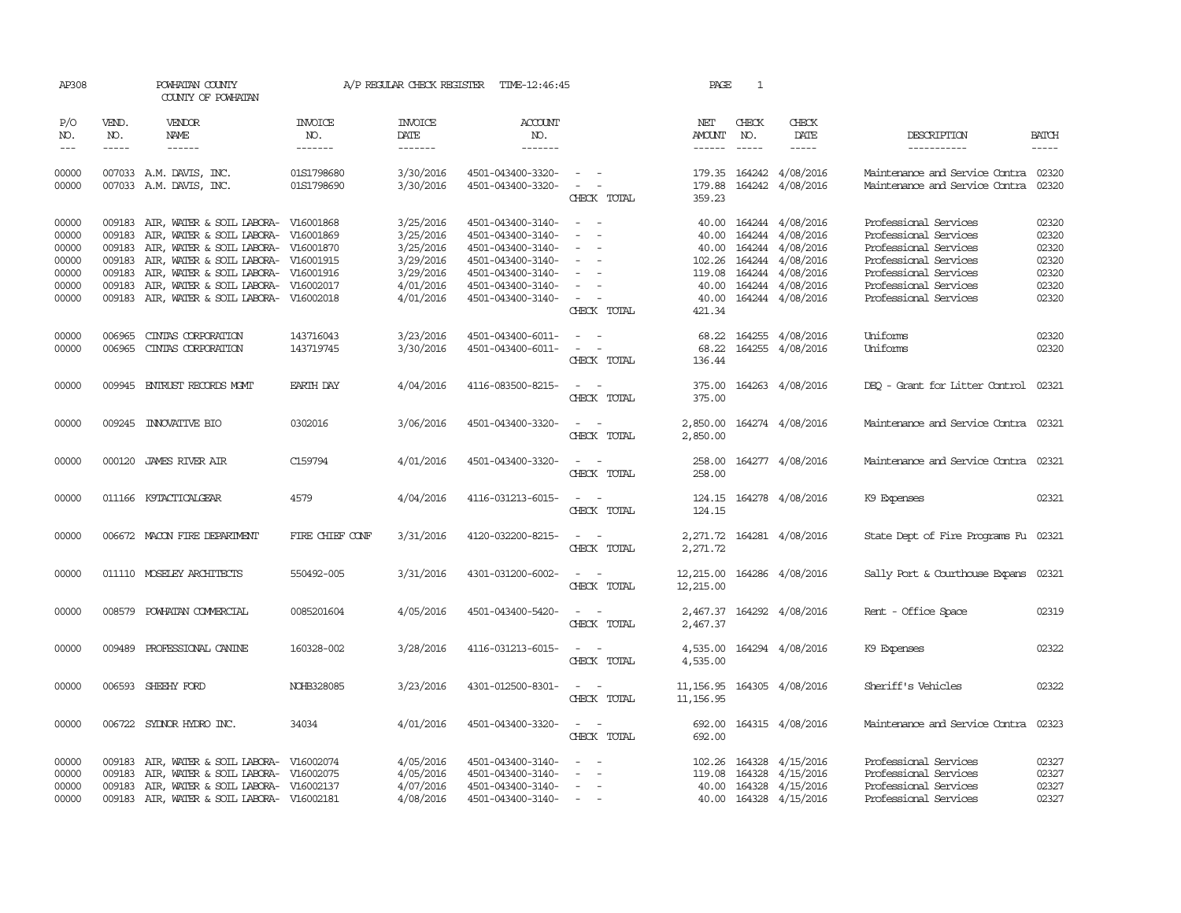AP308 POWHATAN COUNTY A/P REGULAR CHECK REGISTER TIME-12:46:45 PAGE 1

COUNTY OF POWHATAN

| P/O NO. | VEND. NO. | VENDOR NAME | INVOICE NO. | INVOICE DATE | ACCOUNT NO. | | NET AMOUNT | CHECK NO. | CHECK DATE | DESCRIPTION | BATCH |
|---|---|---|---|---|---|---|---|---|---|---|---|
| 00000 | 007033 | A.M. DAVIS, INC. | 01S1798680 | 3/30/2016 | 4501-043400-3320- | - - | 179.35 | 164242 | 4/08/2016 | Maintenance and Service Contra | 02320 |
| 00000 | 007033 | A.M. DAVIS, INC. | 01S1798690 | 3/30/2016 | 4501-043400-3320- | - - | 179.88 | 164242 | 4/08/2016 | Maintenance and Service Contra | 02320 |
| | | | | | | CHECK TOTAL | 359.23 | | | | |
| 00000 | 009183 | AIR, WATER & SOIL LABORA- | V16001868 | 3/25/2016 | 4501-043400-3140- | - - | 40.00 | 164244 | 4/08/2016 | Professional Services | 02320 |
| 00000 | 009183 | AIR, WATER & SOIL LABORA- | V16001869 | 3/25/2016 | 4501-043400-3140- | - - | 40.00 | 164244 | 4/08/2016 | Professional Services | 02320 |
| 00000 | 009183 | AIR, WATER & SOIL LABORA- | V16001870 | 3/25/2016 | 4501-043400-3140- | - - | 40.00 | 164244 | 4/08/2016 | Professional Services | 02320 |
| 00000 | 009183 | AIR, WATER & SOIL LABORA- | V16001915 | 3/29/2016 | 4501-043400-3140- | - - | 102.26 | 164244 | 4/08/2016 | Professional Services | 02320 |
| 00000 | 009183 | AIR, WATER & SOIL LABORA- | V16001916 | 3/29/2016 | 4501-043400-3140- | - - | 119.08 | 164244 | 4/08/2016 | Professional Services | 02320 |
| 00000 | 009183 | AIR, WATER & SOIL LABORA- | V16002017 | 4/01/2016 | 4501-043400-3140- | - - | 40.00 | 164244 | 4/08/2016 | Professional Services | 02320 |
| 00000 | 009183 | AIR, WATER & SOIL LABORA- | V16002018 | 4/01/2016 | 4501-043400-3140- | - - | 40.00 | 164244 | 4/08/2016 | Professional Services | 02320 |
| | | | | | | CHECK TOTAL | 421.34 | | | | |
| 00000 | 006965 | CINTAS CORPORATION | 143716043 | 3/23/2016 | 4501-043400-6011- | - - | 68.22 | 164255 | 4/08/2016 | Uniforms | 02320 |
| 00000 | 006965 | CINTAS CORPORATION | 143719745 | 3/30/2016 | 4501-043400-6011- | - - | 68.22 | 164255 | 4/08/2016 | Uniforms | 02320 |
| | | | | | | CHECK TOTAL | 136.44 | | | | |
| 00000 | 009945 | ENTRUST RECORDS MGMT | EARTH DAY | 4/04/2016 | 4116-083500-8215- | - - | 375.00 | 164263 | 4/08/2016 | DEQ - Grant for Litter Control | 02321 |
| | | | | | | CHECK TOTAL | 375.00 | | | | |
| 00000 | 009245 | INNOVATIVE BIO | 0302016 | 3/06/2016 | 4501-043400-3320- | - - | 2,850.00 | 164274 | 4/08/2016 | Maintenance and Service Contra | 02321 |
| | | | | | | CHECK TOTAL | 2,850.00 | | | | |
| 00000 | 000120 | JAMES RIVER AIR | C159794 | 4/01/2016 | 4501-043400-3320- | - - | 258.00 | 164277 | 4/08/2016 | Maintenance and Service Contra | 02321 |
| | | | | | | CHECK TOTAL | 258.00 | | | | |
| 00000 | 011166 | K9TACTICALGEAR | 4579 | 4/04/2016 | 4116-031213-6015- | - - | 124.15 | 164278 | 4/08/2016 | K9 Expenses | 02321 |
| | | | | | | CHECK TOTAL | 124.15 | | | | |
| 00000 | 006672 | MACON FIRE DEPARTMENT | FIRE CHIEF CONF | 3/31/2016 | 4120-032200-8215- | - - | 2,271.72 | 164281 | 4/08/2016 | State Dept of Fire Programs Fu | 02321 |
| | | | | | | CHECK TOTAL | 2,271.72 | | | | |
| 00000 | 011110 | MOSELEY ARCHITECTS | 550492-005 | 3/31/2016 | 4301-031200-6002- | - - | 12,215.00 | 164286 | 4/08/2016 | Sally Port & Courthouse Expans | 02321 |
| | | | | | | CHECK TOTAL | 12,215.00 | | | | |
| 00000 | 008579 | POWHATAN COMMERCIAL | 0085201604 | 4/05/2016 | 4501-043400-5420- | - - | 2,467.37 | 164292 | 4/08/2016 | Rent - Office Space | 02319 |
| | | | | | | CHECK TOTAL | 2,467.37 | | | | |
| 00000 | 009489 | PROFESSIONAL CANINE | 160328-002 | 3/28/2016 | 4116-031213-6015- | - - | 4,535.00 | 164294 | 4/08/2016 | K9 Expenses | 02322 |
| | | | | | | CHECK TOTAL | 4,535.00 | | | | |
| 00000 | 006593 | SHEEHY FORD | NOHB328085 | 3/23/2016 | 4301-012500-8301- | - - | 11,156.95 | 164305 | 4/08/2016 | Sheriff's Vehicles | 02322 |
| | | | | | | CHECK TOTAL | 11,156.95 | | | | |
| 00000 | 006722 | SYDNOR HYDRO INC. | 34034 | 4/01/2016 | 4501-043400-3320- | - - | 692.00 | 164315 | 4/08/2016 | Maintenance and Service Contra | 02323 |
| | | | | | | CHECK TOTAL | 692.00 | | | | |
| 00000 | 009183 | AIR, WATER & SOIL LABORA- | V16002074 | 4/05/2016 | 4501-043400-3140- | - - | 102.26 | 164328 | 4/15/2016 | Professional Services | 02327 |
| 00000 | 009183 | AIR, WATER & SOIL LABORA- | V16002075 | 4/05/2016 | 4501-043400-3140- | - - | 119.08 | 164328 | 4/15/2016 | Professional Services | 02327 |
| 00000 | 009183 | AIR, WATER & SOIL LABORA- | V16002137 | 4/07/2016 | 4501-043400-3140- | - - | 40.00 | 164328 | 4/15/2016 | Professional Services | 02327 |
| 00000 | 009183 | AIR, WATER & SOIL LABORA- | V16002181 | 4/08/2016 | 4501-043400-3140- | - - | 40.00 | 164328 | 4/15/2016 | Professional Services | 02327 |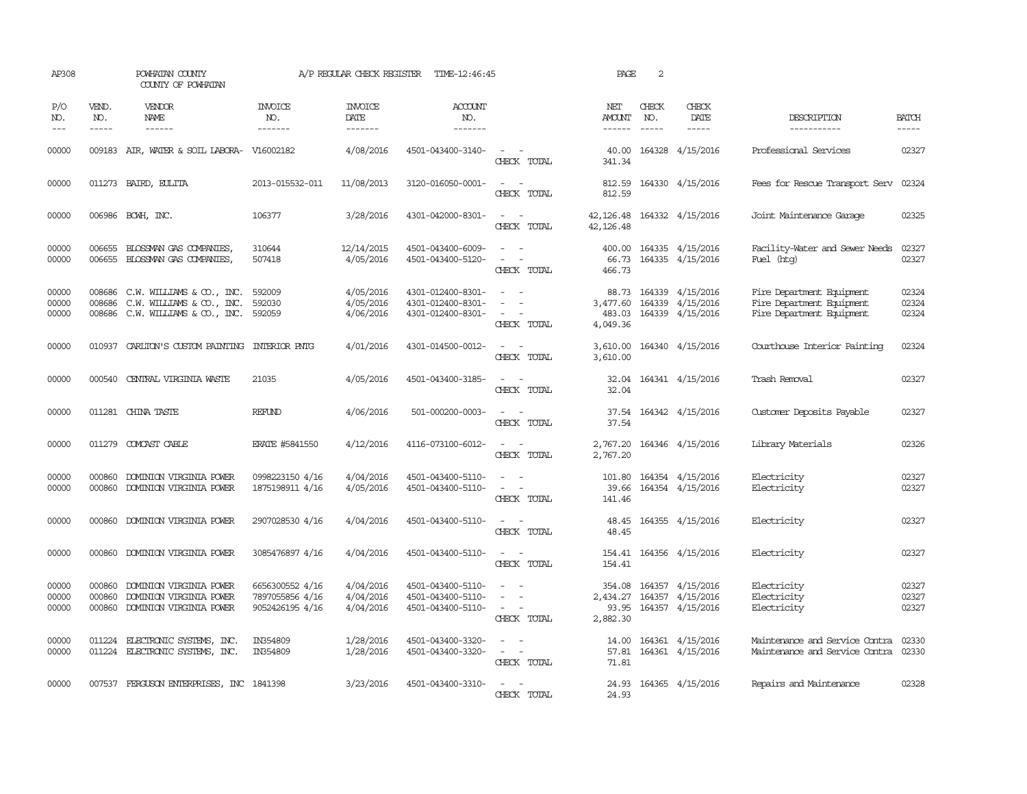AP308 POWHATAN COUNTY A/P REGULAR CHECK REGISTER TIME-12:46:45 PAGE 2

COUNTY OF POWHATAN

| P/O NO. | VEND. NO. | VENDOR NAME | INVOICE NO. | INVOICE DATE | ACCOUNT NO. | | NET AMOUNT | CHECK NO. | CHECK DATE | DESCRIPTION | BATCH |
|---|---|---|---|---|---|---|---|---|---|---|---|
| 00000 | 009183 | AIR, WATER & SOIL LABORA- | V16002182 | 4/08/2016 | 4501-043400-3140- | - - | 40.00 | 164328 | 4/15/2016 | Professional Services | 02327 |
| | | | | | | CHECK TOTAL | 341.34 | | | | |
| 00000 | 011273 | BAIRD, EULITA | 2013-015532-011 | 11/08/2013 | 3120-016050-0001- | - - | 812.59 | 164330 | 4/15/2016 | Fees for Rescue Transport Serv | 02324 |
| | | | | | | CHECK TOTAL | 812.59 | | | | |
| 00000 | 006986 | BCWH, INC. | 106377 | 3/28/2016 | 4301-042000-8301- | - - | 42,126.48 | 164332 | 4/15/2016 | Joint Maintenance Garage | 02325 |
| | | | | | | CHECK TOTAL | 42,126.48 | | | | |
| 00000 | 006655 | BLOSSMAN GAS COMPANIES, | 310644 | 12/14/2015 | 4501-043400-6009- | - - | 400.00 | 164335 | 4/15/2016 | Facility-Water and Sewer Needs | 02327 |
| 00000 | 006655 | BLOSSMAN GAS COMPANIES, | 507418 | 4/05/2016 | 4501-043400-5120- | - - | 66.73 | 164335 | 4/15/2016 | Fuel (htg) | 02327 |
| | | | | | | CHECK TOTAL | 466.73 | | | | |
| 00000 | 008686 | C.W. WILLIAMS & CO., INC. | 592009 | 4/05/2016 | 4301-012400-8301- | - - | 88.73 | 164339 | 4/15/2016 | Fire Department Equipment | 02324 |
| 00000 | 008686 | C.W. WILLIAMS & CO., INC. | 592030 | 4/05/2016 | 4301-012400-8301- | - - | 3,477.60 | 164339 | 4/15/2016 | Fire Department Equipment | 02324 |
| 00000 | 008686 | C.W. WILLIAMS & CO., INC. | 592059 | 4/06/2016 | 4301-012400-8301- | - - | 483.03 | 164339 | 4/15/2016 | Fire Department Equipment | 02324 |
| | | | | | | CHECK TOTAL | 4,049.36 | | | | |
| 00000 | 010937 | CARLTON'S CUSTOM PAINTING | INTERIOR PNTG | 4/01/2016 | 4301-014500-0012- | - - | 3,610.00 | 164340 | 4/15/2016 | Courthouse Interior Painting | 02324 |
| | | | | | | CHECK TOTAL | 3,610.00 | | | | |
| 00000 | 000540 | CENTRAL VIRGINIA WASTE | 21035 | 4/05/2016 | 4501-043400-3185- | - - | 32.04 | 164341 | 4/15/2016 | Trash Removal | 02327 |
| | | | | | | CHECK TOTAL | 32.04 | | | | |
| 00000 | 011281 | CHINA TASTE | REFUND | 4/06/2016 | 501-000200-0003- | - - | 37.54 | 164342 | 4/15/2016 | Customer Deposits Payable | 02327 |
| | | | | | | CHECK TOTAL | 37.54 | | | | |
| 00000 | 011279 | COMCAST CABLE | ERATE #5841550 | 4/12/2016 | 4116-073100-6012- | - - | 2,767.20 | 164346 | 4/15/2016 | Library Materials | 02326 |
| | | | | | | CHECK TOTAL | 2,767.20 | | | | |
| 00000 | 000860 | DOMINION VIRGINIA POWER | 0998223150 4/16 | 4/04/2016 | 4501-043400-5110- | - - | 101.80 | 164354 | 4/15/2016 | Electricity | 02327 |
| 00000 | 000860 | DOMINION VIRGINIA POWER | 1875198911 4/16 | 4/05/2016 | 4501-043400-5110- | - - | 39.66 | 164354 | 4/15/2016 | Electricity | 02327 |
| | | | | | | CHECK TOTAL | 141.46 | | | | |
| 00000 | 000860 | DOMINION VIRGINIA POWER | 2907028530 4/16 | 4/04/2016 | 4501-043400-5110- | - - | 48.45 | 164355 | 4/15/2016 | Electricity | 02327 |
| | | | | | | CHECK TOTAL | 48.45 | | | | |
| 00000 | 000860 | DOMINION VIRGINIA POWER | 3085476897 4/16 | 4/04/2016 | 4501-043400-5110- | - - | 154.41 | 164356 | 4/15/2016 | Electricity | 02327 |
| | | | | | | CHECK TOTAL | 154.41 | | | | |
| 00000 | 000860 | DOMINION VIRGINIA POWER | 6656300552 4/16 | 4/04/2016 | 4501-043400-5110- | - - | 354.08 | 164357 | 4/15/2016 | Electricity | 02327 |
| 00000 | 000860 | DOMINION VIRGINIA POWER | 7897055856 4/16 | 4/04/2016 | 4501-043400-5110- | - - | 2,434.27 | 164357 | 4/15/2016 | Electricity | 02327 |
| 00000 | 000860 | DOMINION VIRGINIA POWER | 9052426195 4/16 | 4/04/2016 | 4501-043400-5110- | - - | 93.95 | 164357 | 4/15/2016 | Electricity | 02327 |
| | | | | | | CHECK TOTAL | 2,882.30 | | | | |
| 00000 | 011224 | ELECTRONIC SYSTEMS, INC. | IN354809 | 1/28/2016 | 4501-043400-3320- | - - | 14.00 | 164361 | 4/15/2016 | Maintenance and Service Contra | 02330 |
| 00000 | 011224 | ELECTRONIC SYSTEMS, INC. | IN354809 | 1/28/2016 | 4501-043400-3320- | - - | 57.81 | 164361 | 4/15/2016 | Maintenance and Service Contra | 02330 |
| | | | | | | CHECK TOTAL | 71.81 | | | | |
| 00000 | 007537 | FERGUSON ENTERPRISES, INC | 1841398 | 3/23/2016 | 4501-043400-3310- | - - | 24.93 | 164365 | 4/15/2016 | Repairs and Maintenance | 02328 |
| | | | | | | CHECK TOTAL | 24.93 | | | | |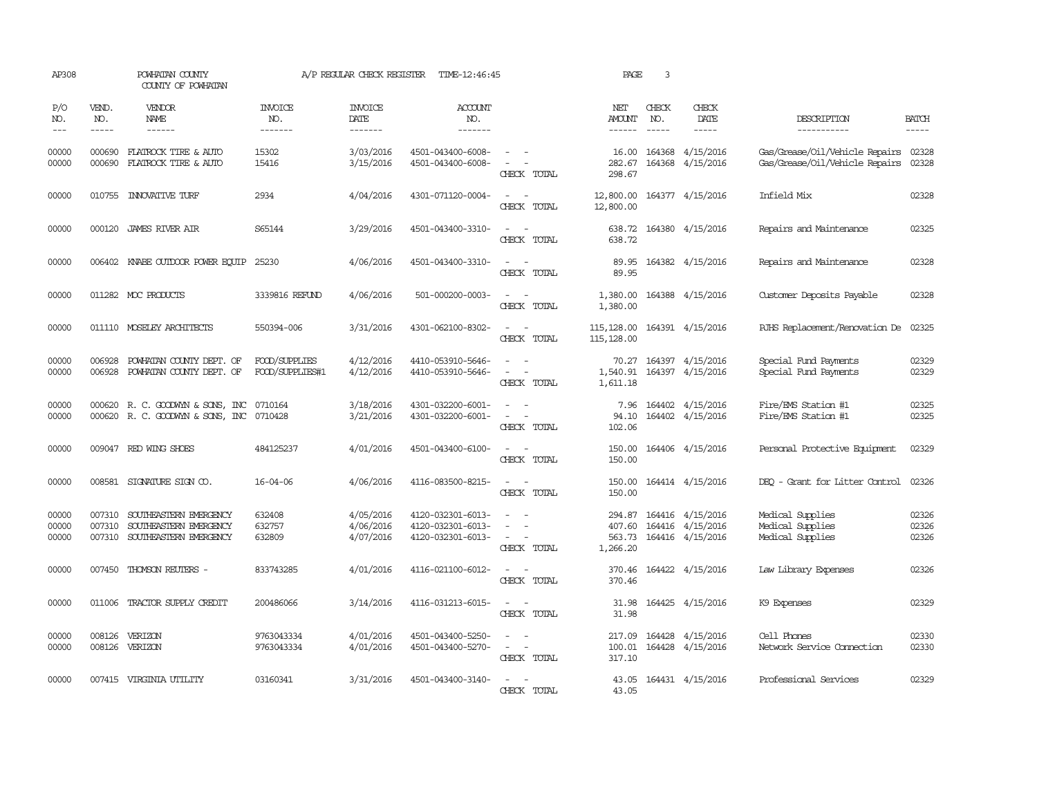AP308 POWHATAN COUNTY A/P REGULAR CHECK REGISTER TIME-12:46:45 PAGE 3
COUNTY OF POWHATAN

| P/O NO. | VEND. NO. | VENDOR NAME | INVOICE NO. | INVOICE DATE | ACCOUNT NO. | | NET AMOUNT | CHECK NO. | CHECK DATE | DESCRIPTION | BATCH |
|---|---|---|---|---|---|---|---|---|---|---|---|
| --- | ----- | ------ | ------- | ------- | ------- | | ------ | ----- | ----- | ----------- | ----- |
| 00000 | 000690 | FLATROCK TIRE & AUTO | 15302 | 3/03/2016 | 4501-043400-6008- | - - | 16.00 | 164368 | 4/15/2016 | Gas/Grease/Oil/Vehicle Repairs | 02328 |
| 00000 | 000690 | FLATROCK TIRE & AUTO | 15416 | 3/15/2016 | 4501-043400-6008- | - - | 282.67 | 164368 | 4/15/2016 | Gas/Grease/Oil/Vehicle Repairs | 02328 |
| | | | | | | CHECK TOTAL | 298.67 | | | | |
| 00000 | 010755 | INNOVATIVE TURF | 2934 | 4/04/2016 | 4301-071120-0004- | - - | 12,800.00 | 164377 | 4/15/2016 | Infield Mix | 02328 |
| | | | | | | CHECK TOTAL | 12,800.00 | | | | |
| 00000 | 000120 | JAMES RIVER AIR | S65144 | 3/29/2016 | 4501-043400-3310- | - - | 638.72 | 164380 | 4/15/2016 | Repairs and Maintenance | 02325 |
| | | | | | | CHECK TOTAL | 638.72 | | | | |
| 00000 | 006402 | KNABE OUTDOOR POWER EQUIP | 25230 | 4/06/2016 | 4501-043400-3310- | - - | 89.95 | 164382 | 4/15/2016 | Repairs and Maintenance | 02328 |
| | | | | | | CHECK TOTAL | 89.95 | | | | |
| 00000 | 011282 | MOC PRODUCTS | 3339816 REFUND | 4/06/2016 | 501-000200-0003- | - - | 1,380.00 | 164388 | 4/15/2016 | Customer Deposits Payable | 02328 |
| | | | | | | CHECK TOTAL | 1,380.00 | | | | |
| 00000 | 011110 | MOSELEY ARCHITECTS | 550394-006 | 3/31/2016 | 4301-062100-8302- | - - | 115,128.00 | 164391 | 4/15/2016 | PJHS Replacement/Renovation De | 02325 |
| | | | | | | CHECK TOTAL | 115,128.00 | | | | |
| 00000 | 006928 | POWHATAN COUNTY DEPT. OF | FOOD/SUPPLIES | 4/12/2016 | 4410-053910-5646- | - - | 70.27 | 164397 | 4/15/2016 | Special Fund Payments | 02329 |
| 00000 | 006928 | POWHATAN COUNTY DEPT. OF | FOOD/SUPPLIES#1 | 4/12/2016 | 4410-053910-5646- | - - | 1,540.91 | 164397 | 4/15/2016 | Special Fund Payments | 02329 |
| | | | | | | CHECK TOTAL | 1,611.18 | | | | |
| 00000 | 000620 | R. C. GOODWYN & SONS, INC | 0710164 | 3/18/2016 | 4301-032200-6001- | - - | 7.96 | 164402 | 4/15/2016 | Fire/EMS Station #1 | 02325 |
| 00000 | 000620 | R. C. GOODWYN & SONS, INC | 0710428 | 3/21/2016 | 4301-032200-6001- | - - | 94.10 | 164402 | 4/15/2016 | Fire/EMS Station #1 | 02325 |
| | | | | | | CHECK TOTAL | 102.06 | | | | |
| 00000 | 009047 | RED WING SHOES | 484125237 | 4/01/2016 | 4501-043400-6100- | - - | 150.00 | 164406 | 4/15/2016 | Personal Protective Equipment | 02329 |
| | | | | | | CHECK TOTAL | 150.00 | | | | |
| 00000 | 008581 | SIGNATURE SIGN CO. | 16-04-06 | 4/06/2016 | 4116-083500-8215- | - - | 150.00 | 164414 | 4/15/2016 | DEQ - Grant for Litter Control | 02326 |
| | | | | | | CHECK TOTAL | 150.00 | | | | |
| 00000 | 007310 | SOUTHEASTERN EMERGENCY | 632408 | 4/05/2016 | 4120-032301-6013- | - - | 294.87 | 164416 | 4/15/2016 | Medical Supplies | 02326 |
| 00000 | 007310 | SOUTHEASTERN EMERGENCY | 632757 | 4/06/2016 | 4120-032301-6013- | - - | 407.60 | 164416 | 4/15/2016 | Medical Supplies | 02326 |
| 00000 | 007310 | SOUTHEASTERN EMERGENCY | 632809 | 4/07/2016 | 4120-032301-6013- | - - | 563.73 | 164416 | 4/15/2016 | Medical Supplies | 02326 |
| | | | | | | CHECK TOTAL | 1,266.20 | | | | |
| 00000 | 007450 | THOMSON REUTERS - | 833743285 | 4/01/2016 | 4116-021100-6012- | - - | 370.46 | 164422 | 4/15/2016 | Law Library Expenses | 02326 |
| | | | | | | CHECK TOTAL | 370.46 | | | | |
| 00000 | 011006 | TRACTOR SUPPLY CREDIT | 200486066 | 3/14/2016 | 4116-031213-6015- | - - | 31.98 | 164425 | 4/15/2016 | K9 Expenses | 02329 |
| | | | | | | CHECK TOTAL | 31.98 | | | | |
| 00000 | 008126 | VERIZON | 9763043334 | 4/01/2016 | 4501-043400-5250- | - - | 217.09 | 164428 | 4/15/2016 | Cell Phones | 02330 |
| 00000 | 008126 | VERIZON | 9763043334 | 4/01/2016 | 4501-043400-5270- | - - | 100.01 | 164428 | 4/15/2016 | Network Service Connection | 02330 |
| | | | | | | CHECK TOTAL | 317.10 | | | | |
| 00000 | 007415 | VIRGINIA UTILITY | 03160341 | 3/31/2016 | 4501-043400-3140- | - - | 43.05 | 164431 | 4/15/2016 | Professional Services | 02329 |
| | | | | | | CHECK TOTAL | 43.05 | | | | |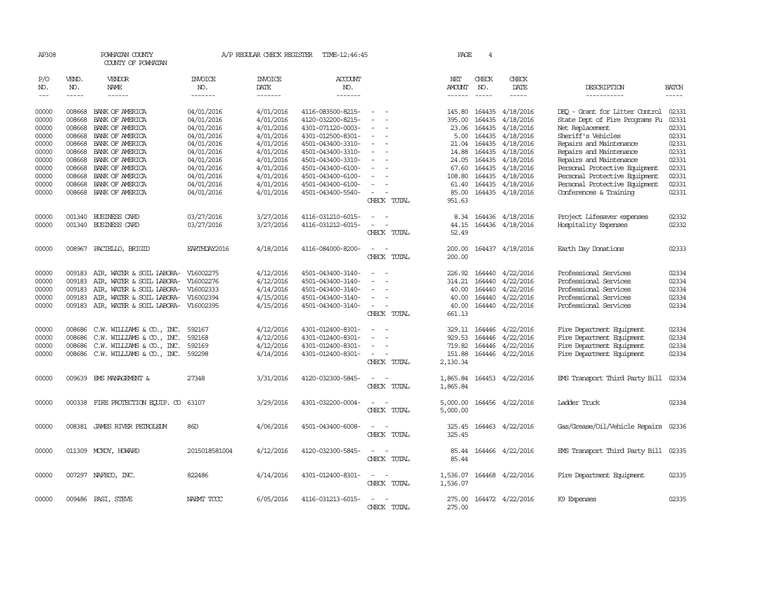AP308 POWHATAN COUNTY A/P REGULAR CHECK REGISTER TIME-12:46:45 PAGE 4

COUNTY OF POWHATAN

| P/O NO. | VEND. NO. | VENDOR NAME | INVOICE NO. | INVOICE DATE | ACCOUNT NO. | | NET AMOUNT | CHECK NO. | CHECK DATE | DESCRIPTION | BATCH |
|---|---|---|---|---|---|---|---|---|---|---|---|
| --- | ----- | ------ | ------- | ------- | ------- | | ------ | ----- | ----- | ----------- | ----- |
| 00000 | 008668 | BANK OF AMERICA | 04/01/2016 | 4/01/2016 | 4116-083500-8215- | - - | 145.80 | 164435 | 4/18/2016 | DEQ - Grant for Litter Control | 02331 |
| 00000 | 008668 | BANK OF AMERICA | 04/01/2016 | 4/01/2016 | 4120-032200-8215- | - - | 395.00 | 164435 | 4/18/2016 | State Dept of Fire Programs Fu | 02331 |
| 00000 | 008668 | BANK OF AMERICA | 04/01/2016 | 4/01/2016 | 4301-071120-0003- | - - | 23.06 | 164435 | 4/18/2016 | Net Replacement | 02331 |
| 00000 | 008668 | BANK OF AMERICA | 04/01/2016 | 4/01/2016 | 4301-012500-8301- | - - | 5.00 | 164435 | 4/18/2016 | Sheriff's Vehicles | 02331 |
| 00000 | 008668 | BANK OF AMERICA | 04/01/2016 | 4/01/2016 | 4501-043400-3310- | - - | 21.04 | 164435 | 4/18/2016 | Repairs and Maintenance | 02331 |
| 00000 | 008668 | BANK OF AMERICA | 04/01/2016 | 4/01/2016 | 4501-043400-3310- | - - | 14.88 | 164435 | 4/18/2016 | Repairs and Maintenance | 02331 |
| 00000 | 008668 | BANK OF AMERICA | 04/01/2016 | 4/01/2016 | 4501-043400-3310- | - - | 24.05 | 164435 | 4/18/2016 | Repairs and Maintenance | 02331 |
| 00000 | 008668 | BANK OF AMERICA | 04/01/2016 | 4/01/2016 | 4501-043400-6100- | - - | 67.60 | 164435 | 4/18/2016 | Personal Protective Equipment | 02331 |
| 00000 | 008668 | BANK OF AMERICA | 04/01/2016 | 4/01/2016 | 4501-043400-6100- | - - | 108.80 | 164435 | 4/18/2016 | Personal Protective Equipment | 02331 |
| 00000 | 008668 | BANK OF AMERICA | 04/01/2016 | 4/01/2016 | 4501-043400-6100- | - - | 61.40 | 164435 | 4/18/2016 | Personal Protective Equipment | 02331 |
| 00000 | 008668 | BANK OF AMERICA | 04/01/2016 | 4/01/2016 | 4501-043400-5540- | - - | 85.00 | 164435 | 4/18/2016 | Conferences & Training | 02331 |
| | | | | | | CHECK TOTAL | 951.63 | | | | |
| 00000 | 001340 | BUSINESS CARD | 03/27/2016 | 3/27/2016 | 4116-031210-6015- | - - | 8.34 | 164436 | 4/18/2016 | Project Lifesaver expenses | 02332 |
| 00000 | 001340 | BUSINESS CARD | 03/27/2016 | 3/27/2016 | 4116-031212-6015- | - - | 44.15 | 164436 | 4/18/2016 | Hospitality Expenses | 02332 |
| | | | | | | CHECK TOTAL | 52.49 | | | | |
| 00000 | 008967 | PACIELLO, BRIGID | EARTHDAY2016 | 4/18/2016 | 4116-084000-8200- | - - | 200.00 | 164437 | 4/18/2016 | Earth Day Donations | 02333 |
| | | | | | | CHECK TOTAL | 200.00 | | | | |
| 00000 | 009183 | AIR, WATER & SOIL LABORA- | V16002275 | 4/12/2016 | 4501-043400-3140- | - - | 226.92 | 164440 | 4/22/2016 | Professional Services | 02334 |
| 00000 | 009183 | AIR, WATER & SOIL LABORA- | V16002276 | 4/12/2016 | 4501-043400-3140- | - - | 314.21 | 164440 | 4/22/2016 | Professional Services | 02334 |
| 00000 | 009183 | AIR, WATER & SOIL LABORA- | V16002333 | 4/14/2016 | 4501-043400-3140- | - - | 40.00 | 164440 | 4/22/2016 | Professional Services | 02334 |
| 00000 | 009183 | AIR, WATER & SOIL LABORA- | V16002394 | 4/15/2016 | 4501-043400-3140- | - - | 40.00 | 164440 | 4/22/2016 | Professional Services | 02334 |
| 00000 | 009183 | AIR, WATER & SOIL LABORA- | V16002395 | 4/15/2016 | 4501-043400-3140- | - - | 40.00 | 164440 | 4/22/2016 | Professional Services | 02334 |
| | | | | | | CHECK TOTAL | 661.13 | | | | |
| 00000 | 008686 | C.W. WILLIAMS & CO., INC. | 592167 | 4/12/2016 | 4301-012400-8301- | - - | 329.11 | 164446 | 4/22/2016 | Fire Department Equipment | 02334 |
| 00000 | 008686 | C.W. WILLIAMS & CO., INC. | 592168 | 4/12/2016 | 4301-012400-8301- | - - | 929.53 | 164446 | 4/22/2016 | Fire Department Equipment | 02334 |
| 00000 | 008686 | C.W. WILLIAMS & CO., INC. | 592169 | 4/12/2016 | 4301-012400-8301- | - - | 719.82 | 164446 | 4/22/2016 | Fire Department Equipment | 02334 |
| 00000 | 008686 | C.W. WILLIAMS & CO., INC. | 592298 | 4/14/2016 | 4301-012400-8301- | - - | 151.88 | 164446 | 4/22/2016 | Fire Department Equipment | 02334 |
| | | | | | | CHECK TOTAL | 2,130.34 | | | | |
| 00000 | 009639 | EMS MANAGEMENT & | 27348 | 3/31/2016 | 4120-032300-5845- | - - | 1,865.84 | 164453 | 4/22/2016 | EMS Transport Third Party Bill | 02334 |
| | | | | | | CHECK TOTAL | 1,865.84 | | | | |
| 00000 | 000338 | FIRE PROTECTION EQUIP. CO | 63107 | 3/29/2016 | 4301-032200-0004- | - - | 5,000.00 | 164456 | 4/22/2016 | Ladder Truck | 02334 |
| | | | | | | CHECK TOTAL | 5,000.00 | | | | |
| 00000 | 008381 | JAMES RIVER PETROLEUM | 86D | 4/06/2016 | 4501-043400-6008- | - - | 325.45 | 164463 | 4/22/2016 | Gas/Grease/Oil/Vehicle Repairs | 02336 |
| | | | | | | CHECK TOTAL | 325.45 | | | | |
| 00000 | 011309 | MCKOY, HOWARD | 2015018581004 | 4/12/2016 | 4120-032300-5845- | - - | 85.44 | 164466 | 4/22/2016 | EMS Transport Third Party Bill | 02335 |
| | | | | | | CHECK TOTAL | 85.44 | | | | |
| 00000 | 007297 | NAFECO, INC. | 822486 | 4/14/2016 | 4301-012400-8301- | - - | 1,536.07 | 164468 | 4/22/2016 | Fire Department Equipment | 02335 |
| | | | | | | CHECK TOTAL | 1,536.07 | | | | |
| 00000 | 009486 | PASI, STEVE | NAEMT TCCC | 6/05/2016 | 4116-031213-6015- | - - | 275.00 | 164472 | 4/22/2016 | K9 Expenses | 02335 |
| | | | | | | CHECK TOTAL | 275.00 | | | | |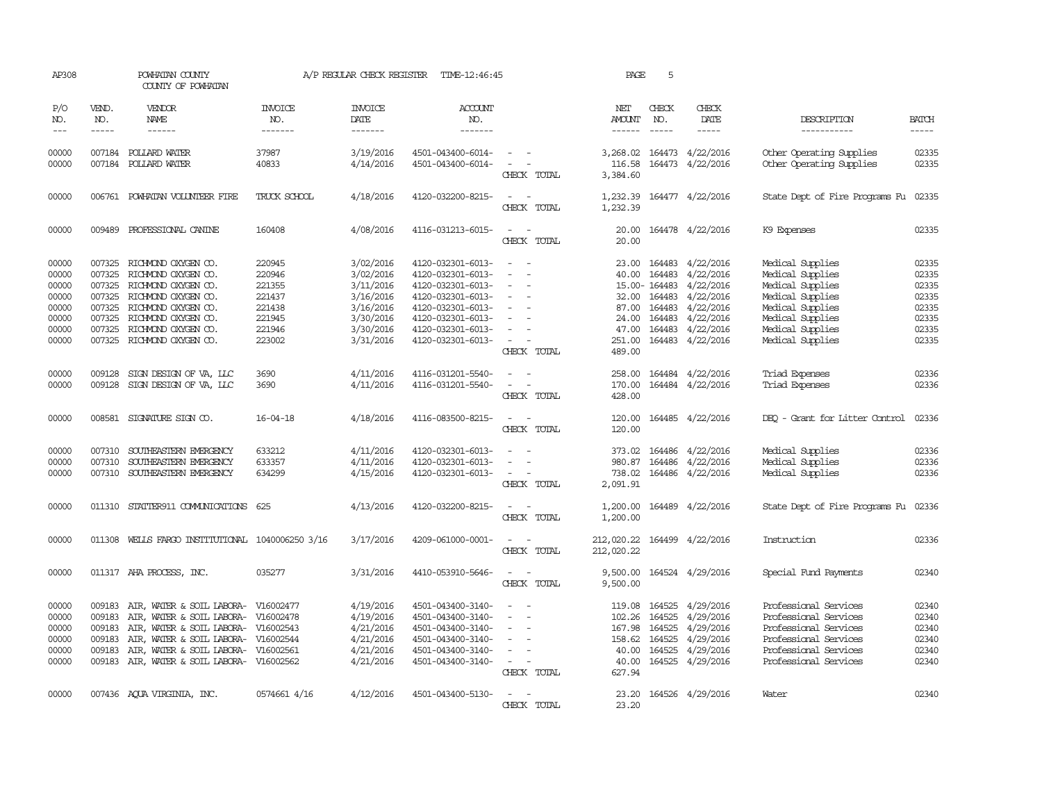AP308 POWHATAN COUNTY A/P REGULAR CHECK REGISTER TIME-12:46:45 PAGE 5

COUNTY OF POWHATAN

| P/O NO. | VEND. NO. | VENDOR NAME | INVOICE NO. | INVOICE DATE | ACCOUNT NO. | | NET AMOUNT | CHECK NO. | CHECK DATE | DESCRIPTION | BATCH |
|---|---|---|---|---|---|---|---|---|---|---|---|
| 00000 | 007184 | POLLARD WATER | 37987 | 3/19/2016 | 4501-043400-6014- | - - | 3,268.02 | 164473 | 4/22/2016 | Other Operating Supplies | 02335 |
| 00000 | 007184 | POLLARD WATER | 40833 | 4/14/2016 | 4501-043400-6014- | - - | 116.58 | 164473 | 4/22/2016 | Other Operating Supplies | 02335 |
| | | | | | | CHECK TOTAL | 3,384.60 | | | | |
| 00000 | 006761 | POWHATAN VOLUNTEER FIRE | TRUCK SCHOOL | 4/18/2016 | 4120-032200-8215- | - - | 1,232.39 | 164477 | 4/22/2016 | State Dept of Fire Programs Fu | 02335 |
| | | | | | | CHECK TOTAL | 1,232.39 | | | | |
| 00000 | 009489 | PROFESSIONAL CANINE | 160408 | 4/08/2016 | 4116-031213-6015- | - - | 20.00 | 164478 | 4/22/2016 | K9 Expenses | 02335 |
| | | | | | | CHECK TOTAL | 20.00 | | | | |
| 00000 | 007325 | RICHMOND OXYGEN CO. | 220945 | 3/02/2016 | 4120-032301-6013- | - - | 23.00 | 164483 | 4/22/2016 | Medical Supplies | 02335 |
| 00000 | 007325 | RICHMOND OXYGEN CO. | 220946 | 3/02/2016 | 4120-032301-6013- | - - | 40.00 | 164483 | 4/22/2016 | Medical Supplies | 02335 |
| 00000 | 007325 | RICHMOND OXYGEN CO. | 221355 | 3/11/2016 | 4120-032301-6013- | - - | 15.00- | 164483 | 4/22/2016 | Medical Supplies | 02335 |
| 00000 | 007325 | RICHMOND OXYGEN CO. | 221437 | 3/16/2016 | 4120-032301-6013- | - - | 32.00 | 164483 | 4/22/2016 | Medical Supplies | 02335 |
| 00000 | 007325 | RICHMOND OXYGEN CO. | 221438 | 3/16/2016 | 4120-032301-6013- | - - | 87.00 | 164483 | 4/22/2016 | Medical Supplies | 02335 |
| 00000 | 007325 | RICHMOND OXYGEN CO. | 221945 | 3/30/2016 | 4120-032301-6013- | - - | 24.00 | 164483 | 4/22/2016 | Medical Supplies | 02335 |
| 00000 | 007325 | RICHMOND OXYGEN CO. | 221946 | 3/30/2016 | 4120-032301-6013- | - - | 47.00 | 164483 | 4/22/2016 | Medical Supplies | 02335 |
| 00000 | 007325 | RICHMOND OXYGEN CO. | 223002 | 3/31/2016 | 4120-032301-6013- | - - | 251.00 | 164483 | 4/22/2016 | Medical Supplies | 02335 |
| | | | | | | CHECK TOTAL | 489.00 | | | | |
| 00000 | 009128 | SIGN DESIGN OF VA, LLC | 3690 | 4/11/2016 | 4116-031201-5540- | - - | 258.00 | 164484 | 4/22/2016 | Triad Expenses | 02336 |
| 00000 | 009128 | SIGN DESIGN OF VA, LLC | 3690 | 4/11/2016 | 4116-031201-5540- | - - | 170.00 | 164484 | 4/22/2016 | Triad Expenses | 02336 |
| | | | | | | CHECK TOTAL | 428.00 | | | | |
| 00000 | 008581 | SIGNATURE SIGN CO. | 16-04-18 | 4/18/2016 | 4116-083500-8215- | - - | 120.00 | 164485 | 4/22/2016 | DEQ - Grant for Litter Control | 02336 |
| | | | | | | CHECK TOTAL | 120.00 | | | | |
| 00000 | 007310 | SOUTHEASTERN EMERGENCY | 633212 | 4/11/2016 | 4120-032301-6013- | - - | 373.02 | 164486 | 4/22/2016 | Medical Supplies | 02336 |
| 00000 | 007310 | SOUTHEASTERN EMERGENCY | 633357 | 4/11/2016 | 4120-032301-6013- | - - | 980.87 | 164486 | 4/22/2016 | Medical Supplies | 02336 |
| 00000 | 007310 | SOUTHEASTERN EMERGENCY | 634299 | 4/15/2016 | 4120-032301-6013- | - - | 738.02 | 164486 | 4/22/2016 | Medical Supplies | 02336 |
| | | | | | | CHECK TOTAL | 2,091.91 | | | | |
| 00000 | 011310 | STATTER911 COMMUNICATIONS | 625 | 4/13/2016 | 4120-032200-8215- | - - | 1,200.00 | 164489 | 4/22/2016 | State Dept of Fire Programs Fu | 02336 |
| | | | | | | CHECK TOTAL | 1,200.00 | | | | |
| 00000 | 011308 | WELLS FARGO INSTITUTIONAL | 1040006250 3/16 | 3/17/2016 | 4209-061000-0001- | - - | 212,020.22 | 164499 | 4/22/2016 | Instruction | 02336 |
| | | | | | | CHECK TOTAL | 212,020.22 | | | | |
| 00000 | 011317 | AHA PROCESS, INC. | 035277 | 3/31/2016 | 4410-053910-5646- | - - | 9,500.00 | 164524 | 4/29/2016 | Special Fund Payments | 02340 |
| | | | | | | CHECK TOTAL | 9,500.00 | | | | |
| 00000 | 009183 | AIR, WATER & SOIL LABORA- | V16002477 | 4/19/2016 | 4501-043400-3140- | - - | 119.08 | 164525 | 4/29/2016 | Professional Services | 02340 |
| 00000 | 009183 | AIR, WATER & SOIL LABORA- | V16002478 | 4/19/2016 | 4501-043400-3140- | - - | 102.26 | 164525 | 4/29/2016 | Professional Services | 02340 |
| 00000 | 009183 | AIR, WATER & SOIL LABORA- | V16002543 | 4/21/2016 | 4501-043400-3140- | - - | 167.98 | 164525 | 4/29/2016 | Professional Services | 02340 |
| 00000 | 009183 | AIR, WATER & SOIL LABORA- | V16002544 | 4/21/2016 | 4501-043400-3140- | - - | 158.62 | 164525 | 4/29/2016 | Professional Services | 02340 |
| 00000 | 009183 | AIR, WATER & SOIL LABORA- | V16002561 | 4/21/2016 | 4501-043400-3140- | - - | 40.00 | 164525 | 4/29/2016 | Professional Services | 02340 |
| 00000 | 009183 | AIR, WATER & SOIL LABORA- | V16002562 | 4/21/2016 | 4501-043400-3140- | - - | 40.00 | 164525 | 4/29/2016 | Professional Services | 02340 |
| | | | | | | CHECK TOTAL | 627.94 | | | | |
| 00000 | 007436 | AQUA VIRGINIA, INC. | 0574661 4/16 | 4/12/2016 | 4501-043400-5130- | - - | 23.20 | 164526 | 4/29/2016 | Water | 02340 |
| | | | | | | CHECK TOTAL | 23.20 | | | | |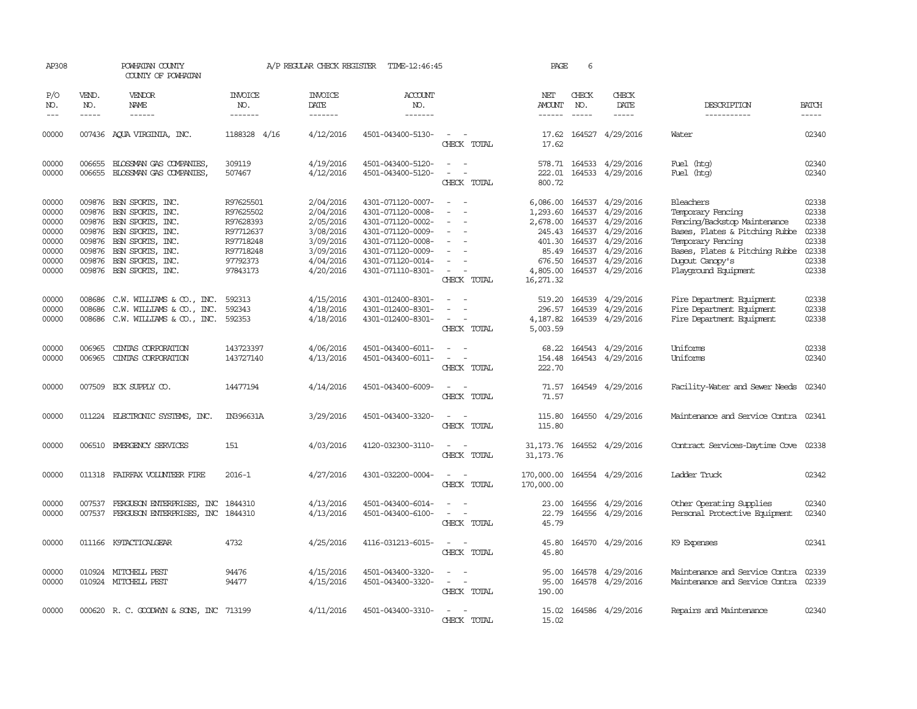AP308 POWHATAN COUNTY A/P REGULAR CHECK REGISTER TIME-12:46:45 PAGE 6
COUNTY OF POWHATAN

| P/O NO. | VEND. NO. | VENDOR NAME | INVOICE NO. | INVOICE DATE | ACCOUNT NO. | | NET AMOUNT | CHECK NO. | CHECK DATE | DESCRIPTION | BATCH |
|---|---|---|---|---|---|---|---|---|---|---|---|
| 00000 | 007436 | AQUA VIRGINIA, INC. | 1188328 4/16 | 4/12/2016 | 4501-043400-5130- | - - | 17.62 | 164527 | 4/29/2016 | Water | 02340 |
| | | | | | | CHECK TOTAL | 17.62 | | | | |
| 00000 | 006655 | BLOSSMAN GAS COMPANIES, | 309119 | 4/19/2016 | 4501-043400-5120- | - - | 578.71 | 164533 | 4/29/2016 | Fuel (htg) | 02340 |
| 00000 | 006655 | BLOSSMAN GAS COMPANIES, | 507467 | 4/12/2016 | 4501-043400-5120- | - - | 222.01 | 164533 | 4/29/2016 | Fuel (htg) | 02340 |
| | | | | | | CHECK TOTAL | 800.72 | | | | |
| 00000 | 009876 | BSN SPORTS, INC. | R97625501 | 2/04/2016 | 4301-071120-0007- | - - | 6,086.00 | 164537 | 4/29/2016 | Bleachers | 02338 |
| 00000 | 009876 | BSN SPORTS, INC. | R97625502 | 2/04/2016 | 4301-071120-0008- | - - | 1,293.60 | 164537 | 4/29/2016 | Temporary Fencing | 02338 |
| 00000 | 009876 | BSN SPORTS, INC. | R97628393 | 2/05/2016 | 4301-071120-0002- | - - | 2,678.00 | 164537 | 4/29/2016 | Fencing/Backstop Maintenance | 02338 |
| 00000 | 009876 | BSN SPORTS, INC. | R97712637 | 3/08/2016 | 4301-071120-0009- | - - | 245.43 | 164537 | 4/29/2016 | Bases, Plates & Pitching Rubbe | 02338 |
| 00000 | 009876 | BSN SPORTS, INC. | R97718248 | 3/09/2016 | 4301-071120-0008- | - - | 401.30 | 164537 | 4/29/2016 | Temporary Fencing | 02338 |
| 00000 | 009876 | BSN SPORTS, INC. | R97718248 | 3/09/2016 | 4301-071120-0009- | - - | 85.49 | 164537 | 4/29/2016 | Bases, Plates & Pitching Rubbe | 02338 |
| 00000 | 009876 | BSN SPORTS, INC. | 97792373 | 4/04/2016 | 4301-071120-0014- | - - | 676.50 | 164537 | 4/29/2016 | Dugout Canopy's | 02338 |
| 00000 | 009876 | BSN SPORTS, INC. | 97843173 | 4/20/2016 | 4301-071110-8301- | - - | 4,805.00 | 164537 | 4/29/2016 | Playground Equipment | 02338 |
| | | | | | | CHECK TOTAL | 16,271.32 | | | | |
| 00000 | 008686 | C.W. WILLIAMS & CO., INC. | 592313 | 4/15/2016 | 4301-012400-8301- | - - | 519.20 | 164539 | 4/29/2016 | Fire Department Equipment | 02338 |
| 00000 | 008686 | C.W. WILLIAMS & CO., INC. | 592343 | 4/18/2016 | 4301-012400-8301- | - - | 296.57 | 164539 | 4/29/2016 | Fire Department Equipment | 02338 |
| 00000 | 008686 | C.W. WILLIAMS & CO., INC. | 592353 | 4/18/2016 | 4301-012400-8301- | - - | 4,187.82 | 164539 | 4/29/2016 | Fire Department Equipment | 02338 |
| | | | | | | CHECK TOTAL | 5,003.59 | | | | |
| 00000 | 006965 | CINTAS CORPORATION | 143723397 | 4/06/2016 | 4501-043400-6011- | - - | 68.22 | 164543 | 4/29/2016 | Uniforms | 02338 |
| 00000 | 006965 | CINTAS CORPORATION | 143727140 | 4/13/2016 | 4501-043400-6011- | - - | 154.48 | 164543 | 4/29/2016 | Uniforms | 02340 |
| | | | | | | CHECK TOTAL | 222.70 | | | | |
| 00000 | 007509 | ECK SUPPLY CO. | 14477194 | 4/14/2016 | 4501-043400-6009- | - - | 71.57 | 164549 | 4/29/2016 | Facility-Water and Sewer Needs | 02340 |
| | | | | | | CHECK TOTAL | 71.57 | | | | |
| 00000 | 011224 | ELECTRONIC SYSTEMS, INC. | IN396631A | 3/29/2016 | 4501-043400-3320- | - - | 115.80 | 164550 | 4/29/2016 | Maintenance and Service Contra | 02341 |
| | | | | | | CHECK TOTAL | 115.80 | | | | |
| 00000 | 006510 | EMERGENCY SERVICES | 151 | 4/03/2016 | 4120-032300-3110- | - - | 31,173.76 | 164552 | 4/29/2016 | Contract Services-Daytime Cove | 02338 |
| | | | | | | CHECK TOTAL | 31,173.76 | | | | |
| 00000 | 011318 | FAIRFAX VOLUNTEER FIRE | 2016-1 | 4/27/2016 | 4301-032200-0004- | - - | 170,000.00 | 164554 | 4/29/2016 | Ladder Truck | 02342 |
| | | | | | | CHECK TOTAL | 170,000.00 | | | | |
| 00000 | 007537 | FERGUSON ENTERPRISES, INC | 1844310 | 4/13/2016 | 4501-043400-6014- | - - | 23.00 | 164556 | 4/29/2016 | Other Operating Supplies | 02340 |
| 00000 | 007537 | FERGUSON ENTERPRISES, INC | 1844310 | 4/13/2016 | 4501-043400-6100- | - - | 22.79 | 164556 | 4/29/2016 | Personal Protective Equipment | 02340 |
| | | | | | | CHECK TOTAL | 45.79 | | | | |
| 00000 | 011166 | K9TACTICALGEAR | 4732 | 4/25/2016 | 4116-031213-6015- | - - | 45.80 | 164570 | 4/29/2016 | K9 Expenses | 02341 |
| | | | | | | CHECK TOTAL | 45.80 | | | | |
| 00000 | 010924 | MITCHELL PEST | 94476 | 4/15/2016 | 4501-043400-3320- | - - | 95.00 | 164578 | 4/29/2016 | Maintenance and Service Contra | 02339 |
| 00000 | 010924 | MITCHELL PEST | 94477 | 4/15/2016 | 4501-043400-3320- | - - | 95.00 | 164578 | 4/29/2016 | Maintenance and Service Contra | 02339 |
| | | | | | | CHECK TOTAL | 190.00 | | | | |
| 00000 | 000620 | R. C. GOODWYN & SONS, INC | 713199 | 4/11/2016 | 4501-043400-3310- | - - | 15.02 | 164586 | 4/29/2016 | Repairs and Maintenance | 02340 |
| | | | | | | CHECK TOTAL | 15.02 | | | | |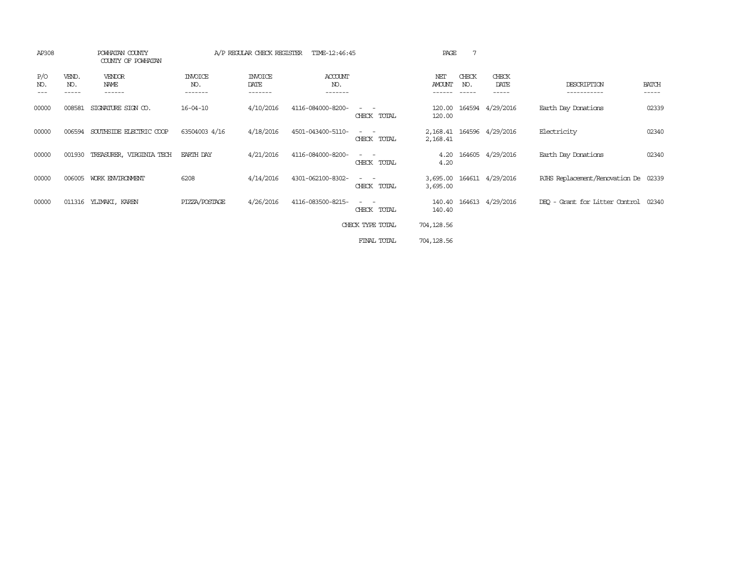AP308 POWHATAN COUNTY A/P REGULAR CHECK REGISTER TIME-12:46:45 PAGE 7
COUNTY OF POWHATAN

| P/O NO. | VEND. NO. | VENDOR NAME | INVOICE NO. | INVOICE DATE | ACCOUNT NO. | | NET AMOUNT | CHECK NO. | CHECK DATE | DESCRIPTION | BATCH |
|---|---|---|---|---|---|---|---|---|---|---|---|
| 00000 | 008581 | SIGNATURE SIGN CO. | 16-04-10 | 4/10/2016 | 4116-084000-8200- | - - | 120.00 | 164594 | 4/29/2016 | Earth Day Donations | 02339 |
| | | | | | | CHECK TOTAL | 120.00 | | | | |
| 00000 | 006594 | SOUTHSIDE ELECTRIC COOP | 63504003 4/16 | 4/18/2016 | 4501-043400-5110- | - - | 2,168.41 | 164596 | 4/29/2016 | Electricity | 02340 |
| | | | | | | CHECK TOTAL | 2,168.41 | | | | |
| 00000 | 001930 | TREASURER, VIRGINIA TECH | EARTH DAY | 4/21/2016 | 4116-084000-8200- | - - | 4.20 | 164605 | 4/29/2016 | Earth Day Donations | 02340 |
| | | | | | | CHECK TOTAL | 4.20 | | | | |
| 00000 | 006005 | WORK ENVIRONMENT | 6208 | 4/14/2016 | 4301-062100-8302- | - - | 3,695.00 | 164611 | 4/29/2016 | PJHS Replacement/Renovation De | 02339 |
| | | | | | | CHECK TOTAL | 3,695.00 | | | | |
| 00000 | 011316 | YLIMAKI, KAREN | PIZZA/POSTAGE | 4/26/2016 | 4116-083500-8215- | - - | 140.40 | 164613 | 4/29/2016 | DEQ - Grant for Litter Control | 02340 |
| | | | | | | CHECK TOTAL | 140.40 | | | | |
| | | | | | | CHECK TYPE TOTAL | 704,128.56 | | | | |
| | | | | | | FINAL TOTAL | 704,128.56 | | | | |